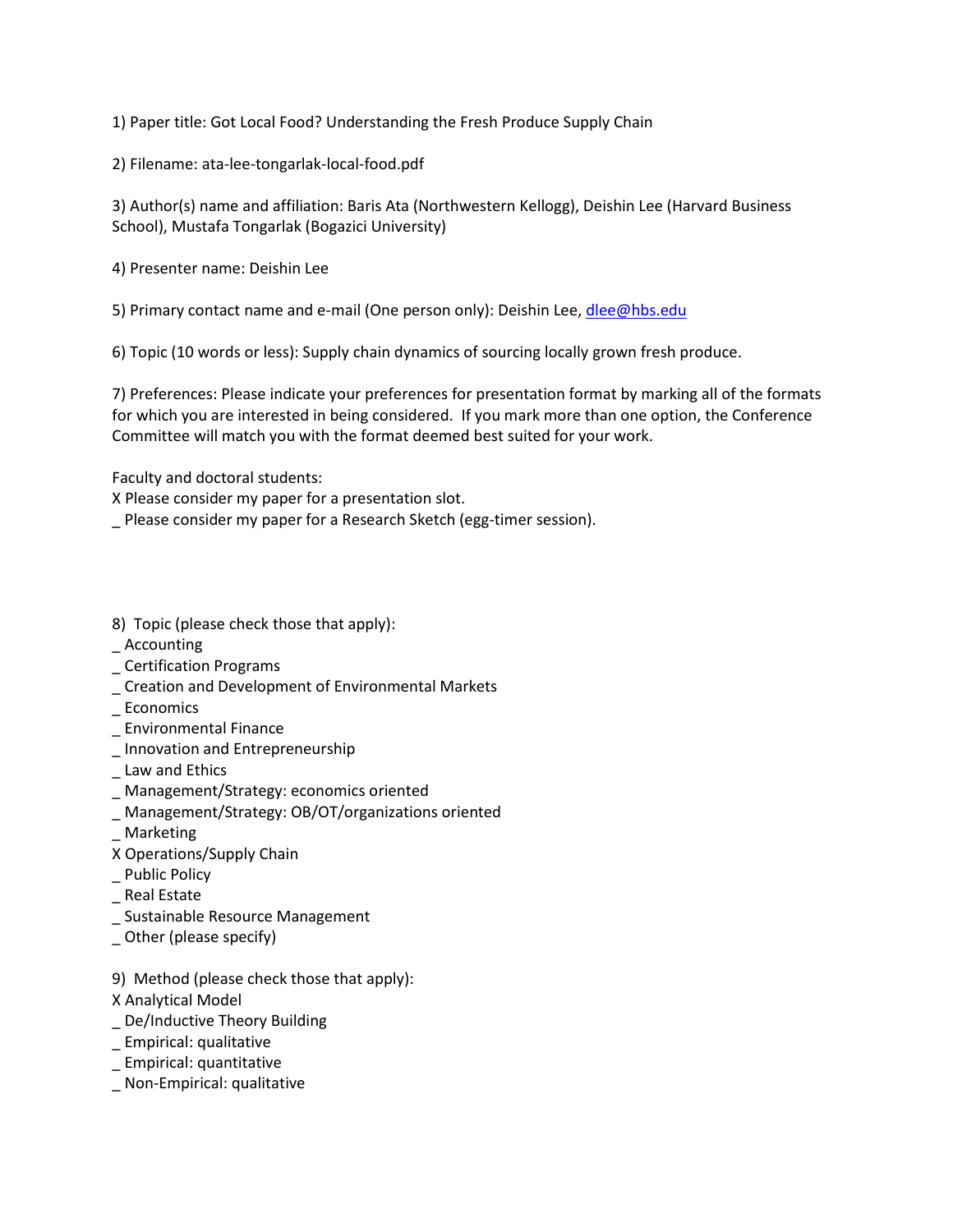1) Paper title: Got Local Food? Understanding the Fresh Produce Supply Chain

2) Filename: ata-lee-tongarlak-local-food.pdf

3) Author(s) name and affiliation: Baris Ata (Northwestern Kellogg), Deishin Lee (Harvard Business School), Mustafa Tongarlak (Bogazici University)

4) Presenter name: Deishin Lee

5) Primary contact name and e-mail (One person only): Deishin Lee, dlee@hbs.edu

6) Topic (10 words or less): Supply chain dynamics of sourcing locally grown fresh produce.

7) Preferences: Please indicate your preferences for presentation format by marking all of the formats for which you are interested in being considered. If you mark more than one option, the Conference Committee will match you with the format deemed best suited for your work.

Faculty and doctoral students:
X Please consider my paper for a presentation slot.
_ Please consider my paper for a Research Sketch (egg-timer session).

8) Topic (please check those that apply):
_ Accounting
_ Certification Programs
_ Creation and Development of Environmental Markets
_ Economics
_ Environmental Finance
_ Innovation and Entrepreneurship
_ Law and Ethics
_ Management/Strategy: economics oriented
_ Management/Strategy: OB/OT/organizations oriented
_ Marketing
X Operations/Supply Chain
_ Public Policy
_ Real Estate
_ Sustainable Resource Management
_ Other (please specify)

9) Method (please check those that apply):
X Analytical Model
_ De/Inductive Theory Building
_ Empirical: qualitative
_ Empirical: quantitative
_ Non-Empirical: qualitative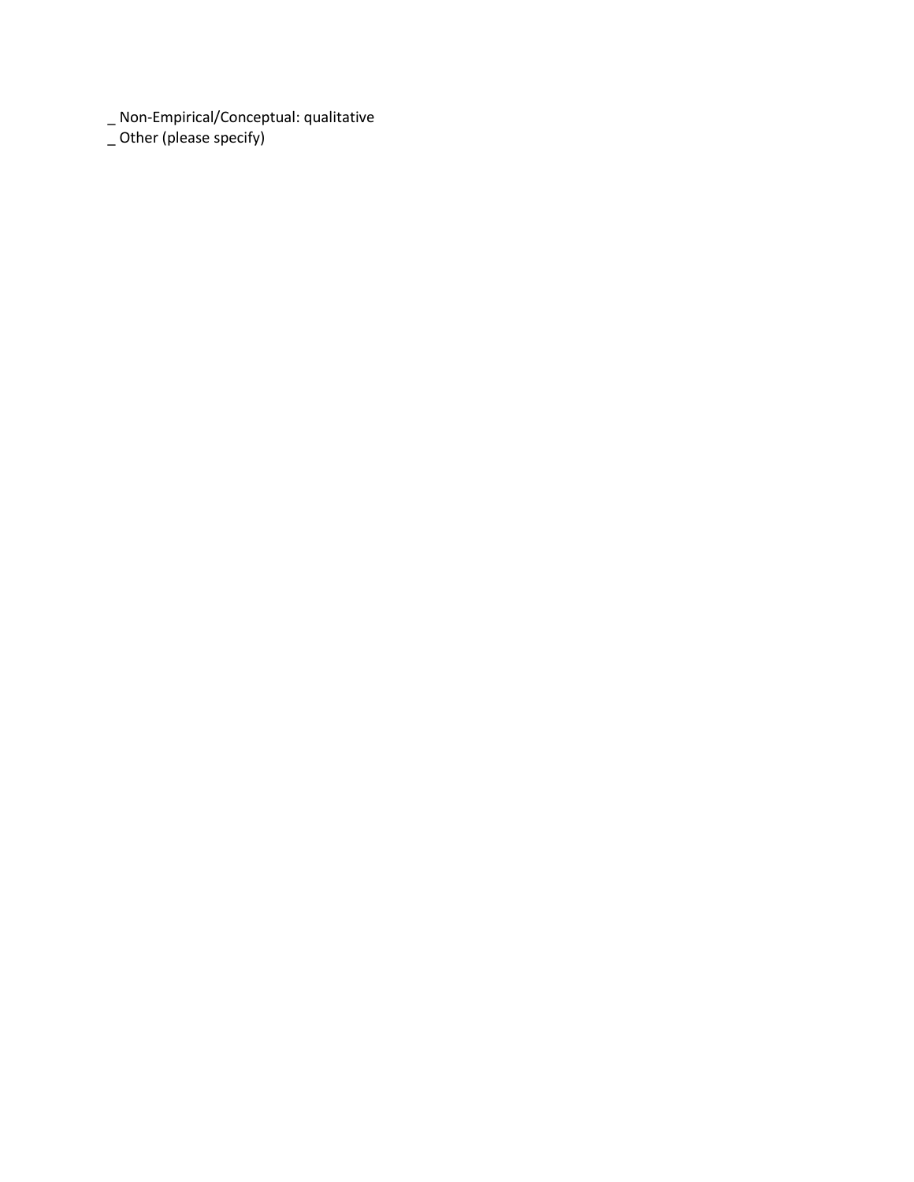_ Non-Empirical/Conceptual: qualitative
_ Other (please specify)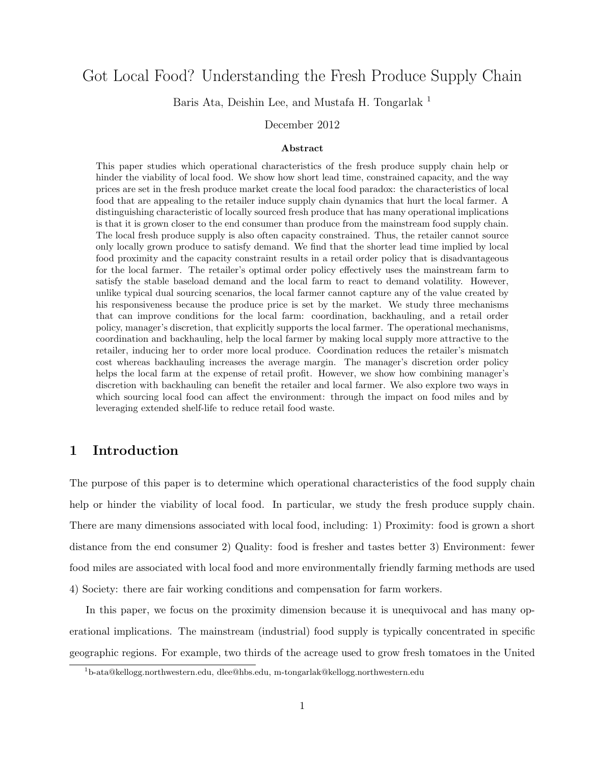# Got Local Food? Understanding the Fresh Produce Supply Chain

Baris Ata, Deishin Lee, and Mustafa H. Tongarlak [1]

December 2012

### Abstract

This paper studies which operational characteristics of the fresh produce supply chain help or hinder the viability of local food. We show how short lead time, constrained capacity, and the way prices are set in the fresh produce market create the local food paradox: the characteristics of local food that are appealing to the retailer induce supply chain dynamics that hurt the local farmer. A distinguishing characteristic of locally sourced fresh produce that has many operational implications is that it is grown closer to the end consumer than produce from the mainstream food supply chain. The local fresh produce supply is also often capacity constrained. Thus, the retailer cannot source only locally grown produce to satisfy demand. We find that the shorter lead time implied by local food proximity and the capacity constraint results in a retail order policy that is disadvantageous for the local farmer. The retailer's optimal order policy effectively uses the mainstream farm to satisfy the stable baseload demand and the local farm to react to demand volatility. However, unlike typical dual sourcing scenarios, the local farmer cannot capture any of the value created by his responsiveness because the produce price is set by the market. We study three mechanisms that can improve conditions for the local farm: coordination, backhauling, and a retail order policy, manager's discretion, that explicitly supports the local farmer. The operational mechanisms, coordination and backhauling, help the local farmer by making local supply more attractive to the retailer, inducing her to order more local produce. Coordination reduces the retailer's mismatch cost whereas backhauling increases the average margin. The manager's discretion order policy helps the local farm at the expense of retail profit. However, we show how combining manager's discretion with backhauling can benefit the retailer and local farmer. We also explore two ways in which sourcing local food can affect the environment: through the impact on food miles and by leveraging extended shelf-life to reduce retail food waste.

## 1 Introduction

The purpose of this paper is to determine which operational characteristics of the food supply chain help or hinder the viability of local food. In particular, we study the fresh produce supply chain. There are many dimensions associated with local food, including: 1) Proximity: food is grown a short distance from the end consumer 2) Quality: food is fresher and tastes better 3) Environment: fewer food miles are associated with local food and more environmentally friendly farming methods are used 4) Society: there are fair working conditions and compensation for farm workers.

In this paper, we focus on the proximity dimension because it is unequivocal and has many operational implications. The mainstream (industrial) food supply is typically concentrated in specific geographic regions. For example, two thirds of the acreage used to grow fresh tomatoes in the United

[1] b-ata@kellogg.northwestern.edu, dlee@hbs.edu, m-tongarlak@kellogg.northwestern.edu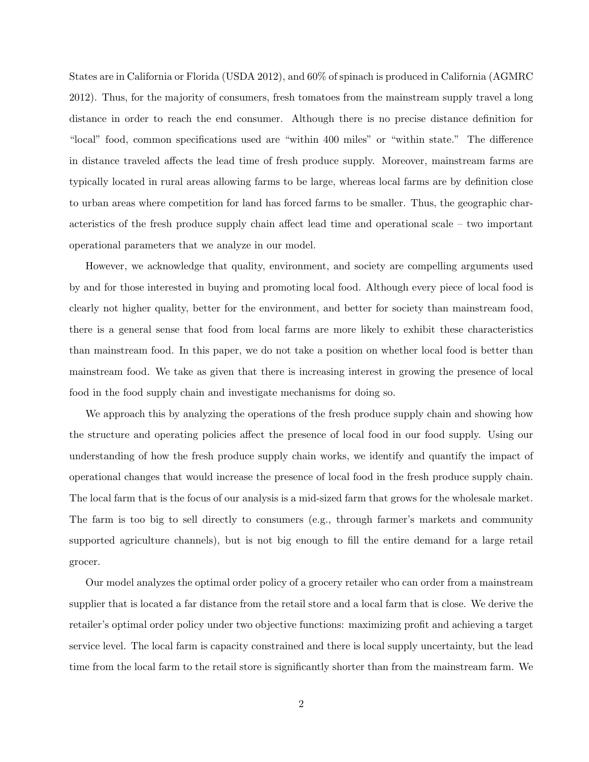States are in California or Florida (USDA 2012), and 60% of spinach is produced in California (AGMRC 2012). Thus, for the majority of consumers, fresh tomatoes from the mainstream supply travel a long distance in order to reach the end consumer. Although there is no precise distance definition for "local" food, common specifications used are "within 400 miles" or "within state." The difference in distance traveled affects the lead time of fresh produce supply. Moreover, mainstream farms are typically located in rural areas allowing farms to be large, whereas local farms are by definition close to urban areas where competition for land has forced farms to be smaller. Thus, the geographic characteristics of the fresh produce supply chain affect lead time and operational scale – two important operational parameters that we analyze in our model.

However, we acknowledge that quality, environment, and society are compelling arguments used by and for those interested in buying and promoting local food. Although every piece of local food is clearly not higher quality, better for the environment, and better for society than mainstream food, there is a general sense that food from local farms are more likely to exhibit these characteristics than mainstream food. In this paper, we do not take a position on whether local food is better than mainstream food. We take as given that there is increasing interest in growing the presence of local food in the food supply chain and investigate mechanisms for doing so.

We approach this by analyzing the operations of the fresh produce supply chain and showing how the structure and operating policies affect the presence of local food in our food supply. Using our understanding of how the fresh produce supply chain works, we identify and quantify the impact of operational changes that would increase the presence of local food in the fresh produce supply chain. The local farm that is the focus of our analysis is a mid-sized farm that grows for the wholesale market. The farm is too big to sell directly to consumers (e.g., through farmer's markets and community supported agriculture channels), but is not big enough to fill the entire demand for a large retail grocer.

Our model analyzes the optimal order policy of a grocery retailer who can order from a mainstream supplier that is located a far distance from the retail store and a local farm that is close. We derive the retailer's optimal order policy under two objective functions: maximizing profit and achieving a target service level. The local farm is capacity constrained and there is local supply uncertainty, but the lead time from the local farm to the retail store is significantly shorter than from the mainstream farm. We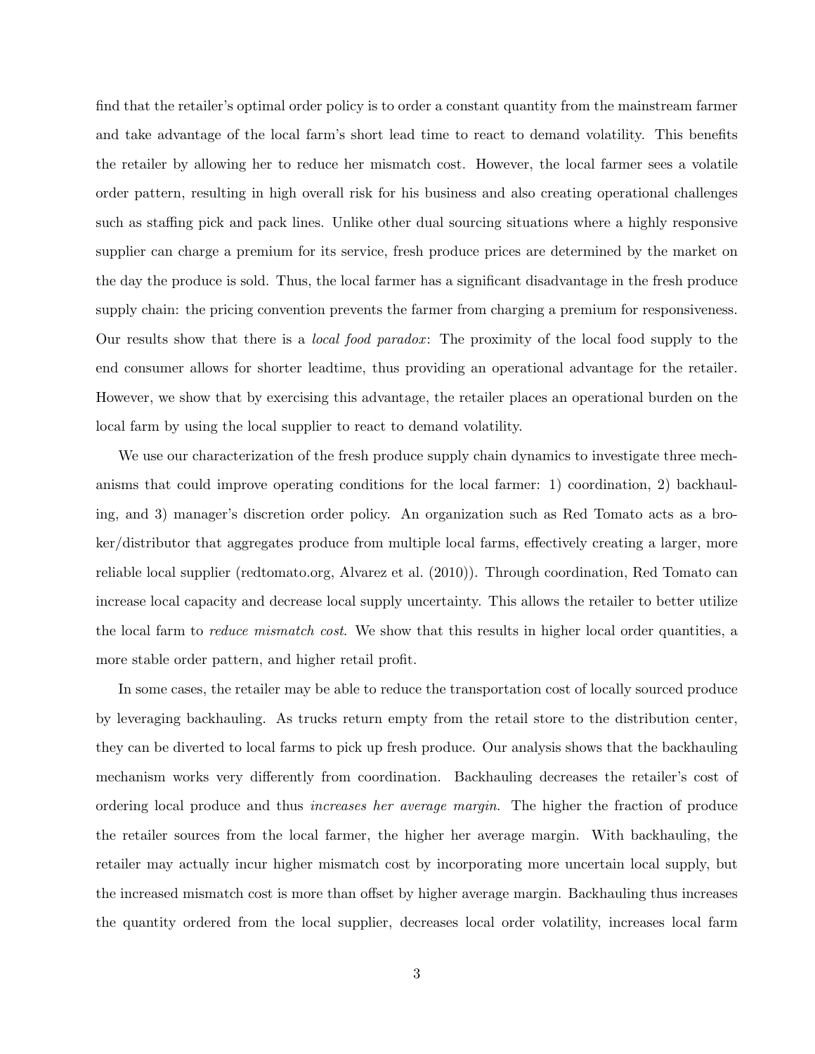find that the retailer's optimal order policy is to order a constant quantity from the mainstream farmer and take advantage of the local farm's short lead time to react to demand volatility. This benefits the retailer by allowing her to reduce her mismatch cost. However, the local farmer sees a volatile order pattern, resulting in high overall risk for his business and also creating operational challenges such as staffing pick and pack lines. Unlike other dual sourcing situations where a highly responsive supplier can charge a premium for its service, fresh produce prices are determined by the market on the day the produce is sold. Thus, the local farmer has a significant disadvantage in the fresh produce supply chain: the pricing convention prevents the farmer from charging a premium for responsiveness. Our results show that there is a *local food paradox*: The proximity of the local food supply to the end consumer allows for shorter leadtime, thus providing an operational advantage for the retailer. However, we show that by exercising this advantage, the retailer places an operational burden on the local farm by using the local supplier to react to demand volatility.

We use our characterization of the fresh produce supply chain dynamics to investigate three mechanisms that could improve operating conditions for the local farmer: 1) coordination, 2) backhauling, and 3) manager's discretion order policy. An organization such as Red Tomato acts as a broker/distributor that aggregates produce from multiple local farms, effectively creating a larger, more reliable local supplier (redtomato.org, Alvarez et al. (2010)). Through coordination, Red Tomato can increase local capacity and decrease local supply uncertainty. This allows the retailer to better utilize the local farm to *reduce mismatch cost*. We show that this results in higher local order quantities, a more stable order pattern, and higher retail profit.

In some cases, the retailer may be able to reduce the transportation cost of locally sourced produce by leveraging backhauling. As trucks return empty from the retail store to the distribution center, they can be diverted to local farms to pick up fresh produce. Our analysis shows that the backhauling mechanism works very differently from coordination. Backhauling decreases the retailer's cost of ordering local produce and thus *increases her average margin*. The higher the fraction of produce the retailer sources from the local farmer, the higher her average margin. With backhauling, the retailer may actually incur higher mismatch cost by incorporating more uncertain local supply, but the increased mismatch cost is more than offset by higher average margin. Backhauling thus increases the quantity ordered from the local supplier, decreases local order volatility, increases local farm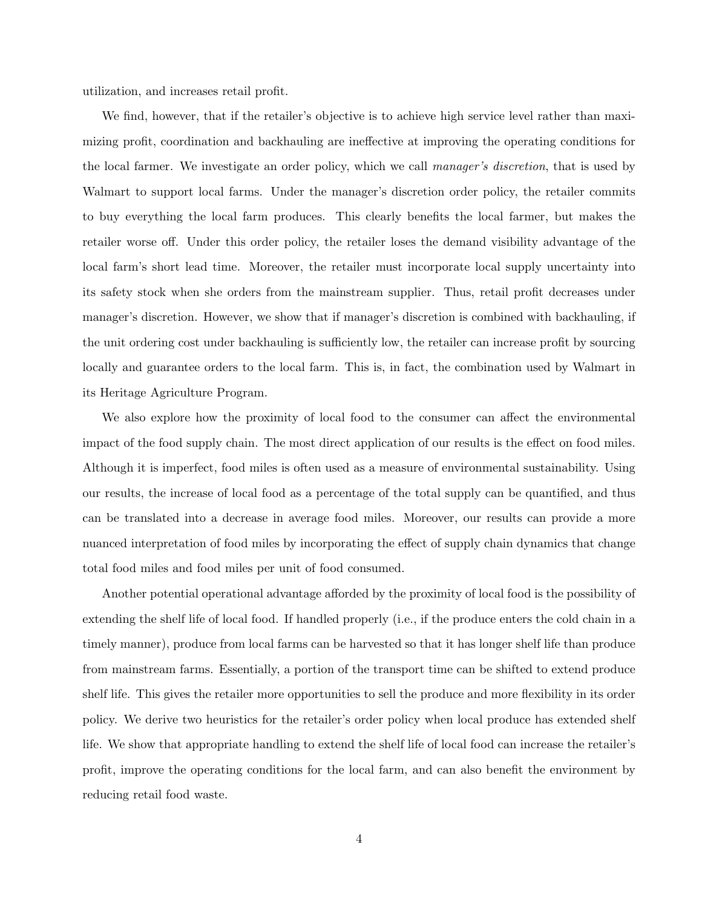utilization, and increases retail profit.

We find, however, that if the retailer's objective is to achieve high service level rather than maximizing profit, coordination and backhauling are ineffective at improving the operating conditions for the local farmer. We investigate an order policy, which we call *manager's discretion*, that is used by Walmart to support local farms. Under the manager's discretion order policy, the retailer commits to buy everything the local farm produces. This clearly benefits the local farmer, but makes the retailer worse off. Under this order policy, the retailer loses the demand visibility advantage of the local farm's short lead time. Moreover, the retailer must incorporate local supply uncertainty into its safety stock when she orders from the mainstream supplier. Thus, retail profit decreases under manager's discretion. However, we show that if manager's discretion is combined with backhauling, if the unit ordering cost under backhauling is sufficiently low, the retailer can increase profit by sourcing locally and guarantee orders to the local farm. This is, in fact, the combination used by Walmart in its Heritage Agriculture Program.

We also explore how the proximity of local food to the consumer can affect the environmental impact of the food supply chain. The most direct application of our results is the effect on food miles. Although it is imperfect, food miles is often used as a measure of environmental sustainability. Using our results, the increase of local food as a percentage of the total supply can be quantified, and thus can be translated into a decrease in average food miles. Moreover, our results can provide a more nuanced interpretation of food miles by incorporating the effect of supply chain dynamics that change total food miles and food miles per unit of food consumed.

Another potential operational advantage afforded by the proximity of local food is the possibility of extending the shelf life of local food. If handled properly (i.e., if the produce enters the cold chain in a timely manner), produce from local farms can be harvested so that it has longer shelf life than produce from mainstream farms. Essentially, a portion of the transport time can be shifted to extend produce shelf life. This gives the retailer more opportunities to sell the produce and more flexibility in its order policy. We derive two heuristics for the retailer's order policy when local produce has extended shelf life. We show that appropriate handling to extend the shelf life of local food can increase the retailer's profit, improve the operating conditions for the local farm, and can also benefit the environment by reducing retail food waste.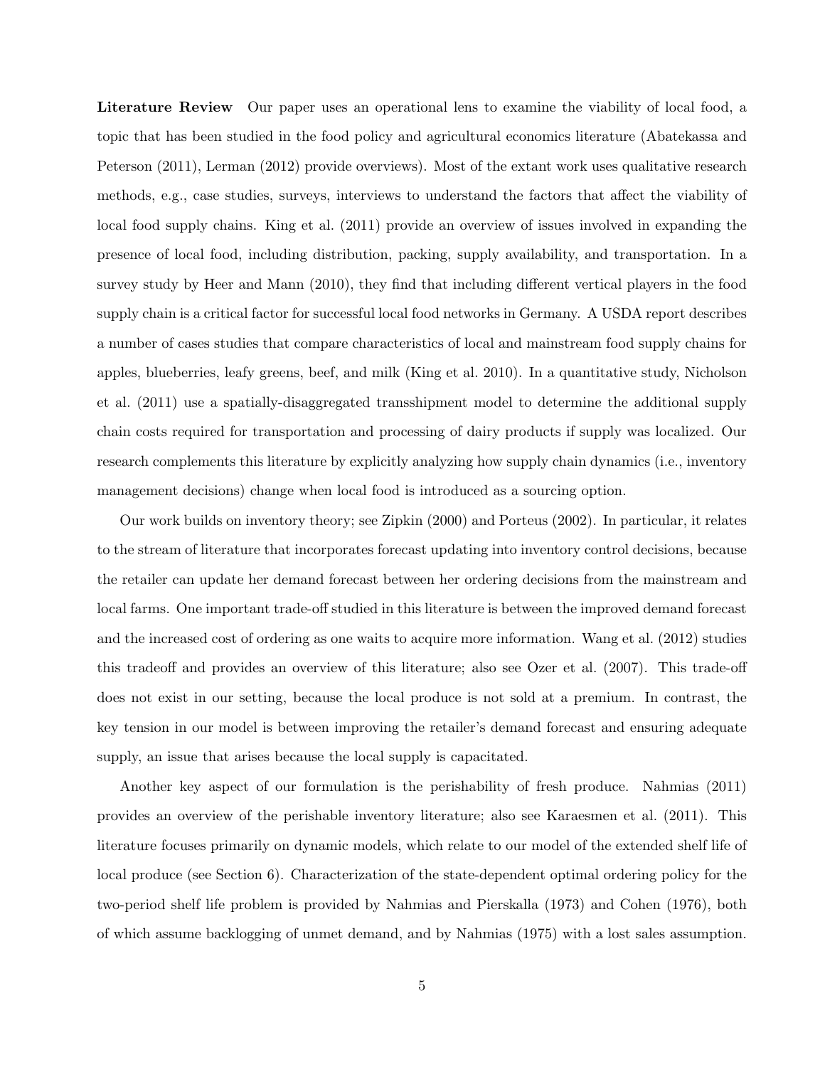**Literature Review** Our paper uses an operational lens to examine the viability of local food, a topic that has been studied in the food policy and agricultural economics literature (Abatekassa and Peterson (2011), Lerman (2012) provide overviews). Most of the extant work uses qualitative research methods, e.g., case studies, surveys, interviews to understand the factors that affect the viability of local food supply chains. King et al. (2011) provide an overview of issues involved in expanding the presence of local food, including distribution, packing, supply availability, and transportation. In a survey study by Heer and Mann (2010), they find that including different vertical players in the food supply chain is a critical factor for successful local food networks in Germany. A USDA report describes a number of cases studies that compare characteristics of local and mainstream food supply chains for apples, blueberries, leafy greens, beef, and milk (King et al. 2010). In a quantitative study, Nicholson et al. (2011) use a spatially-disaggregated transshipment model to determine the additional supply chain costs required for transportation and processing of dairy products if supply was localized. Our research complements this literature by explicitly analyzing how supply chain dynamics (i.e., inventory management decisions) change when local food is introduced as a sourcing option.

Our work builds on inventory theory; see Zipkin (2000) and Porteus (2002). In particular, it relates to the stream of literature that incorporates forecast updating into inventory control decisions, because the retailer can update her demand forecast between her ordering decisions from the mainstream and local farms. One important trade-off studied in this literature is between the improved demand forecast and the increased cost of ordering as one waits to acquire more information. Wang et al. (2012) studies this tradeoff and provides an overview of this literature; also see Ozer et al. (2007). This trade-off does not exist in our setting, because the local produce is not sold at a premium. In contrast, the key tension in our model is between improving the retailer's demand forecast and ensuring adequate supply, an issue that arises because the local supply is capacitated.

Another key aspect of our formulation is the perishability of fresh produce. Nahmias (2011) provides an overview of the perishable inventory literature; also see Karaesmen et al. (2011). This literature focuses primarily on dynamic models, which relate to our model of the extended shelf life of local produce (see Section 6). Characterization of the state-dependent optimal ordering policy for the two-period shelf life problem is provided by Nahmias and Pierskalla (1973) and Cohen (1976), both of which assume backlogging of unmet demand, and by Nahmias (1975) with a lost sales assumption.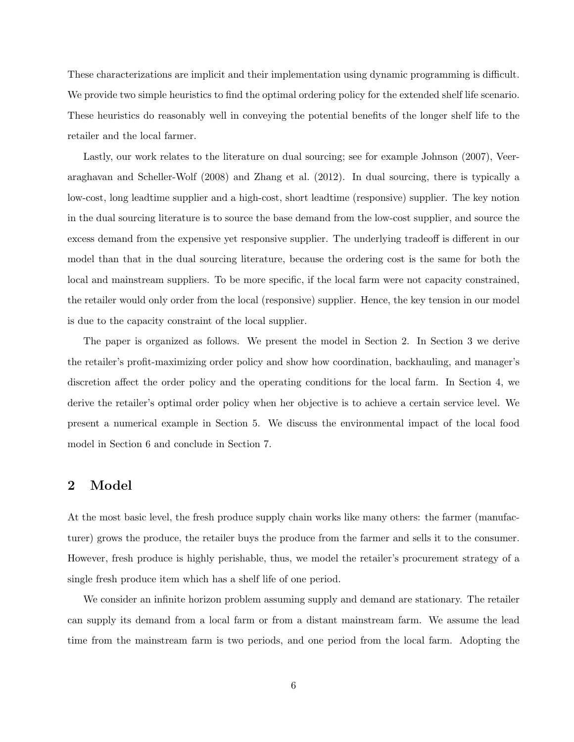These characterizations are implicit and their implementation using dynamic programming is difficult. We provide two simple heuristics to find the optimal ordering policy for the extended shelf life scenario. These heuristics do reasonably well in conveying the potential benefits of the longer shelf life to the retailer and the local farmer.

Lastly, our work relates to the literature on dual sourcing; see for example Johnson (2007), Veeraraghavan and Scheller-Wolf (2008) and Zhang et al. (2012). In dual sourcing, there is typically a low-cost, long leadtime supplier and a high-cost, short leadtime (responsive) supplier. The key notion in the dual sourcing literature is to source the base demand from the low-cost supplier, and source the excess demand from the expensive yet responsive supplier. The underlying tradeoff is different in our model than that in the dual sourcing literature, because the ordering cost is the same for both the local and mainstream suppliers. To be more specific, if the local farm were not capacity constrained, the retailer would only order from the local (responsive) supplier. Hence, the key tension in our model is due to the capacity constraint of the local supplier.

The paper is organized as follows. We present the model in Section 2. In Section 3 we derive the retailer's profit-maximizing order policy and show how coordination, backhauling, and manager's discretion affect the order policy and the operating conditions for the local farm. In Section 4, we derive the retailer's optimal order policy when her objective is to achieve a certain service level. We present a numerical example in Section 5. We discuss the environmental impact of the local food model in Section 6 and conclude in Section 7.

## 2 Model

At the most basic level, the fresh produce supply chain works like many others: the farmer (manufacturer) grows the produce, the retailer buys the produce from the farmer and sells it to the consumer. However, fresh produce is highly perishable, thus, we model the retailer's procurement strategy of a single fresh produce item which has a shelf life of one period.

We consider an infinite horizon problem assuming supply and demand are stationary. The retailer can supply its demand from a local farm or from a distant mainstream farm. We assume the lead time from the mainstream farm is two periods, and one period from the local farm. Adopting the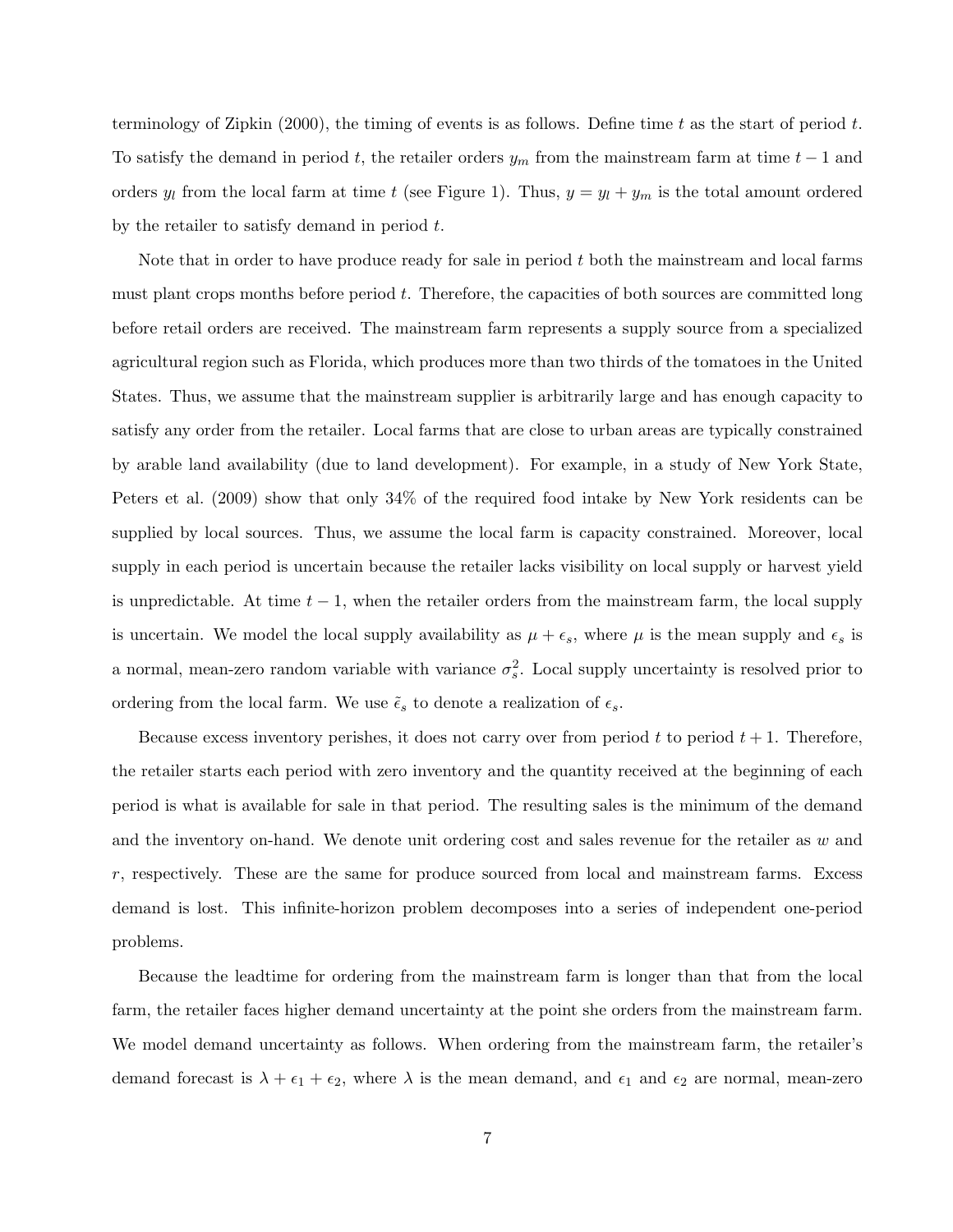terminology of Zipkin (2000), the timing of events is as follows. Define time $t$ as the start of period $t$. To satisfy the demand in period $t$, the retailer orders $y_m$ from the mainstream farm at time $t-1$ and orders $y_l$ from the local farm at time $t$ (see Figure 1). Thus, $y = y_l + y_m$ is the total amount ordered by the retailer to satisfy demand in period $t$.

Note that in order to have produce ready for sale in period $t$ both the mainstream and local farms must plant crops months before period $t$. Therefore, the capacities of both sources are committed long before retail orders are received. The mainstream farm represents a supply source from a specialized agricultural region such as Florida, which produces more than two thirds of the tomatoes in the United States. Thus, we assume that the mainstream supplier is arbitrarily large and has enough capacity to satisfy any order from the retailer. Local farms that are close to urban areas are typically constrained by arable land availability (due to land development). For example, in a study of New York State, Peters et al. (2009) show that only 34% of the required food intake by New York residents can be supplied by local sources. Thus, we assume the local farm is capacity constrained. Moreover, local supply in each period is uncertain because the retailer lacks visibility on local supply or harvest yield is unpredictable. At time $t-1$, when the retailer orders from the mainstream farm, the local supply is uncertain. We model the local supply availability as $\mu + \epsilon_s$, where $\mu$ is the mean supply and $\epsilon_s$ is a normal, mean-zero random variable with variance $\sigma_s^2$. Local supply uncertainty is resolved prior to ordering from the local farm. We use $\tilde{\epsilon}_s$ to denote a realization of $\epsilon_s$.

Because excess inventory perishes, it does not carry over from period $t$ to period $t+1$. Therefore, the retailer starts each period with zero inventory and the quantity received at the beginning of each period is what is available for sale in that period. The resulting sales is the minimum of the demand and the inventory on-hand. We denote unit ordering cost and sales revenue for the retailer as $w$ and $r$, respectively. These are the same for produce sourced from local and mainstream farms. Excess demand is lost. This infinite-horizon problem decomposes into a series of independent one-period problems.

Because the leadtime for ordering from the mainstream farm is longer than that from the local farm, the retailer faces higher demand uncertainty at the point she orders from the mainstream farm. We model demand uncertainty as follows. When ordering from the mainstream farm, the retailer's demand forecast is $\lambda + \epsilon_1 + \epsilon_2$, where $\lambda$ is the mean demand, and $\epsilon_1$ and $\epsilon_2$ are normal, mean-zero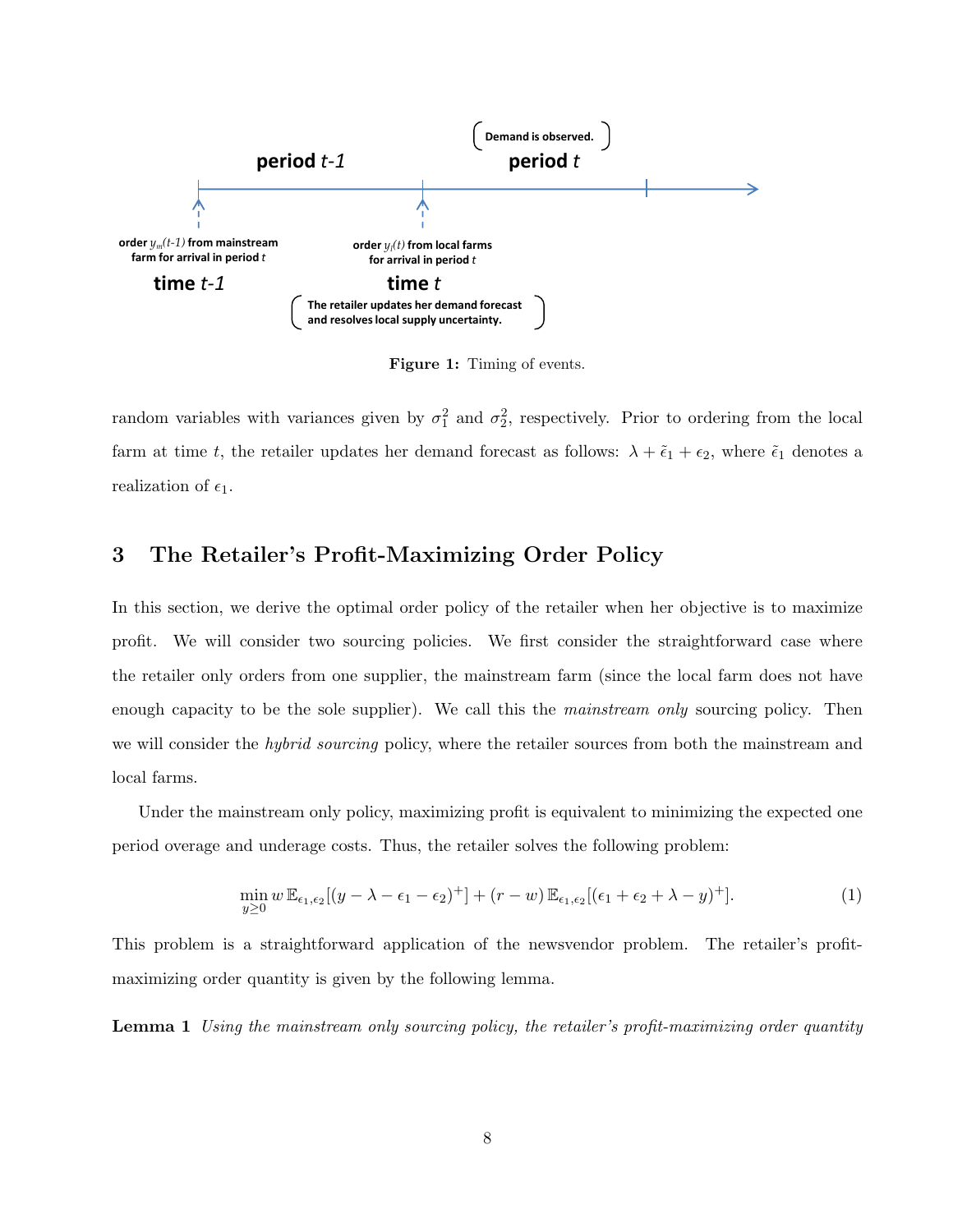Figure 1: Timing of events.

random variables with variances given by $\sigma_1^2$ and $\sigma_2^2$, respectively. Prior to ordering from the local farm at time $t$, the retailer updates her demand forecast as follows: $\lambda + \tilde{\epsilon}_1 + \epsilon_2$, where $\tilde{\epsilon}_1$ denotes a realization of $\epsilon_1$.

## 3 The Retailer's Profit-Maximizing Order Policy

In this section, we derive the optimal order policy of the retailer when her objective is to maximize profit. We will consider two sourcing policies. We first consider the straightforward case where the retailer only orders from one supplier, the mainstream farm (since the local farm does not have enough capacity to be the sole supplier). We call this the *mainstream only* sourcing policy. Then we will consider the *hybrid sourcing* policy, where the retailer sources from both the mainstream and local farms.

Under the mainstream only policy, maximizing profit is equivalent to minimizing the expected one period overage and underage costs. Thus, the retailer solves the following problem:

$$\min_{y \geq 0} w \, \mathbb{E}_{\epsilon_1, \epsilon_2}[(y - \lambda - \epsilon_1 - \epsilon_2)^+] + (r - w) \, \mathbb{E}_{\epsilon_1, \epsilon_2}[(\epsilon_1 + \epsilon_2 + \lambda - y)^+]. \tag{1}$$

This problem is a straightforward application of the newsvendor problem. The retailer's profit-maximizing order quantity is given by the following lemma.

**Lemma 1** *Using the mainstream only sourcing policy, the retailer's profit-maximizing order quantity*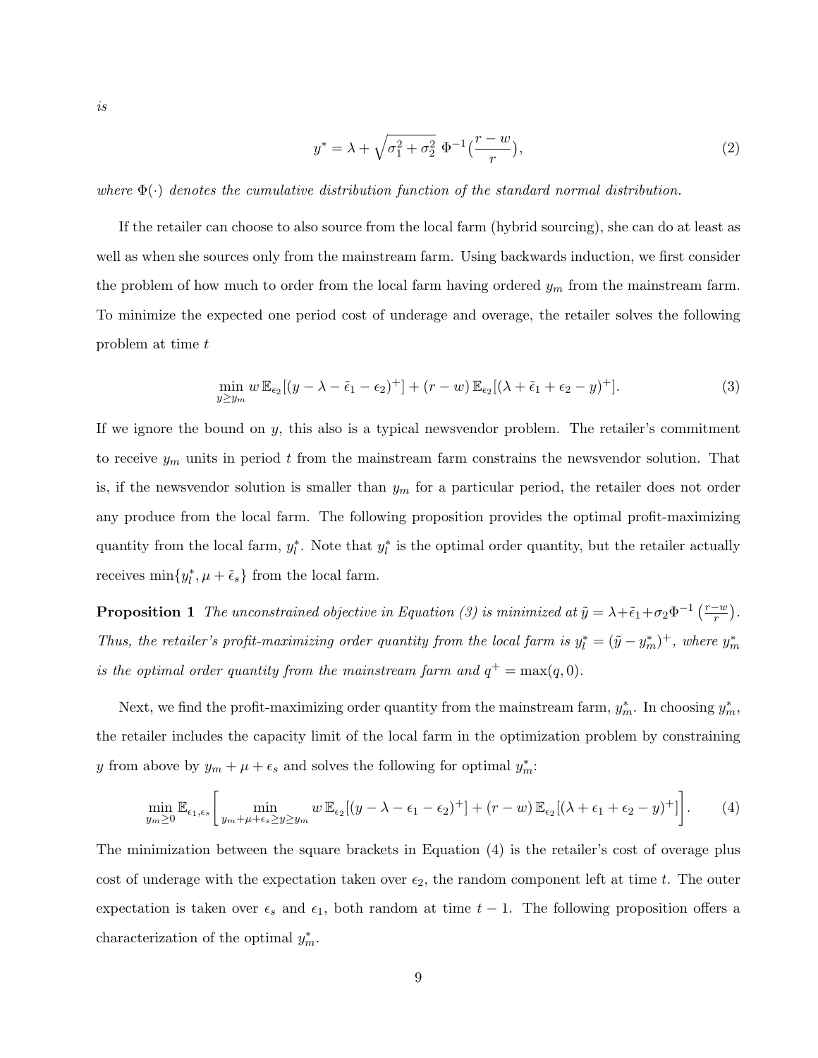*is*

$$y^* = \lambda + \sqrt{\sigma_1^2 + \sigma_2^2}\ \Phi^{-1}\Big(\frac{r-w}{r}\Big), \tag{2}$$

*where $\Phi(\cdot)$ denotes the cumulative distribution function of the standard normal distribution.*

If the retailer can choose to also source from the local farm (hybrid sourcing), she can do at least as well as when she sources only from the mainstream farm. Using backwards induction, we first consider the problem of how much to order from the local farm having ordered $y_m$ from the mainstream farm. To minimize the expected one period cost of underage and overage, the retailer solves the following problem at time $t$

$$\min_{y \geq y_m} w\, \mathbb{E}_{\epsilon_2}[(y - \lambda - \tilde{\epsilon}_1 - \epsilon_2)^+] + (r - w)\, \mathbb{E}_{\epsilon_2}[(\lambda + \tilde{\epsilon}_1 + \epsilon_2 - y)^+]. \tag{3}$$

If we ignore the bound on $y$, this also is a typical newsvendor problem. The retailer's commitment to receive $y_m$ units in period $t$ from the mainstream farm constrains the newsvendor solution. That is, if the newsvendor solution is smaller than $y_m$ for a particular period, the retailer does not order any produce from the local farm. The following proposition provides the optimal profit-maximizing quantity from the local farm, $y_l^*$. Note that $y_l^*$ is the optimal order quantity, but the retailer actually receives $\min\{y_l^*, \mu + \tilde{\epsilon}_s\}$ from the local farm.

**Proposition 1** *The unconstrained objective in Equation (3) is minimized at $\tilde{y} = \lambda + \tilde{\epsilon}_1 + \sigma_2 \Phi^{-1}\left(\frac{r-w}{r}\right)$. Thus, the retailer's profit-maximizing order quantity from the local farm is $y_l^* = (\tilde{y} - y_m^*)^+$, where $y_m^*$ is the optimal order quantity from the mainstream farm and $q^+ = \max(q, 0)$.*

Next, we find the profit-maximizing order quantity from the mainstream farm, $y_m^*$. In choosing $y_m^*$, the retailer includes the capacity limit of the local farm in the optimization problem by constraining $y$ from above by $y_m + \mu + \epsilon_s$ and solves the following for optimal $y_m^*$:

$$\min_{y_m \geq 0} \mathbb{E}_{\epsilon_1, \epsilon_s}\left[ \min_{y_m + \mu + \epsilon_s \geq y \geq y_m} w\, \mathbb{E}_{\epsilon_2}[(y - \lambda - \epsilon_1 - \epsilon_2)^+] + (r - w)\, \mathbb{E}_{\epsilon_2}[(\lambda + \epsilon_1 + \epsilon_2 - y)^+] \right]. \tag{4}$$

The minimization between the square brackets in Equation (4) is the retailer's cost of overage plus cost of underage with the expectation taken over $\epsilon_2$, the random component left at time $t$. The outer expectation is taken over $\epsilon_s$ and $\epsilon_1$, both random at time $t-1$. The following proposition offers a characterization of the optimal $y_m^*$.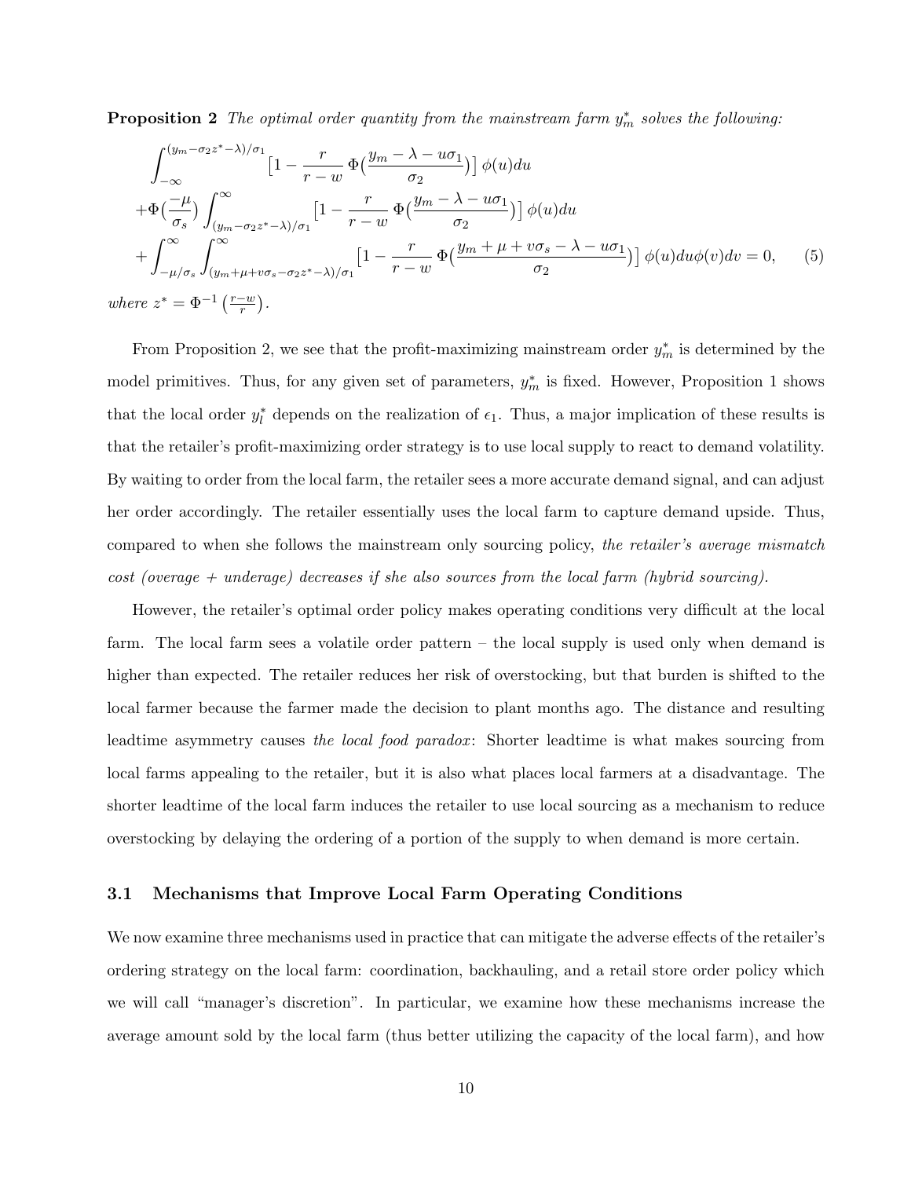**Proposition 2** *The optimal order quantity from the mainstream farm $y_m^*$ solves the following:*

$$
\begin{aligned}
&\int_{-\infty}^{(y_m-\sigma_2 z^*-\lambda)/\sigma_1} \big[1 - \frac{r}{r-w}\,\Phi\big(\frac{y_m-\lambda-u\sigma_1}{\sigma_2}\big)\big]\,\phi(u)du \\
&+\Phi\big(\frac{-\mu}{\sigma_s}\big)\int_{(y_m-\sigma_2 z^*-\lambda)/\sigma_1}^{\infty} \big[1 - \frac{r}{r-w}\,\Phi\big(\frac{y_m-\lambda-u\sigma_1}{\sigma_2}\big)\big]\,\phi(u)du \\
&+\int_{-\mu/\sigma_s}^{\infty}\int_{(y_m+\mu+v\sigma_s-\sigma_2 z^*-\lambda)/\sigma_1}^{\infty} \big[1 - \frac{r}{r-w}\,\Phi\big(\frac{y_m+\mu+v\sigma_s-\lambda-u\sigma_1}{\sigma_2}\big)\big]\,\phi(u)du\phi(v)dv = 0, \qquad (5)
\end{aligned}
$$

*where* $z^* = \Phi^{-1}\left(\frac{r-w}{r}\right)$.

From Proposition 2, we see that the profit-maximizing mainstream order $y_m^*$ is determined by the model primitives. Thus, for any given set of parameters, $y_m^*$ is fixed. However, Proposition 1 shows that the local order $y_l^*$ depends on the realization of $\epsilon_1$. Thus, a major implication of these results is that the retailer's profit-maximizing order strategy is to use local supply to react to demand volatility. By waiting to order from the local farm, the retailer sees a more accurate demand signal, and can adjust her order accordingly. The retailer essentially uses the local farm to capture demand upside. Thus, compared to when she follows the mainstream only sourcing policy, *the retailer's average mismatch cost (overage + underage) decreases if she also sources from the local farm (hybrid sourcing).*

However, the retailer's optimal order policy makes operating conditions very difficult at the local farm. The local farm sees a volatile order pattern – the local supply is used only when demand is higher than expected. The retailer reduces her risk of overstocking, but that burden is shifted to the local farmer because the farmer made the decision to plant months ago. The distance and resulting leadtime asymmetry causes *the local food paradox*: Shorter leadtime is what makes sourcing from local farms appealing to the retailer, but it is also what places local farmers at a disadvantage. The shorter leadtime of the local farm induces the retailer to use local sourcing as a mechanism to reduce overstocking by delaying the ordering of a portion of the supply to when demand is more certain.

### 3.1 Mechanisms that Improve Local Farm Operating Conditions

We now examine three mechanisms used in practice that can mitigate the adverse effects of the retailer's ordering strategy on the local farm: coordination, backhauling, and a retail store order policy which we will call "manager's discretion". In particular, we examine how these mechanisms increase the average amount sold by the local farm (thus better utilizing the capacity of the local farm), and how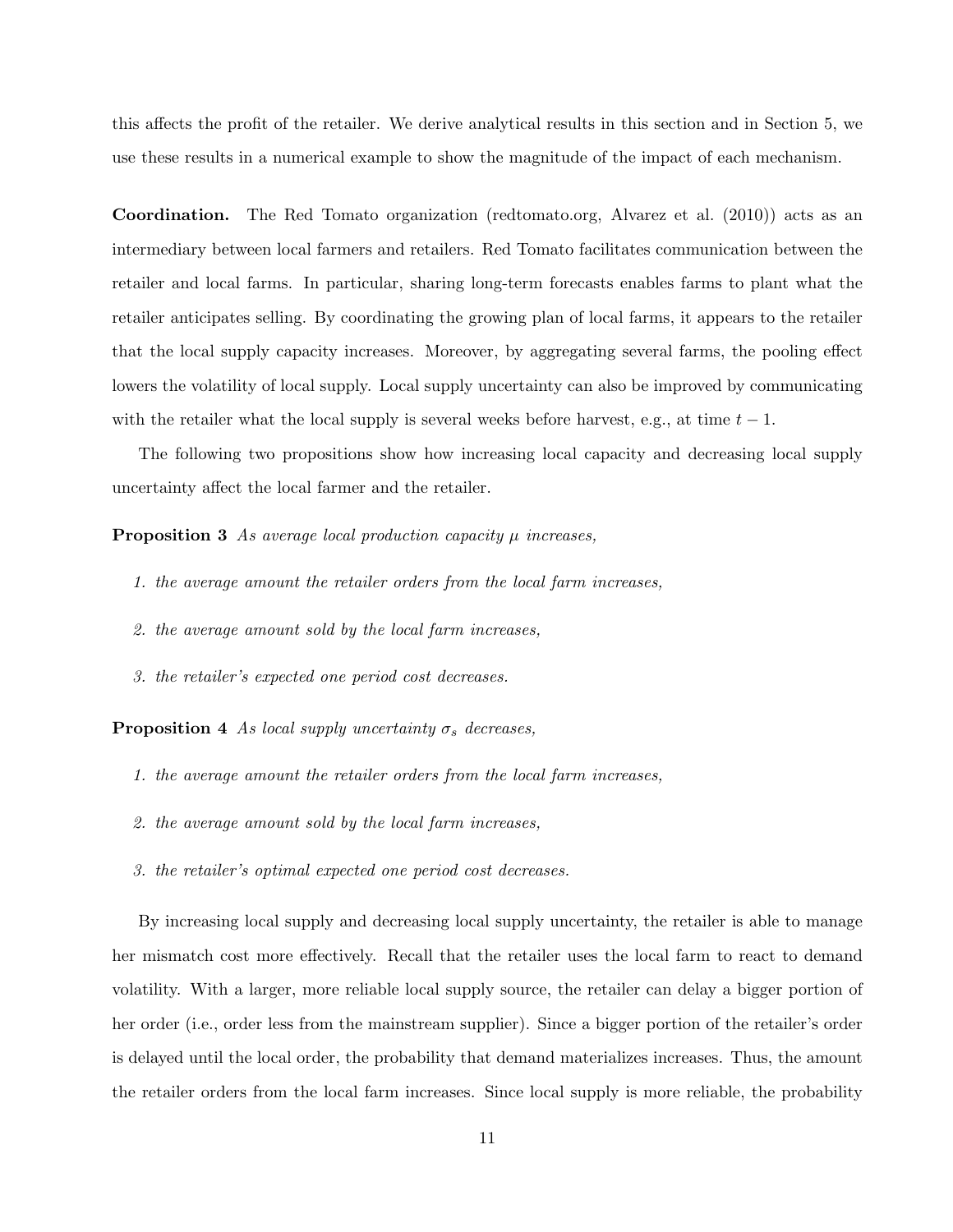this affects the profit of the retailer. We derive analytical results in this section and in Section 5, we use these results in a numerical example to show the magnitude of the impact of each mechanism.

**Coordination.** The Red Tomato organization (redtomato.org, Alvarez et al. (2010)) acts as an intermediary between local farmers and retailers. Red Tomato facilitates communication between the retailer and local farms. In particular, sharing long-term forecasts enables farms to plant what the retailer anticipates selling. By coordinating the growing plan of local farms, it appears to the retailer that the local supply capacity increases. Moreover, by aggregating several farms, the pooling effect lowers the volatility of local supply. Local supply uncertainty can also be improved by communicating with the retailer what the local supply is several weeks before harvest, e.g., at time $t-1$.

The following two propositions show how increasing local capacity and decreasing local supply uncertainty affect the local farmer and the retailer.

**Proposition 3** *As average local production capacity $\mu$ increases,*

1. *the average amount the retailer orders from the local farm increases,*
2. *the average amount sold by the local farm increases,*
3. *the retailer's expected one period cost decreases.*

**Proposition 4** *As local supply uncertainty $\sigma_s$ decreases,*

1. *the average amount the retailer orders from the local farm increases,*
2. *the average amount sold by the local farm increases,*
3. *the retailer's optimal expected one period cost decreases.*

By increasing local supply and decreasing local supply uncertainty, the retailer is able to manage her mismatch cost more effectively. Recall that the retailer uses the local farm to react to demand volatility. With a larger, more reliable local supply source, the retailer can delay a bigger portion of her order (i.e., order less from the mainstream supplier). Since a bigger portion of the retailer's order is delayed until the local order, the probability that demand materializes increases. Thus, the amount the retailer orders from the local farm increases. Since local supply is more reliable, the probability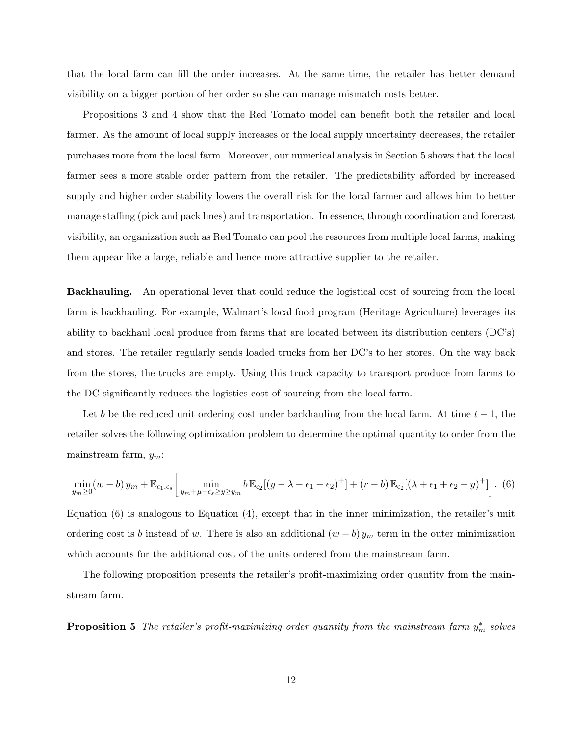that the local farm can fill the order increases. At the same time, the retailer has better demand visibility on a bigger portion of her order so she can manage mismatch costs better.

Propositions 3 and 4 show that the Red Tomato model can benefit both the retailer and local farmer. As the amount of local supply increases or the local supply uncertainty decreases, the retailer purchases more from the local farm. Moreover, our numerical analysis in Section 5 shows that the local farmer sees a more stable order pattern from the retailer. The predictability afforded by increased supply and higher order stability lowers the overall risk for the local farmer and allows him to better manage staffing (pick and pack lines) and transportation. In essence, through coordination and forecast visibility, an organization such as Red Tomato can pool the resources from multiple local farms, making them appear like a large, reliable and hence more attractive supplier to the retailer.

**Backhauling.** An operational lever that could reduce the logistical cost of sourcing from the local farm is backhauling. For example, Walmart's local food program (Heritage Agriculture) leverages its ability to backhaul local produce from farms that are located between its distribution centers (DC's) and stores. The retailer regularly sends loaded trucks from her DC's to her stores. On the way back from the stores, the trucks are empty. Using this truck capacity to transport produce from farms to the DC significantly reduces the logistics cost of sourcing from the local farm.

Let $b$ be the reduced unit ordering cost under backhauling from the local farm. At time $t-1$, the retailer solves the following optimization problem to determine the optimal quantity to order from the mainstream farm, $y_m$:

$$\min_{y_m \geq 0} (w-b)\, y_m + \mathbb{E}_{\epsilon_1,\epsilon_s}\left[ \min_{y_m+\mu+\epsilon_s \geq y \geq y_m} b\, \mathbb{E}_{\epsilon_2}[(y-\lambda-\epsilon_1-\epsilon_2)^+] + (r-b)\, \mathbb{E}_{\epsilon_2}[(\lambda+\epsilon_1+\epsilon_2-y)^+] \right]. \quad (6)$$

Equation (6) is analogous to Equation (4), except that in the inner minimization, the retailer's unit ordering cost is $b$ instead of $w$. There is also an additional $(w-b)\, y_m$ term in the outer minimization which accounts for the additional cost of the units ordered from the mainstream farm.

The following proposition presents the retailer's profit-maximizing order quantity from the mainstream farm.

**Proposition 5** *The retailer's profit-maximizing order quantity from the mainstream farm $y_m^*$ solves*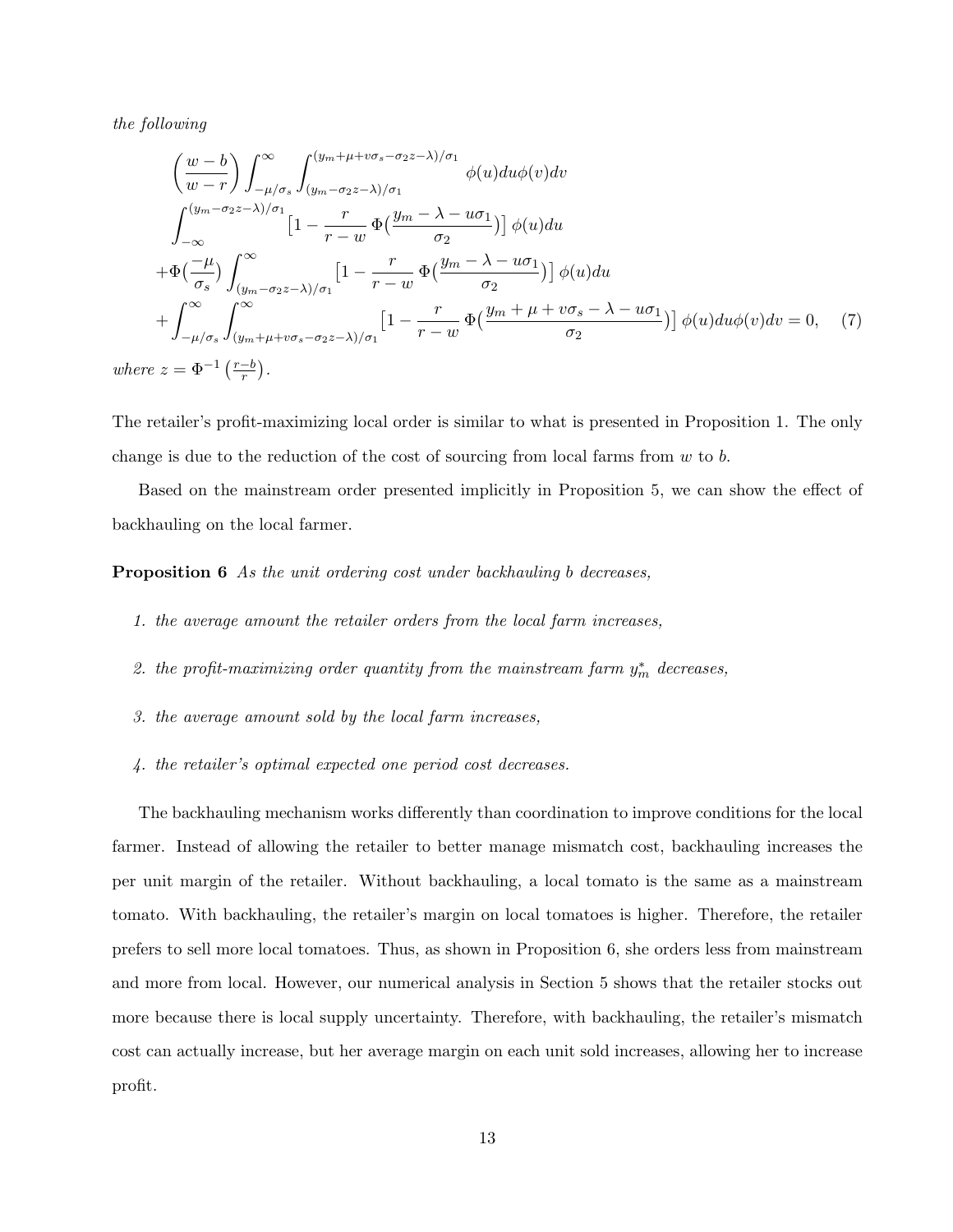*the following*

$$
\begin{aligned}
&\left(\frac{w-b}{w-r}\right)\int_{-\mu/\sigma_s}^{\infty}\int_{(y_m-\sigma_2 z-\lambda)/\sigma_1}^{(y_m+\mu+v\sigma_s-\sigma_2 z-\lambda)/\sigma_1}\phi(u)du\phi(v)dv\\
&\int_{-\infty}^{(y_m-\sigma_2 z-\lambda)/\sigma_1}\big[1-\frac{r}{r-w}\,\Phi\big(\frac{y_m-\lambda-u\sigma_1}{\sigma_2}\big)\big]\,\phi(u)du\\
&+\Phi\big(\frac{-\mu}{\sigma_s}\big)\int_{(y_m-\sigma_2 z-\lambda)/\sigma_1}^{\infty}\big[1-\frac{r}{r-w}\,\Phi\big(\frac{y_m-\lambda-u\sigma_1}{\sigma_2}\big)\big]\,\phi(u)du\\
&+\int_{-\mu/\sigma_s}^{\infty}\int_{(y_m+\mu+v\sigma_s-\sigma_2 z-\lambda)/\sigma_1}^{\infty}\big[1-\frac{r}{r-w}\,\Phi\big(\frac{y_m+\mu+v\sigma_s-\lambda-u\sigma_1}{\sigma_2}\big)\big]\,\phi(u)du\phi(v)dv=0, \quad (7)
\end{aligned}
$$

*where* $z=\Phi^{-1}\left(\frac{r-b}{r}\right)$.

The retailer's profit-maximizing local order is similar to what is presented in Proposition 1. The only change is due to the reduction of the cost of sourcing from local farms from $w$ to $b$.

Based on the mainstream order presented implicitly in Proposition 5, we can show the effect of backhauling on the local farmer.

**Proposition 6** *As the unit ordering cost under backhauling $b$ decreases,*

1. *the average amount the retailer orders from the local farm increases,*
2. *the profit-maximizing order quantity from the mainstream farm $y_m^*$ decreases,*
3. *the average amount sold by the local farm increases,*
4. *the retailer's optimal expected one period cost decreases.*

The backhauling mechanism works differently than coordination to improve conditions for the local farmer. Instead of allowing the retailer to better manage mismatch cost, backhauling increases the per unit margin of the retailer. Without backhauling, a local tomato is the same as a mainstream tomato. With backhauling, the retailer's margin on local tomatoes is higher. Therefore, the retailer prefers to sell more local tomatoes. Thus, as shown in Proposition 6, she orders less from mainstream and more from local. However, our numerical analysis in Section 5 shows that the retailer stocks out more because there is local supply uncertainty. Therefore, with backhauling, the retailer's mismatch cost can actually increase, but her average margin on each unit sold increases, allowing her to increase profit.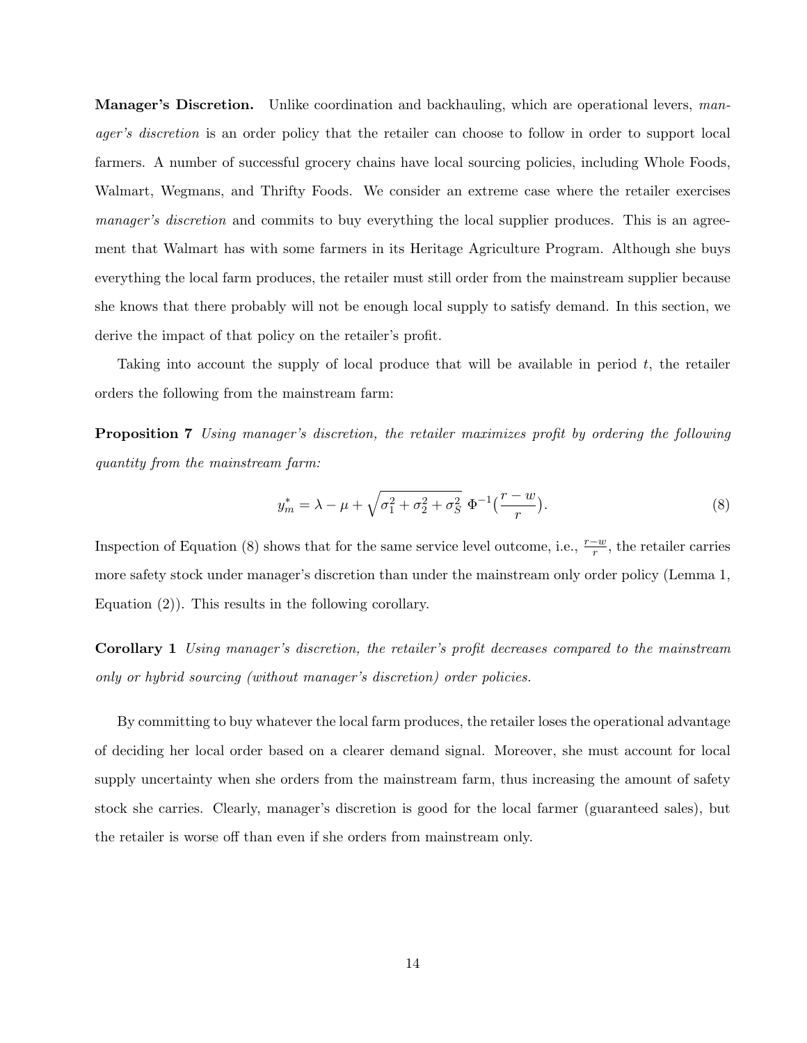**Manager's Discretion.** Unlike coordination and backhauling, which are operational levers, *manager's discretion* is an order policy that the retailer can choose to follow in order to support local farmers. A number of successful grocery chains have local sourcing policies, including Whole Foods, Walmart, Wegmans, and Thrifty Foods. We consider an extreme case where the retailer exercises *manager's discretion* and commits to buy everything the local supplier produces. This is an agreement that Walmart has with some farmers in its Heritage Agriculture Program. Although she buys everything the local farm produces, the retailer must still order from the mainstream supplier because she knows that there probably will not be enough local supply to satisfy demand. In this section, we derive the impact of that policy on the retailer's profit.

Taking into account the supply of local produce that will be available in period $t$, the retailer orders the following from the mainstream farm:

**Proposition 7** *Using manager's discretion, the retailer maximizes profit by ordering the following quantity from the mainstream farm:*

$$y_m^* = \lambda - \mu + \sqrt{\sigma_1^2 + \sigma_2^2 + \sigma_S^2}\ \Phi^{-1}\big(\frac{r-w}{r}\big). \tag{8}$$

Inspection of Equation (8) shows that for the same service level outcome, i.e., $\frac{r-w}{r}$, the retailer carries more safety stock under manager's discretion than under the mainstream only order policy (Lemma 1, Equation (2)). This results in the following corollary.

**Corollary 1** *Using manager's discretion, the retailer's profit decreases compared to the mainstream only or hybrid sourcing (without manager's discretion) order policies.*

By committing to buy whatever the local farm produces, the retailer loses the operational advantage of deciding her local order based on a clearer demand signal. Moreover, she must account for local supply uncertainty when she orders from the mainstream farm, thus increasing the amount of safety stock she carries. Clearly, manager's discretion is good for the local farmer (guaranteed sales), but the retailer is worse off than even if she orders from mainstream only.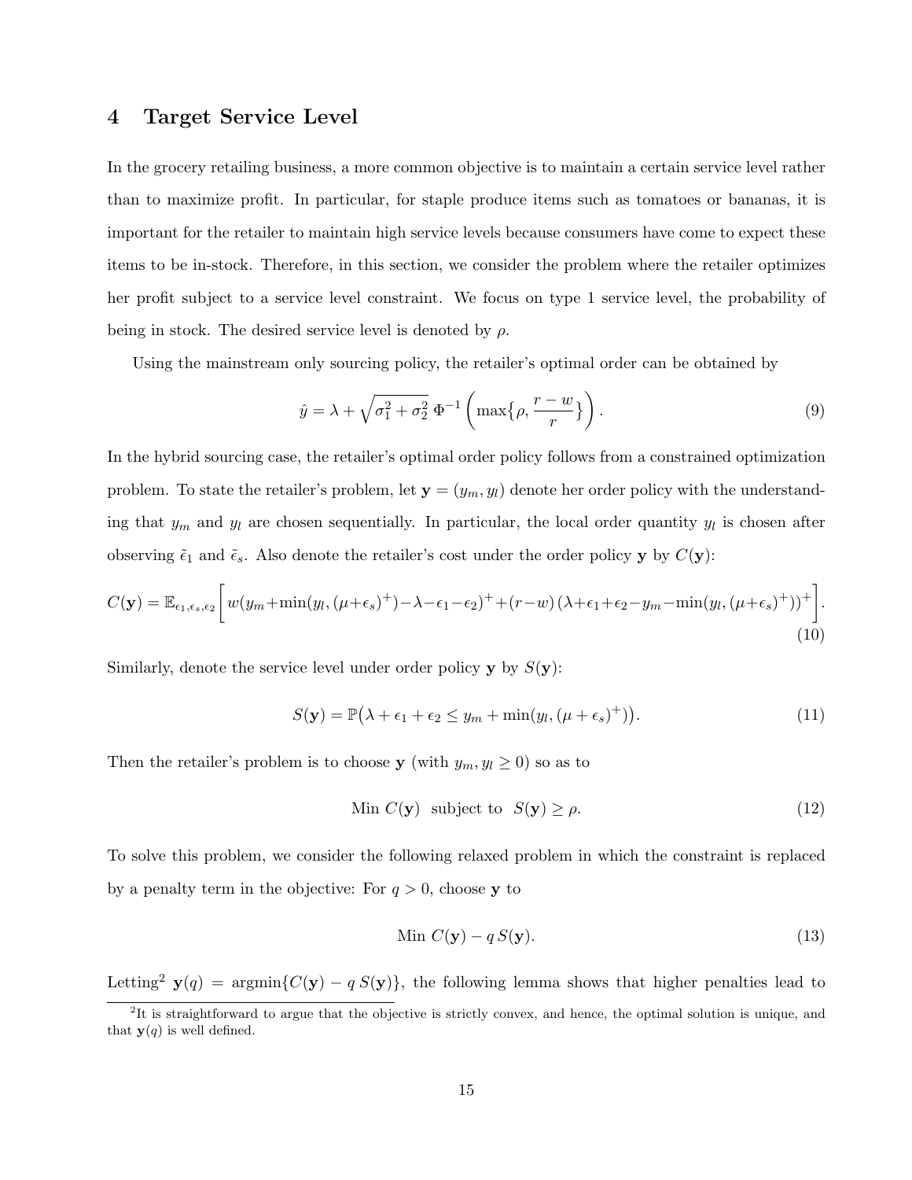## 4 Target Service Level

In the grocery retailing business, a more common objective is to maintain a certain service level rather than to maximize profit. In particular, for staple produce items such as tomatoes or bananas, it is important for the retailer to maintain high service levels because consumers have come to expect these items to be in-stock. Therefore, in this section, we consider the problem where the retailer optimizes her profit subject to a service level constraint. We focus on type 1 service level, the probability of being in stock. The desired service level is denoted by $\rho$.

Using the mainstream only sourcing policy, the retailer's optimal order can be obtained by

$$\hat{y} = \lambda + \sqrt{\sigma_1^2 + \sigma_2^2}\, \Phi^{-1}\left(\max\{\rho, \frac{r-w}{r}\}\right). \tag{9}$$

In the hybrid sourcing case, the retailer's optimal order policy follows from a constrained optimization problem. To state the retailer's problem, let $\mathbf{y} = (y_m, y_l)$ denote her order policy with the understanding that $y_m$ and $y_l$ are chosen sequentially. In particular, the local order quantity $y_l$ is chosen after observing $\tilde{\epsilon}_1$ and $\tilde{\epsilon}_s$. Also denote the retailer's cost under the order policy $\mathbf{y}$ by $C(\mathbf{y})$:

$$C(\mathbf{y}) = \mathbb{E}_{\epsilon_1,\epsilon_s,\epsilon_2}\left[ w(y_m+\min(y_l,(\mu+\epsilon_s)^+)-\lambda-\epsilon_1-\epsilon_2)^+ + (r-w)\,(\lambda+\epsilon_1+\epsilon_2-y_m-\min(y_l,(\mu+\epsilon_s)^+))^+\right]. \tag{10}$$

Similarly, denote the service level under order policy $\mathbf{y}$ by $S(\mathbf{y})$:

$$S(\mathbf{y}) = \mathbb{P}\big(\lambda+\epsilon_1+\epsilon_2 \le y_m + \min(y_l,(\mu+\epsilon_s)^+)\big). \tag{11}$$

Then the retailer's problem is to choose $\mathbf{y}$ (with $y_m, y_l \ge 0$) so as to

$$\text{Min } C(\mathbf{y}) \;\; \text{subject to} \;\; S(\mathbf{y}) \ge \rho. \tag{12}$$

To solve this problem, we consider the following relaxed problem in which the constraint is replaced by a penalty term in the objective: For $q > 0$, choose $\mathbf{y}$ to

$$\text{Min } C(\mathbf{y}) - q\, S(\mathbf{y}). \tag{13}$$

Letting[2] $\mathbf{y}(q) = \text{argmin}\{C(\mathbf{y}) - q\, S(\mathbf{y})\}$, the following lemma shows that higher penalties lead to

[2] It is straightforward to argue that the objective is strictly convex, and hence, the optimal solution is unique, and that $\mathbf{y}(q)$ is well defined.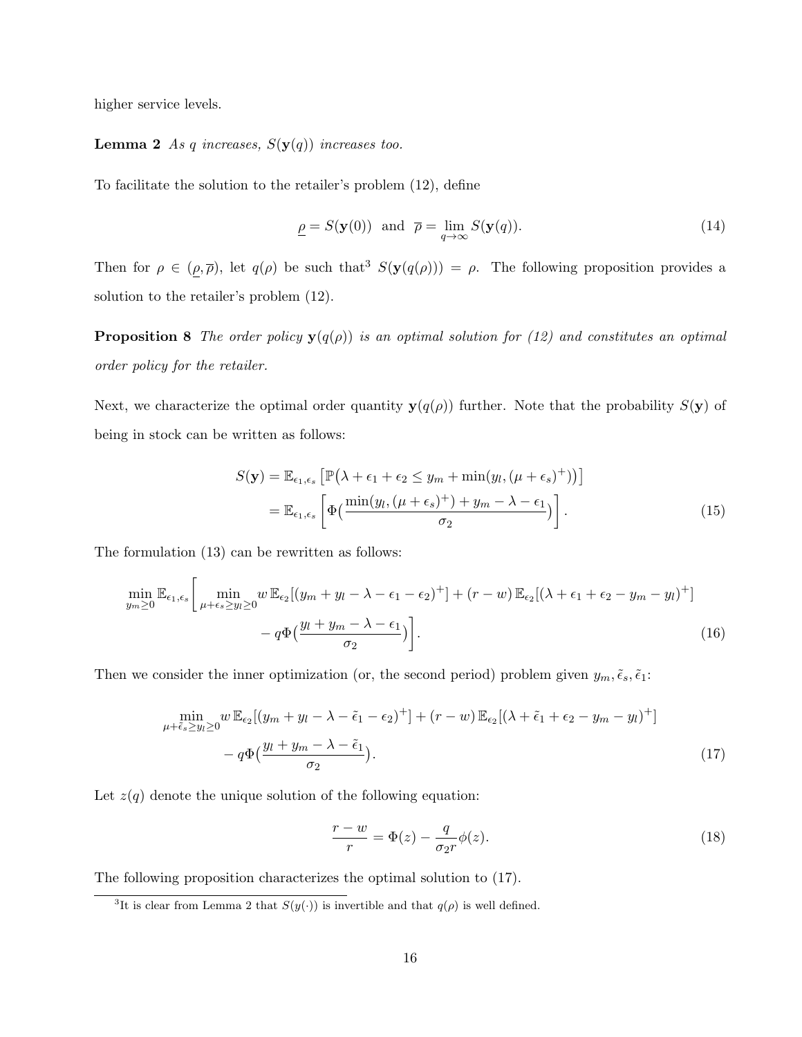higher service levels.

**Lemma 2** *As $q$ increases, $S(\mathbf{y}(q))$ increases too.*

To facilitate the solution to the retailer's problem (12), define

$$\underline{\rho} = S(\mathbf{y}(0)) \quad \text{and} \quad \overline{\rho} = \lim_{q \to \infty} S(\mathbf{y}(q)). \tag{14}$$

Then for $\rho \in (\underline{\rho}, \overline{\rho})$, let $q(\rho)$ be such that[3] $S(\mathbf{y}(q(\rho))) = \rho$. The following proposition provides a solution to the retailer's problem (12).

**Proposition 8** *The order policy $\mathbf{y}(q(\rho))$ is an optimal solution for (12) and constitutes an optimal order policy for the retailer.*

Next, we characterize the optimal order quantity $\mathbf{y}(q(\rho))$ further. Note that the probability $S(\mathbf{y})$ of being in stock can be written as follows:

$$\begin{aligned} S(\mathbf{y}) &= \mathbb{E}_{\epsilon_1, \epsilon_s}\left[\mathbb{P}\big(\lambda + \epsilon_1 + \epsilon_2 \leq y_m + \min(y_l, (\mu + \epsilon_s)^+)\big)\right] \\ &= \mathbb{E}_{\epsilon_1, \epsilon_s}\left[\Phi\big(\frac{\min(y_l, (\mu + \epsilon_s)^+) + y_m - \lambda - \epsilon_1}{\sigma_2}\big)\right]. \end{aligned} \tag{15}$$

The formulation (13) can be rewritten as follows:

$$\begin{aligned} \min_{y_m \geq 0} \mathbb{E}_{\epsilon_1, \epsilon_s}\Bigg[ \min_{\mu + \epsilon_s \geq y_l \geq 0} & w\, \mathbb{E}_{\epsilon_2}[(y_m + y_l - \lambda - \epsilon_1 - \epsilon_2)^+] + (r - w)\, \mathbb{E}_{\epsilon_2}[(\lambda + \epsilon_1 + \epsilon_2 - y_m - y_l)^+] \\ & - q\Phi\big(\frac{y_l + y_m - \lambda - \epsilon_1}{\sigma_2}\big)\Bigg]. \end{aligned} \tag{16}$$

Then we consider the inner optimization (or, the second period) problem given $y_m, \tilde{\epsilon}_s, \tilde{\epsilon}_1$:

$$\begin{aligned} \min_{\mu + \tilde{\epsilon}_s \geq y_l \geq 0} & w\, \mathbb{E}_{\epsilon_2}[(y_m + y_l - \lambda - \tilde{\epsilon}_1 - \epsilon_2)^+] + (r - w)\, \mathbb{E}_{\epsilon_2}[(\lambda + \tilde{\epsilon}_1 + \epsilon_2 - y_m - y_l)^+] \\ & - q\Phi\big(\frac{y_l + y_m - \lambda - \tilde{\epsilon}_1}{\sigma_2}\big). \end{aligned} \tag{17}$$

Let $z(q)$ denote the unique solution of the following equation:

$$\frac{r - w}{r} = \Phi(z) - \frac{q}{\sigma_2 r}\phi(z). \tag{18}$$

The following proposition characterizes the optimal solution to (17).

[3] It is clear from Lemma 2 that $S(y(\cdot))$ is invertible and that $q(\rho)$ is well defined.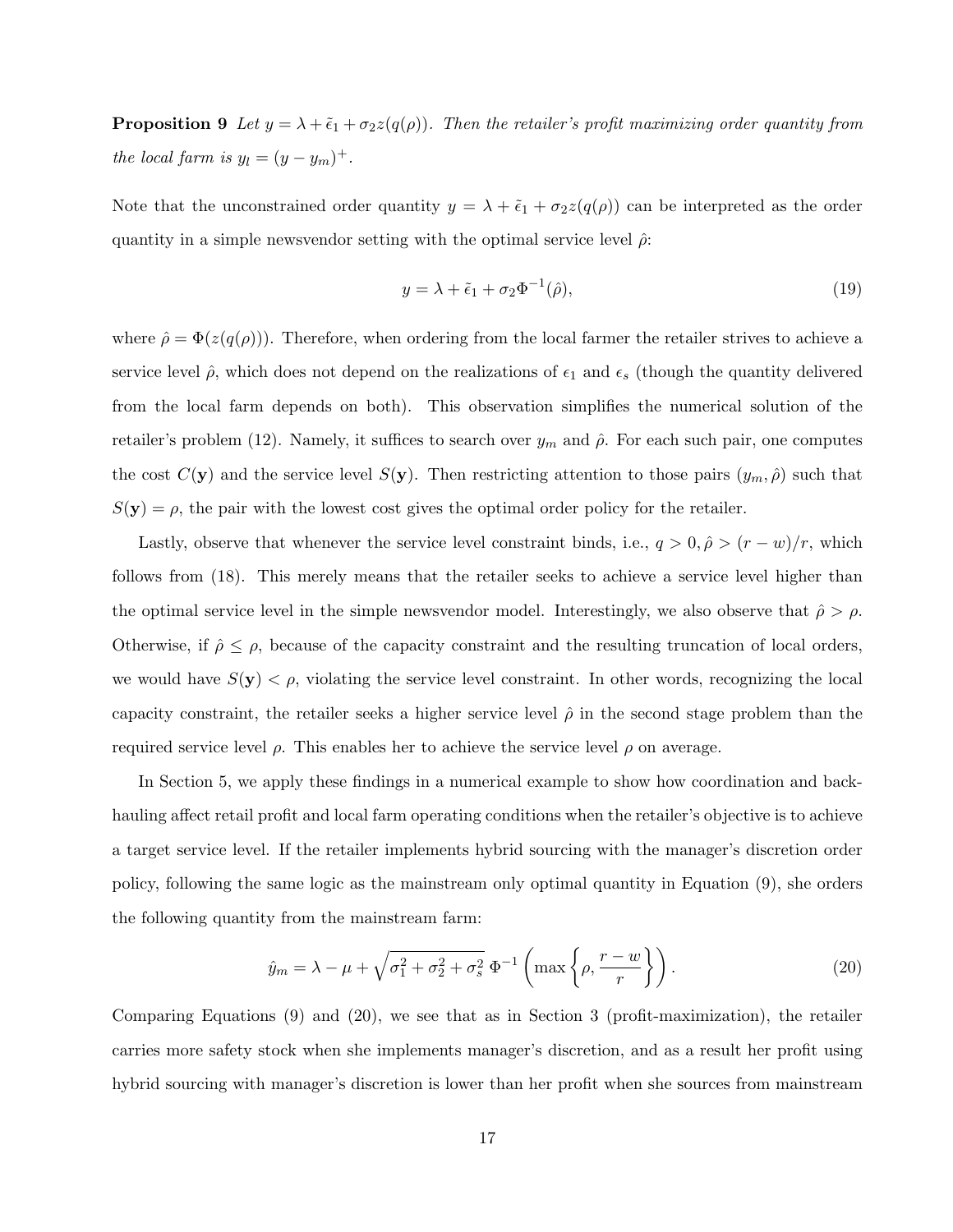**Proposition 9** *Let $y = \lambda + \tilde{\epsilon}_1 + \sigma_2 z(q(\rho))$. Then the retailer's profit maximizing order quantity from the local farm is $y_l = (y - y_m)^+$.*

Note that the unconstrained order quantity $y = \lambda + \tilde{\epsilon}_1 + \sigma_2 z(q(\rho))$ can be interpreted as the order quantity in a simple newsvendor setting with the optimal service level $\hat{\rho}$:

$$y = \lambda + \tilde{\epsilon}_1 + \sigma_2 \Phi^{-1}(\hat{\rho}), \tag{19}$$

where $\hat{\rho} = \Phi(z(q(\rho)))$. Therefore, when ordering from the local farmer the retailer strives to achieve a service level $\hat{\rho}$, which does not depend on the realizations of $\epsilon_1$ and $\epsilon_s$ (though the quantity delivered from the local farm depends on both). This observation simplifies the numerical solution of the retailer's problem (12). Namely, it suffices to search over $y_m$ and $\hat{\rho}$. For each such pair, one computes the cost $C(\mathbf{y})$ and the service level $S(\mathbf{y})$. Then restricting attention to those pairs $(y_m, \hat{\rho})$ such that $S(\mathbf{y}) = \rho$, the pair with the lowest cost gives the optimal order policy for the retailer.

Lastly, observe that whenever the service level constraint binds, i.e., $q > 0, \hat{\rho} > (r - w)/r$, which follows from (18). This merely means that the retailer seeks to achieve a service level higher than the optimal service level in the simple newsvendor model. Interestingly, we also observe that $\hat{\rho} > \rho$. Otherwise, if $\hat{\rho} \leq \rho$, because of the capacity constraint and the resulting truncation of local orders, we would have $S(\mathbf{y}) < \rho$, violating the service level constraint. In other words, recognizing the local capacity constraint, the retailer seeks a higher service level $\hat{\rho}$ in the second stage problem than the required service level $\rho$. This enables her to achieve the service level $\rho$ on average.

In Section 5, we apply these findings in a numerical example to show how coordination and back-hauling affect retail profit and local farm operating conditions when the retailer's objective is to achieve a target service level. If the retailer implements hybrid sourcing with the manager's discretion order policy, following the same logic as the mainstream only optimal quantity in Equation (9), she orders the following quantity from the mainstream farm:

$$\hat{y}_m = \lambda - \mu + \sqrt{\sigma_1^2 + \sigma_2^2 + \sigma_s^2}\, \Phi^{-1}\left(\max\left\{\rho, \frac{r - w}{r}\right\}\right). \tag{20}$$

Comparing Equations (9) and (20), we see that as in Section 3 (profit-maximization), the retailer carries more safety stock when she implements manager's discretion, and as a result her profit using hybrid sourcing with manager's discretion is lower than her profit when she sources from mainstream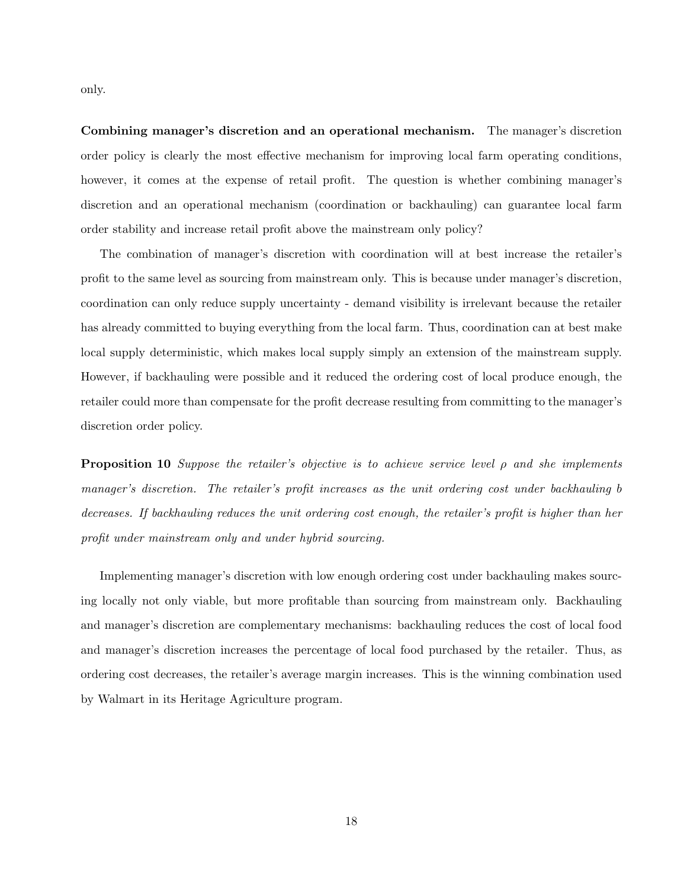only.

**Combining manager's discretion and an operational mechanism.** The manager's discretion order policy is clearly the most effective mechanism for improving local farm operating conditions, however, it comes at the expense of retail profit. The question is whether combining manager's discretion and an operational mechanism (coordination or backhauling) can guarantee local farm order stability and increase retail profit above the mainstream only policy?

The combination of manager's discretion with coordination will at best increase the retailer's profit to the same level as sourcing from mainstream only. This is because under manager's discretion, coordination can only reduce supply uncertainty - demand visibility is irrelevant because the retailer has already committed to buying everything from the local farm. Thus, coordination can at best make local supply deterministic, which makes local supply simply an extension of the mainstream supply. However, if backhauling were possible and it reduced the ordering cost of local produce enough, the retailer could more than compensate for the profit decrease resulting from committing to the manager's discretion order policy.

**Proposition 10** *Suppose the retailer's objective is to achieve service level $\rho$ and she implements manager's discretion. The retailer's profit increases as the unit ordering cost under backhauling $b$ decreases. If backhauling reduces the unit ordering cost enough, the retailer's profit is higher than her profit under mainstream only and under hybrid sourcing.*

Implementing manager's discretion with low enough ordering cost under backhauling makes sourcing locally not only viable, but more profitable than sourcing from mainstream only. Backhauling and manager's discretion are complementary mechanisms: backhauling reduces the cost of local food and manager's discretion increases the percentage of local food purchased by the retailer. Thus, as ordering cost decreases, the retailer's average margin increases. This is the winning combination used by Walmart in its Heritage Agriculture program.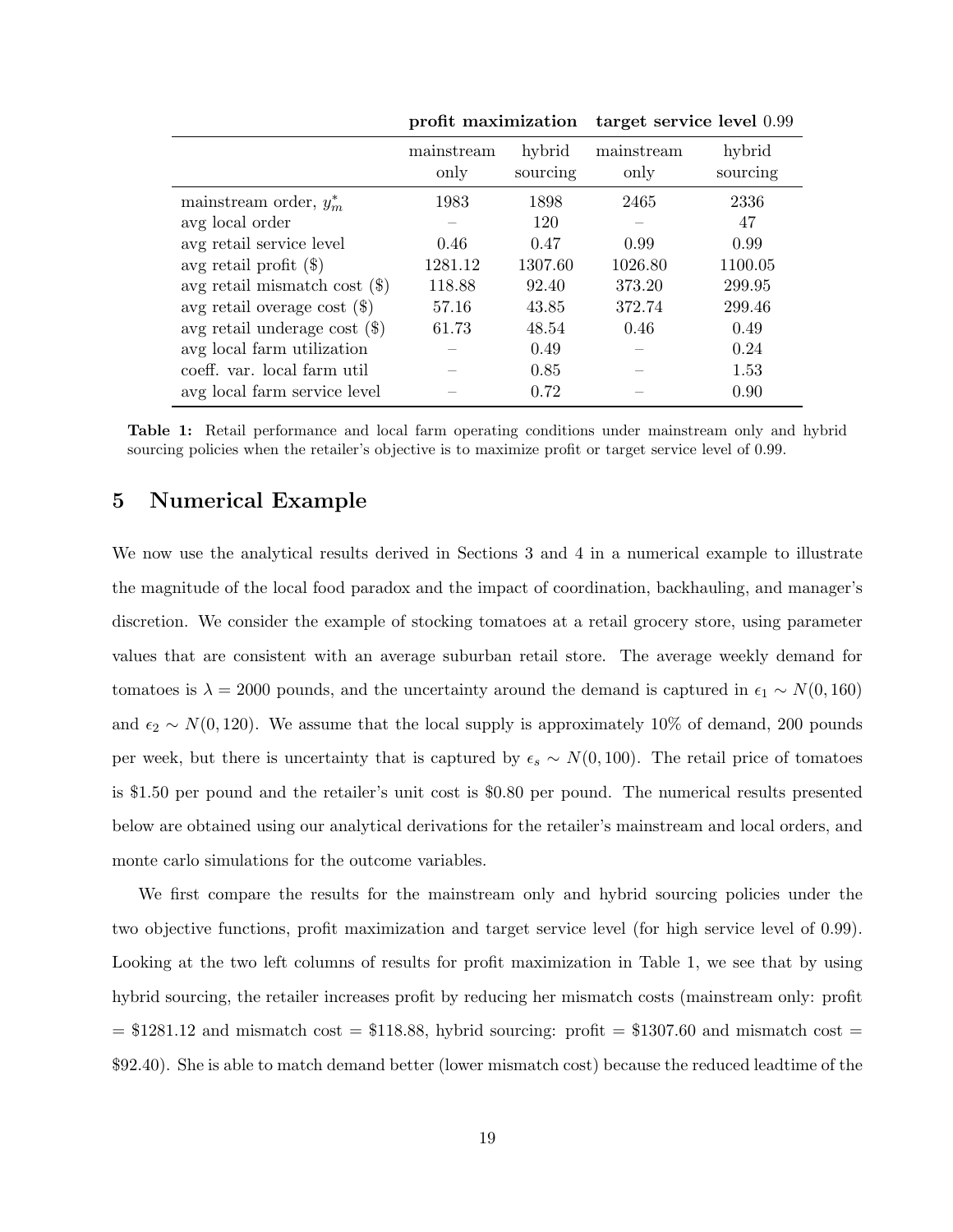| | profit maximization | | target service level 0.99 | |
|---|---|---|---|---|
| | mainstream only | hybrid sourcing | mainstream only | hybrid sourcing |
| mainstream order, $y_m^*$ | 1983 | 1898 | 2465 | 2336 |
| avg local order | – | 120 | – | 47 |
| avg retail service level | 0.46 | 0.47 | 0.99 | 0.99 |
| avg retail profit (\$) | 1281.12 | 1307.60 | 1026.80 | 1100.05 |
| avg retail mismatch cost (\$) | 118.88 | 92.40 | 373.20 | 299.95 |
| avg retail overage cost (\$) | 57.16 | 43.85 | 372.74 | 299.46 |
| avg retail underage cost (\$) | 61.73 | 48.54 | 0.46 | 0.49 |
| avg local farm utilization | – | 0.49 | – | 0.24 |
| coeff. var. local farm util | – | 0.85 | – | 1.53 |
| avg local farm service level | – | 0.72 | – | 0.90 |

**Table 1:** Retail performance and local farm operating conditions under mainstream only and hybrid sourcing policies when the retailer's objective is to maximize profit or target service level of 0.99.

## 5 Numerical Example

We now use the analytical results derived in Sections 3 and 4 in a numerical example to illustrate the magnitude of the local food paradox and the impact of coordination, backhauling, and manager's discretion. We consider the example of stocking tomatoes at a retail grocery store, using parameter values that are consistent with an average suburban retail store. The average weekly demand for tomatoes is $\lambda = 2000$ pounds, and the uncertainty around the demand is captured in $\epsilon_1 \sim N(0, 160)$ and $\epsilon_2 \sim N(0, 120)$. We assume that the local supply is approximately 10% of demand, 200 pounds per week, but there is uncertainty that is captured by $\epsilon_s \sim N(0, 100)$. The retail price of tomatoes is \$1.50 per pound and the retailer's unit cost is \$0.80 per pound. The numerical results presented below are obtained using our analytical derivations for the retailer's mainstream and local orders, and monte carlo simulations for the outcome variables.

We first compare the results for the mainstream only and hybrid sourcing policies under the two objective functions, profit maximization and target service level (for high service level of 0.99). Looking at the two left columns of results for profit maximization in Table 1, we see that by using hybrid sourcing, the retailer increases profit by reducing her mismatch costs (mainstream only: profit = \$1281.12 and mismatch cost = \$118.88, hybrid sourcing: profit = \$1307.60 and mismatch cost = \$92.40). She is able to match demand better (lower mismatch cost) because the reduced leadtime of the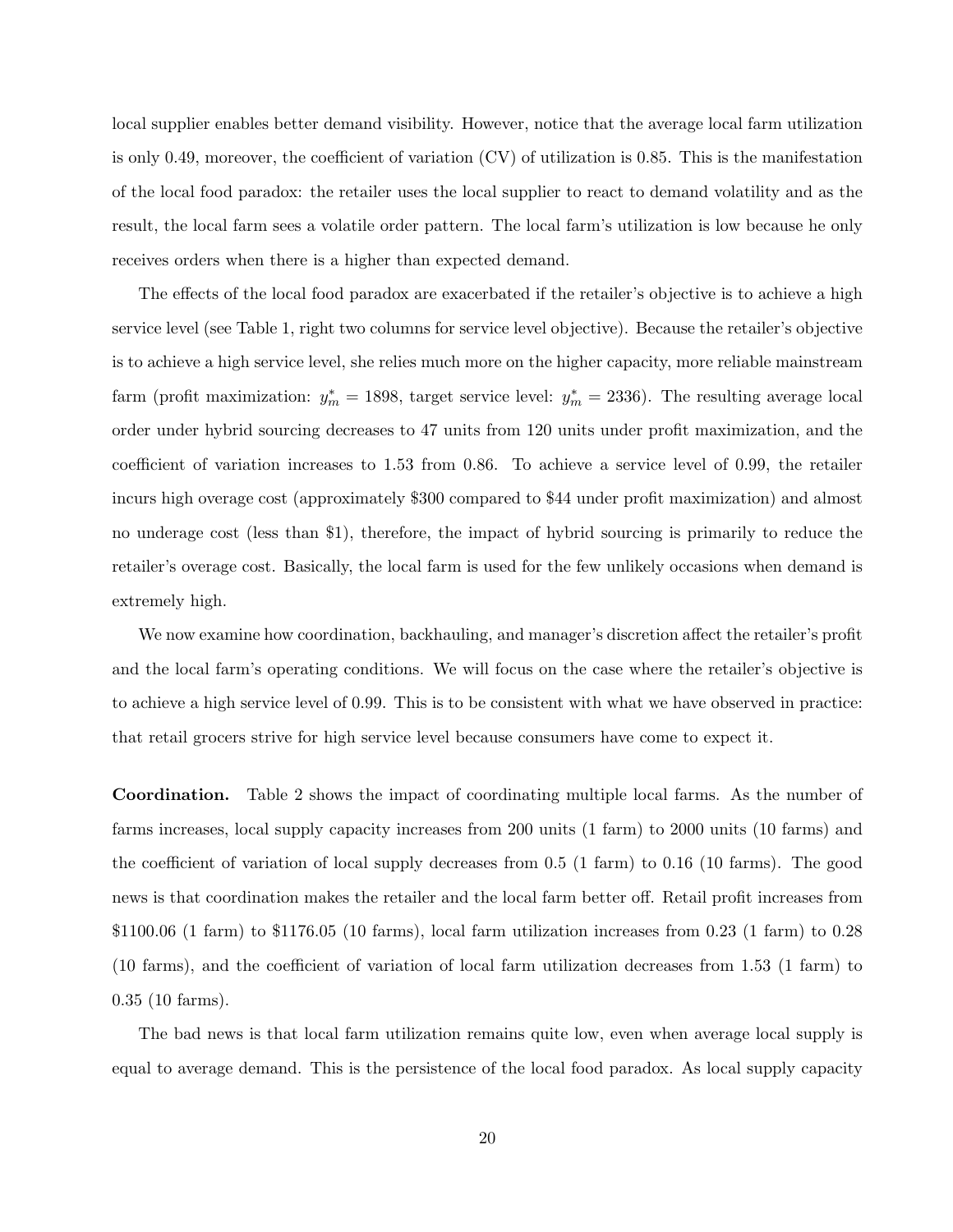local supplier enables better demand visibility. However, notice that the average local farm utilization is only 0.49, moreover, the coefficient of variation (CV) of utilization is 0.85. This is the manifestation of the local food paradox: the retailer uses the local supplier to react to demand volatility and as the result, the local farm sees a volatile order pattern. The local farm's utilization is low because he only receives orders when there is a higher than expected demand.

The effects of the local food paradox are exacerbated if the retailer's objective is to achieve a high service level (see Table 1, right two columns for service level objective). Because the retailer's objective is to achieve a high service level, she relies much more on the higher capacity, more reliable mainstream farm (profit maximization: $y_m^* = 1898$, target service level: $y_m^* = 2336$). The resulting average local order under hybrid sourcing decreases to 47 units from 120 units under profit maximization, and the coefficient of variation increases to 1.53 from 0.86. To achieve a service level of 0.99, the retailer incurs high overage cost (approximately \$300 compared to \$44 under profit maximization) and almost no underage cost (less than \$1), therefore, the impact of hybrid sourcing is primarily to reduce the retailer's overage cost. Basically, the local farm is used for the few unlikely occasions when demand is extremely high.

We now examine how coordination, backhauling, and manager's discretion affect the retailer's profit and the local farm's operating conditions. We will focus on the case where the retailer's objective is to achieve a high service level of 0.99. This is to be consistent with what we have observed in practice: that retail grocers strive for high service level because consumers have come to expect it.

**Coordination.** Table 2 shows the impact of coordinating multiple local farms. As the number of farms increases, local supply capacity increases from 200 units (1 farm) to 2000 units (10 farms) and the coefficient of variation of local supply decreases from 0.5 (1 farm) to 0.16 (10 farms). The good news is that coordination makes the retailer and the local farm better off. Retail profit increases from \$1100.06 (1 farm) to \$1176.05 (10 farms), local farm utilization increases from 0.23 (1 farm) to 0.28 (10 farms), and the coefficient of variation of local farm utilization decreases from 1.53 (1 farm) to 0.35 (10 farms).

The bad news is that local farm utilization remains quite low, even when average local supply is equal to average demand. This is the persistence of the local food paradox. As local supply capacity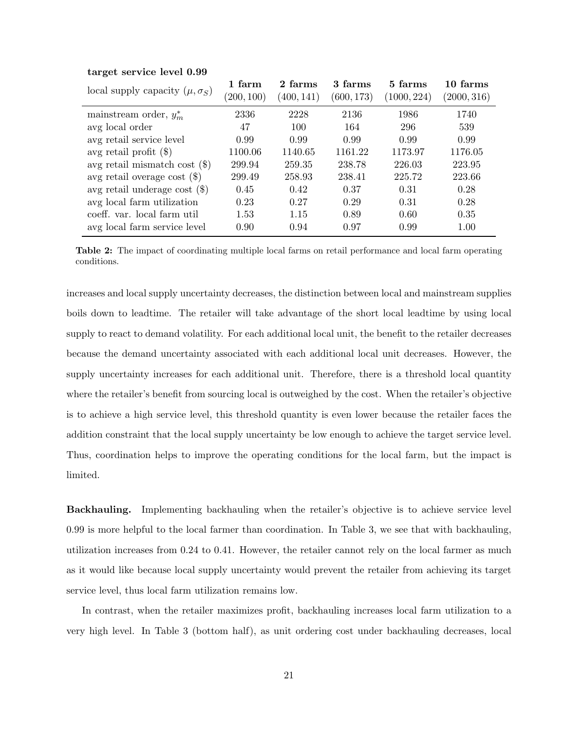**target service level 0.99**

| local supply capacity $(\mu, \sigma_S)$ | **1 farm** $(200, 100)$ | **2 farms** $(400, 141)$ | **3 farms** $(600, 173)$ | **5 farms** $(1000, 224)$ | **10 farms** $(2000, 316)$ |
|---|---|---|---|---|---|
| mainstream order, $y_m^*$ | 2336 | 2228 | 2136 | 1986 | 1740 |
| avg local order | 47 | 100 | 164 | 296 | 539 |
| avg retail service level | 0.99 | 0.99 | 0.99 | 0.99 | 0.99 |
| avg retail profit ($) | 1100.06 | 1140.65 | 1161.22 | 1173.97 | 1176.05 |
| avg retail mismatch cost ($) | 299.94 | 259.35 | 238.78 | 226.03 | 223.95 |
| avg retail overage cost ($) | 299.49 | 258.93 | 238.41 | 225.72 | 223.66 |
| avg retail underage cost ($) | 0.45 | 0.42 | 0.37 | 0.31 | 0.28 |
| avg local farm utilization | 0.23 | 0.27 | 0.29 | 0.31 | 0.28 |
| coeff. var. local farm util | 1.53 | 1.15 | 0.89 | 0.60 | 0.35 |
| avg local farm service level | 0.90 | 0.94 | 0.97 | 0.99 | 1.00 |

**Table 2:** The impact of coordinating multiple local farms on retail performance and local farm operating conditions.

increases and local supply uncertainty decreases, the distinction between local and mainstream supplies boils down to leadtime. The retailer will take advantage of the short local leadtime by using local supply to react to demand volatility. For each additional local unit, the benefit to the retailer decreases because the demand uncertainty associated with each additional local unit decreases. However, the supply uncertainty increases for each additional unit. Therefore, there is a threshold local quantity where the retailer's benefit from sourcing local is outweighed by the cost. When the retailer's objective is to achieve a high service level, this threshold quantity is even lower because the retailer faces the addition constraint that the local supply uncertainty be low enough to achieve the target service level. Thus, coordination helps to improve the operating conditions for the local farm, but the impact is limited.

**Backhauling.** Implementing backhauling when the retailer's objective is to achieve service level 0.99 is more helpful to the local farmer than coordination. In Table 3, we see that with backhauling, utilization increases from 0.24 to 0.41. However, the retailer cannot rely on the local farmer as much as it would like because local supply uncertainty would prevent the retailer from achieving its target service level, thus local farm utilization remains low.

In contrast, when the retailer maximizes profit, backhauling increases local farm utilization to a very high level. In Table 3 (bottom half), as unit ordering cost under backhauling decreases, local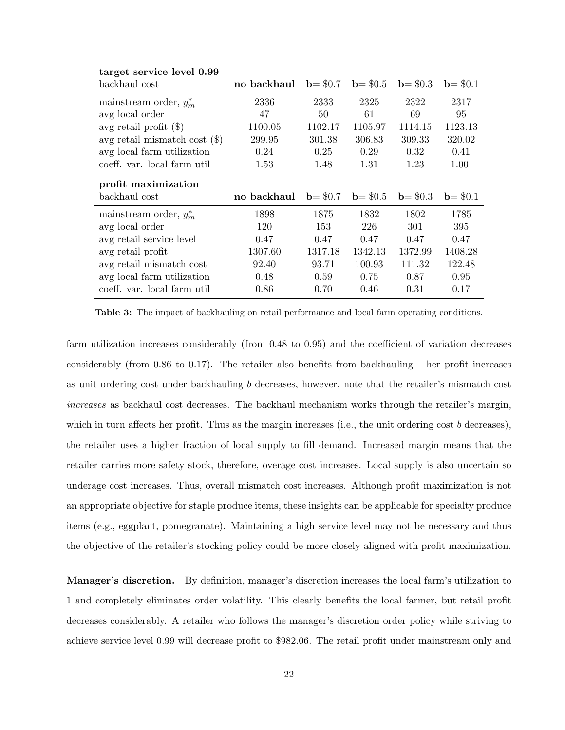| **target service level 0.99** | | | | | |
|---|---|---|---|---|---|
| backhaul cost | **no backhaul** | **b**= \$0.7 | **b**= \$0.5 | **b**= \$0.3 | **b**= \$0.1 |
| mainstream order, $y_m^*$ | 2336 | 2333 | 2325 | 2322 | 2317 |
| avg local order | 47 | 50 | 61 | 69 | 95 |
| avg retail profit (\$) | 1100.05 | 1102.17 | 1105.97 | 1114.15 | 1123.13 |
| avg retail mismatch cost (\$) | 299.95 | 301.38 | 306.83 | 309.33 | 320.02 |
| avg local farm utilization | 0.24 | 0.25 | 0.29 | 0.32 | 0.41 |
| coeff. var. local farm util | 1.53 | 1.48 | 1.31 | 1.23 | 1.00 |
| **profit maximization** | | | | | |
| backhaul cost | **no backhaul** | **b**= \$0.7 | **b**= \$0.5 | **b**= \$0.3 | **b**= \$0.1 |
| mainstream order, $y_m^*$ | 1898 | 1875 | 1832 | 1802 | 1785 |
| avg local order | 120 | 153 | 226 | 301 | 395 |
| avg retail service level | 0.47 | 0.47 | 0.47 | 0.47 | 0.47 |
| avg retail profit | 1307.60 | 1317.18 | 1342.13 | 1372.99 | 1408.28 |
| avg retail mismatch cost | 92.40 | 93.71 | 100.93 | 111.32 | 122.48 |
| avg local farm utilization | 0.48 | 0.59 | 0.75 | 0.87 | 0.95 |
| coeff. var. local farm util | 0.86 | 0.70 | 0.46 | 0.31 | 0.17 |

**Table 3:** The impact of backhauling on retail performance and local farm operating conditions.

farm utilization increases considerably (from 0.48 to 0.95) and the coefficient of variation decreases considerably (from 0.86 to 0.17). The retailer also benefits from backhauling – her profit increases as unit ordering cost under backhauling $b$ decreases, however, note that the retailer's mismatch cost *increases* as backhaul cost decreases. The backhaul mechanism works through the retailer's margin, which in turn affects her profit. Thus as the margin increases (i.e., the unit ordering cost $b$ decreases), the retailer uses a higher fraction of local supply to fill demand. Increased margin means that the retailer carries more safety stock, therefore, overage cost increases. Local supply is also uncertain so underage cost increases. Thus, overall mismatch cost increases. Although profit maximization is not an appropriate objective for staple produce items, these insights can be applicable for specialty produce items (e.g., eggplant, pomegranate). Maintaining a high service level may not be necessary and thus the objective of the retailer's stocking policy could be more closely aligned with profit maximization.

**Manager's discretion.** By definition, manager's discretion increases the local farm's utilization to 1 and completely eliminates order volatility. This clearly benefits the local farmer, but retail profit decreases considerably. A retailer who follows the manager's discretion order policy while striving to achieve service level 0.99 will decrease profit to \$982.06. The retail profit under mainstream only and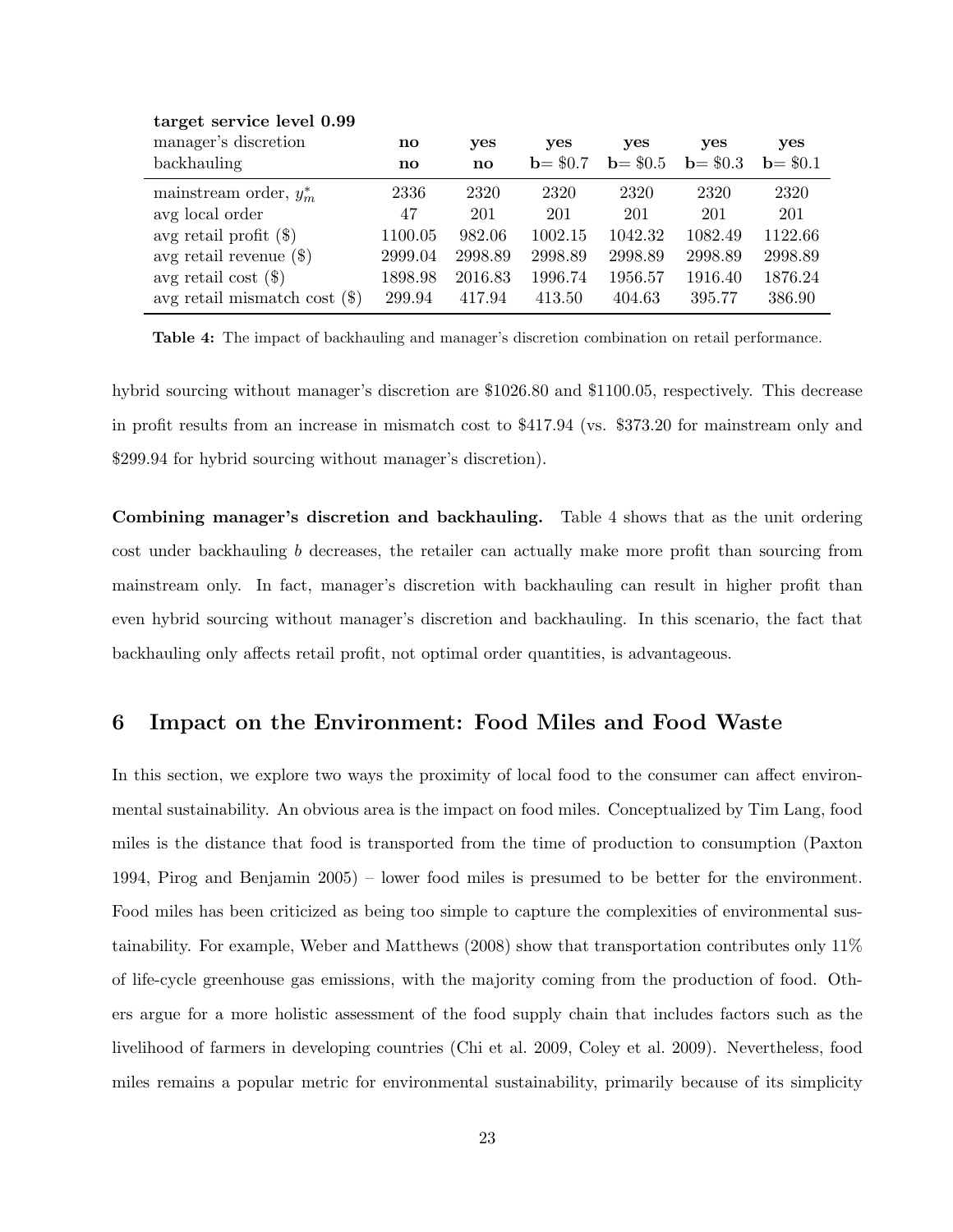| **target service level 0.99** | | | | | | |
|---|---|---|---|---|---|---|
| manager's discretion | **no** | **yes** | **yes** | **yes** | **yes** | **yes** |
| backhauling | **no** | **no** | **b= $0.7** | **b= $0.5** | **b= $0.3** | **b= $0.1** |
| mainstream order, $y_m^*$ | 2336 | 2320 | 2320 | 2320 | 2320 | 2320 |
| avg local order | 47 | 201 | 201 | 201 | 201 | 201 |
| avg retail profit ($) | 1100.05 | 982.06 | 1002.15 | 1042.32 | 1082.49 | 1122.66 |
| avg retail revenue ($) | 2999.04 | 2998.89 | 2998.89 | 2998.89 | 2998.89 | 2998.89 |
| avg retail cost ($) | 1898.98 | 2016.83 | 1996.74 | 1956.57 | 1916.40 | 1876.24 |
| avg retail mismatch cost ($) | 299.94 | 417.94 | 413.50 | 404.63 | 395.77 | 386.90 |

**Table 4:** The impact of backhauling and manager's discretion combination on retail performance.

hybrid sourcing without manager's discretion are $1026.80 and $1100.05, respectively. This decrease in profit results from an increase in mismatch cost to $417.94 (vs. $373.20 for mainstream only and $299.94 for hybrid sourcing without manager's discretion).

**Combining manager's discretion and backhauling.** Table 4 shows that as the unit ordering cost under backhauling $b$ decreases, the retailer can actually make more profit than sourcing from mainstream only. In fact, manager's discretion with backhauling can result in higher profit than even hybrid sourcing without manager's discretion and backhauling. In this scenario, the fact that backhauling only affects retail profit, not optimal order quantities, is advantageous.

## 6 Impact on the Environment: Food Miles and Food Waste

In this section, we explore two ways the proximity of local food to the consumer can affect environmental sustainability. An obvious area is the impact on food miles. Conceptualized by Tim Lang, food miles is the distance that food is transported from the time of production to consumption (Paxton 1994, Pirog and Benjamin 2005) – lower food miles is presumed to be better for the environment. Food miles has been criticized as being too simple to capture the complexities of environmental sustainability. For example, Weber and Matthews (2008) show that transportation contributes only 11% of life-cycle greenhouse gas emissions, with the majority coming from the production of food. Others argue for a more holistic assessment of the food supply chain that includes factors such as the livelihood of farmers in developing countries (Chi et al. 2009, Coley et al. 2009). Nevertheless, food miles remains a popular metric for environmental sustainability, primarily because of its simplicity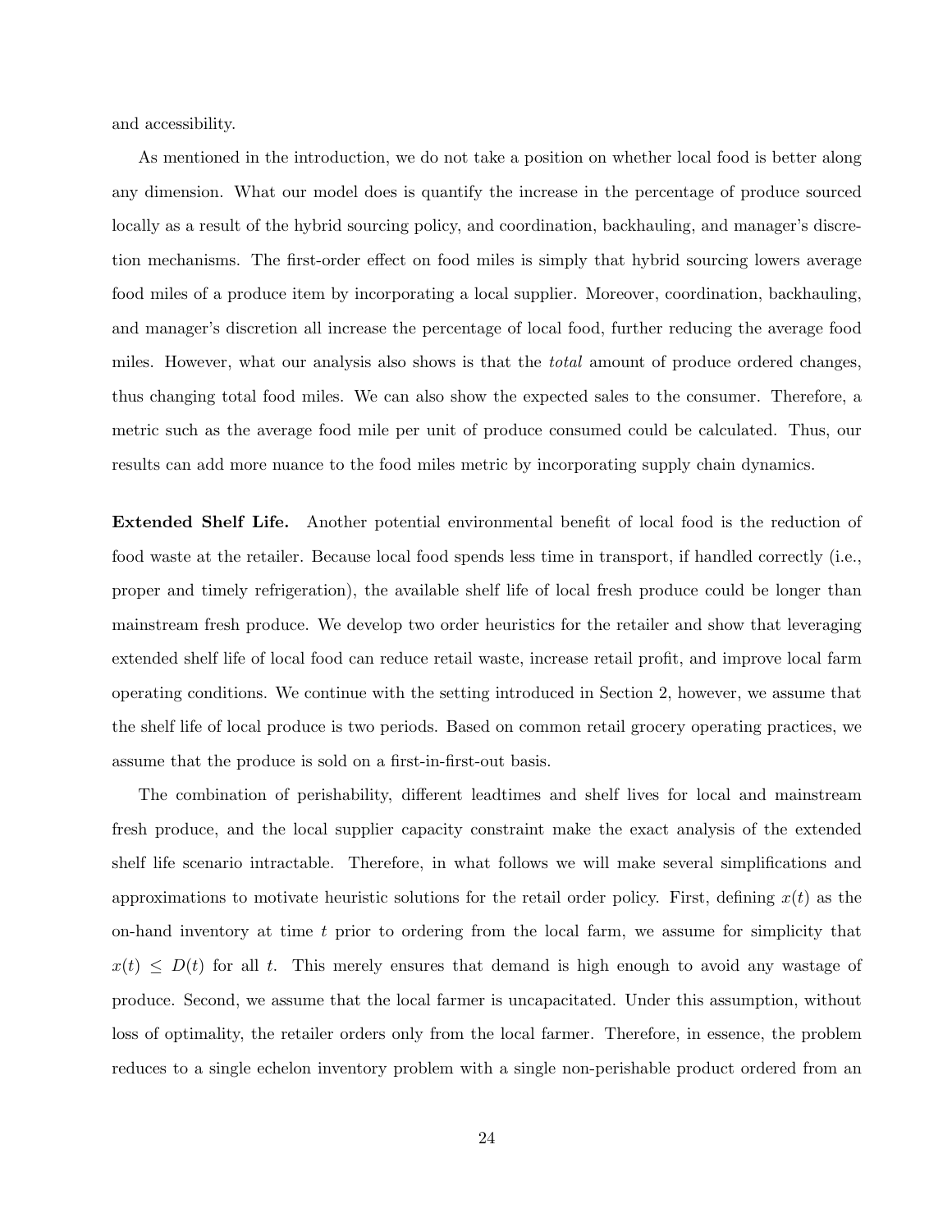and accessibility.

As mentioned in the introduction, we do not take a position on whether local food is better along any dimension. What our model does is quantify the increase in the percentage of produce sourced locally as a result of the hybrid sourcing policy, and coordination, backhauling, and manager's discretion mechanisms. The first-order effect on food miles is simply that hybrid sourcing lowers average food miles of a produce item by incorporating a local supplier. Moreover, coordination, backhauling, and manager's discretion all increase the percentage of local food, further reducing the average food miles. However, what our analysis also shows is that the *total* amount of produce ordered changes, thus changing total food miles. We can also show the expected sales to the consumer. Therefore, a metric such as the average food mile per unit of produce consumed could be calculated. Thus, our results can add more nuance to the food miles metric by incorporating supply chain dynamics.

**Extended Shelf Life.** Another potential environmental benefit of local food is the reduction of food waste at the retailer. Because local food spends less time in transport, if handled correctly (i.e., proper and timely refrigeration), the available shelf life of local fresh produce could be longer than mainstream fresh produce. We develop two order heuristics for the retailer and show that leveraging extended shelf life of local food can reduce retail waste, increase retail profit, and improve local farm operating conditions. We continue with the setting introduced in Section 2, however, we assume that the shelf life of local produce is two periods. Based on common retail grocery operating practices, we assume that the produce is sold on a first-in-first-out basis.

The combination of perishability, different leadtimes and shelf lives for local and mainstream fresh produce, and the local supplier capacity constraint make the exact analysis of the extended shelf life scenario intractable. Therefore, in what follows we will make several simplifications and approximations to motivate heuristic solutions for the retail order policy. First, defining $x(t)$ as the on-hand inventory at time $t$ prior to ordering from the local farm, we assume for simplicity that $x(t) \leq D(t)$ for all $t$. This merely ensures that demand is high enough to avoid any wastage of produce. Second, we assume that the local farmer is uncapacitated. Under this assumption, without loss of optimality, the retailer orders only from the local farmer. Therefore, in essence, the problem reduces to a single echelon inventory problem with a single non-perishable product ordered from an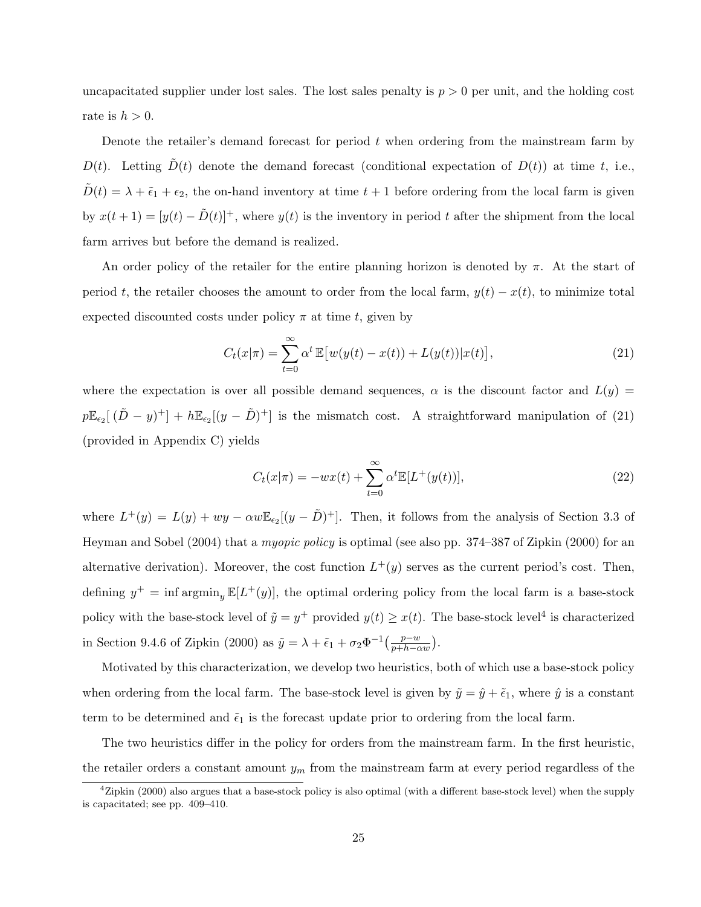uncapacitated supplier under lost sales. The lost sales penalty is $p > 0$ per unit, and the holding cost rate is $h > 0$.

Denote the retailer's demand forecast for period $t$ when ordering from the mainstream farm by $D(t)$. Letting $\tilde{D}(t)$ denote the demand forecast (conditional expectation of $D(t)$) at time $t$, i.e., $\tilde{D}(t) = \lambda + \tilde{\epsilon}_1 + \epsilon_2$, the on-hand inventory at time $t+1$ before ordering from the local farm is given by $x(t+1) = [y(t) - \tilde{D}(t)]^+$, where $y(t)$ is the inventory in period $t$ after the shipment from the local farm arrives but before the demand is realized.

An order policy of the retailer for the entire planning horizon is denoted by $\pi$. At the start of period $t$, the retailer chooses the amount to order from the local farm, $y(t) - x(t)$, to minimize total expected discounted costs under policy $\pi$ at time $t$, given by

$$C_t(x|\pi) = \sum_{t=0}^{\infty} \alpha^t \, \mathbb{E}\big[w(y(t) - x(t)) + L(y(t))|x(t)\big], \tag{21}$$

where the expectation is over all possible demand sequences, $\alpha$ is the discount factor and $L(y) = p\mathbb{E}_{\epsilon_2}[\,(\tilde{D} - y)^+] + h\mathbb{E}_{\epsilon_2}[(y - \tilde{D})^+]$ is the mismatch cost. A straightforward manipulation of (21) (provided in Appendix C) yields

$$C_t(x|\pi) = -wx(t) + \sum_{t=0}^{\infty} \alpha^t \mathbb{E}[L^+(y(t))], \tag{22}$$

where $L^+(y) = L(y) + wy - \alpha w \mathbb{E}_{\epsilon_2}[(y - \tilde{D})^+]$. Then, it follows from the analysis of Section 3.3 of Heyman and Sobel (2004) that a *myopic policy* is optimal (see also pp. 374–387 of Zipkin (2000) for an alternative derivation). Moreover, the cost function $L^+(y)$ serves as the current period's cost. Then, defining $y^+ = \inf \operatorname{argmin}_y \mathbb{E}[L^+(y)]$, the optimal ordering policy from the local farm is a base-stock policy with the base-stock level of $\tilde{y} = y^+$ provided $y(t) \geq x(t)$. The base-stock level[4] is characterized in Section 9.4.6 of Zipkin (2000) as $\tilde{y} = \lambda + \tilde{\epsilon}_1 + \sigma_2 \Phi^{-1}\big(\frac{p-w}{p+h-\alpha w}\big)$.

Motivated by this characterization, we develop two heuristics, both of which use a base-stock policy when ordering from the local farm. The base-stock level is given by $\tilde{y} = \hat{y} + \tilde{\epsilon}_1$, where $\hat{y}$ is a constant term to be determined and $\tilde{\epsilon}_1$ is the forecast update prior to ordering from the local farm.

The two heuristics differ in the policy for orders from the mainstream farm. In the first heuristic, the retailer orders a constant amount $y_m$ from the mainstream farm at every period regardless of the

[4] Zipkin (2000) also argues that a base-stock policy is also optimal (with a different base-stock level) when the supply is capacitated; see pp. 409–410.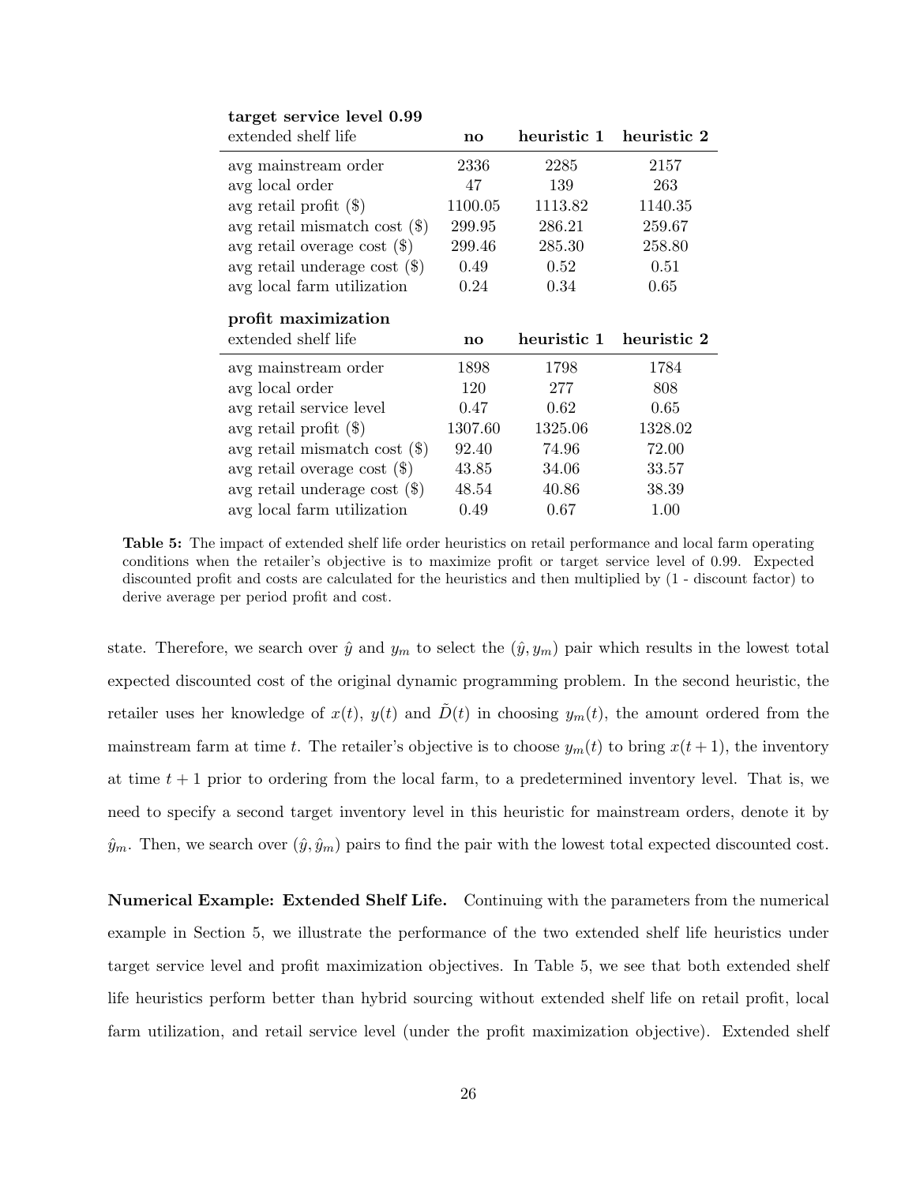| **target service level 0.99** | | | |
|---|---|---|---|
| extended shelf life | **no** | **heuristic 1** | **heuristic 2** |
| avg mainstream order | 2336 | 2285 | 2157 |
| avg local order | 47 | 139 | 263 |
| avg retail profit ($) | 1100.05 | 1113.82 | 1140.35 |
| avg retail mismatch cost ($) | 299.95 | 286.21 | 259.67 |
| avg retail overage cost ($) | 299.46 | 285.30 | 258.80 |
| avg retail underage cost ($) | 0.49 | 0.52 | 0.51 |
| avg local farm utilization | 0.24 | 0.34 | 0.65 |

| **profit maximization** | | | |
|---|---|---|---|
| extended shelf life | **no** | **heuristic 1** | **heuristic 2** |
| avg mainstream order | 1898 | 1798 | 1784 |
| avg local order | 120 | 277 | 808 |
| avg retail service level | 0.47 | 0.62 | 0.65 |
| avg retail profit ($) | 1307.60 | 1325.06 | 1328.02 |
| avg retail mismatch cost ($) | 92.40 | 74.96 | 72.00 |
| avg retail overage cost ($) | 43.85 | 34.06 | 33.57 |
| avg retail underage cost ($) | 48.54 | 40.86 | 38.39 |
| avg local farm utilization | 0.49 | 0.67 | 1.00 |

**Table 5:** The impact of extended shelf life order heuristics on retail performance and local farm operating conditions when the retailer's objective is to maximize profit or target service level of 0.99. Expected discounted profit and costs are calculated for the heuristics and then multiplied by (1 - discount factor) to derive average per period profit and cost.

state. Therefore, we search over $\hat{y}$ and $y_m$ to select the $(\hat{y}, y_m)$ pair which results in the lowest total expected discounted cost of the original dynamic programming problem. In the second heuristic, the retailer uses her knowledge of $x(t)$, $y(t)$ and $\tilde{D}(t)$ in choosing $y_m(t)$, the amount ordered from the mainstream farm at time $t$. The retailer's objective is to choose $y_m(t)$ to bring $x(t+1)$, the inventory at time $t+1$ prior to ordering from the local farm, to a predetermined inventory level. That is, we need to specify a second target inventory level in this heuristic for mainstream orders, denote it by $\hat{y}_m$. Then, we search over $(\hat{y}, \hat{y}_m)$ pairs to find the pair with the lowest total expected discounted cost.

**Numerical Example: Extended Shelf Life.** Continuing with the parameters from the numerical example in Section 5, we illustrate the performance of the two extended shelf life heuristics under target service level and profit maximization objectives. In Table 5, we see that both extended shelf life heuristics perform better than hybrid sourcing without extended shelf life on retail profit, local farm utilization, and retail service level (under the profit maximization objective). Extended shelf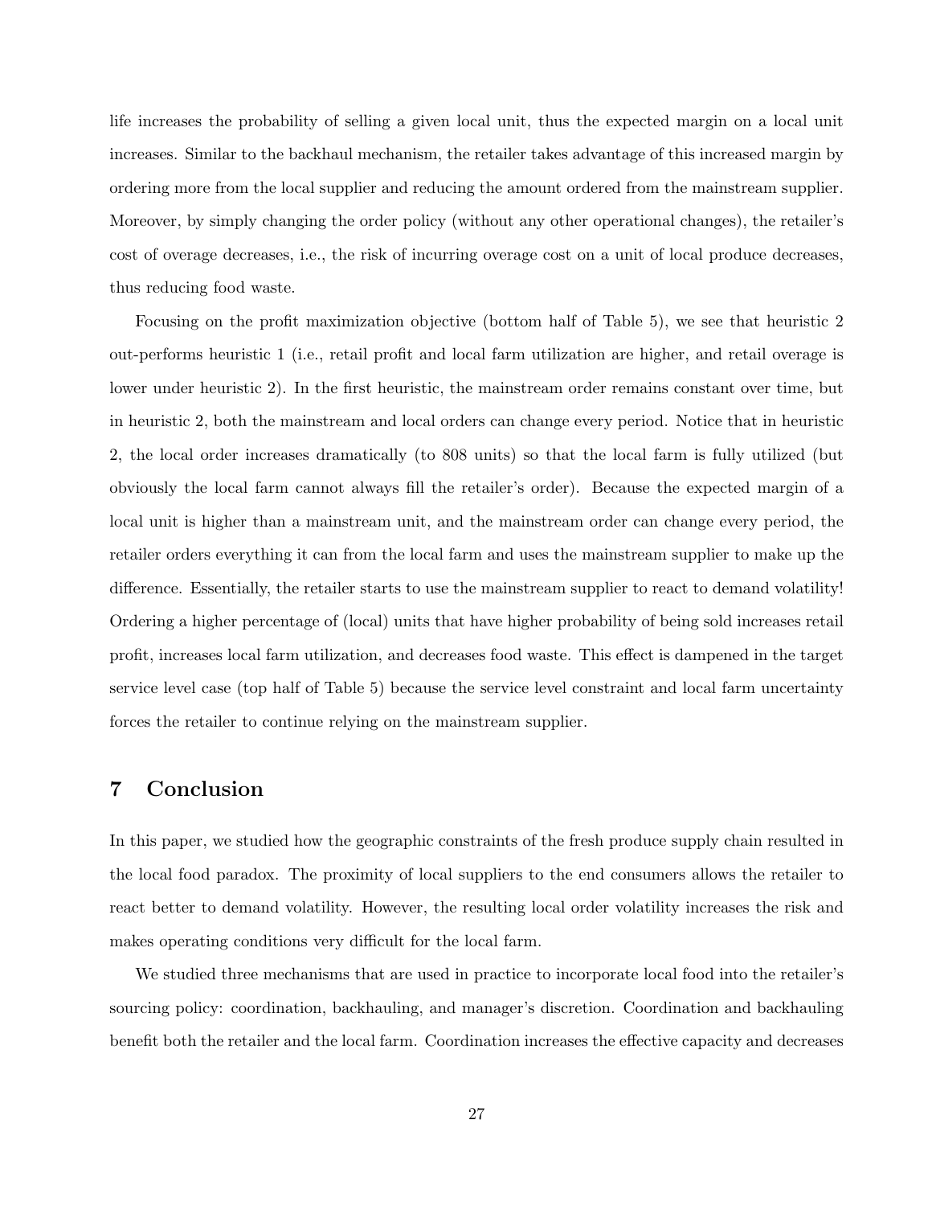life increases the probability of selling a given local unit, thus the expected margin on a local unit increases. Similar to the backhaul mechanism, the retailer takes advantage of this increased margin by ordering more from the local supplier and reducing the amount ordered from the mainstream supplier. Moreover, by simply changing the order policy (without any other operational changes), the retailer's cost of overage decreases, i.e., the risk of incurring overage cost on a unit of local produce decreases, thus reducing food waste.

Focusing on the profit maximization objective (bottom half of Table 5), we see that heuristic 2 out-performs heuristic 1 (i.e., retail profit and local farm utilization are higher, and retail overage is lower under heuristic 2). In the first heuristic, the mainstream order remains constant over time, but in heuristic 2, both the mainstream and local orders can change every period. Notice that in heuristic 2, the local order increases dramatically (to 808 units) so that the local farm is fully utilized (but obviously the local farm cannot always fill the retailer's order). Because the expected margin of a local unit is higher than a mainstream unit, and the mainstream order can change every period, the retailer orders everything it can from the local farm and uses the mainstream supplier to make up the difference. Essentially, the retailer starts to use the mainstream supplier to react to demand volatility! Ordering a higher percentage of (local) units that have higher probability of being sold increases retail profit, increases local farm utilization, and decreases food waste. This effect is dampened in the target service level case (top half of Table 5) because the service level constraint and local farm uncertainty forces the retailer to continue relying on the mainstream supplier.

# 7 Conclusion

In this paper, we studied how the geographic constraints of the fresh produce supply chain resulted in the local food paradox. The proximity of local suppliers to the end consumers allows the retailer to react better to demand volatility. However, the resulting local order volatility increases the risk and makes operating conditions very difficult for the local farm.

We studied three mechanisms that are used in practice to incorporate local food into the retailer's sourcing policy: coordination, backhauling, and manager's discretion. Coordination and backhauling benefit both the retailer and the local farm. Coordination increases the effective capacity and decreases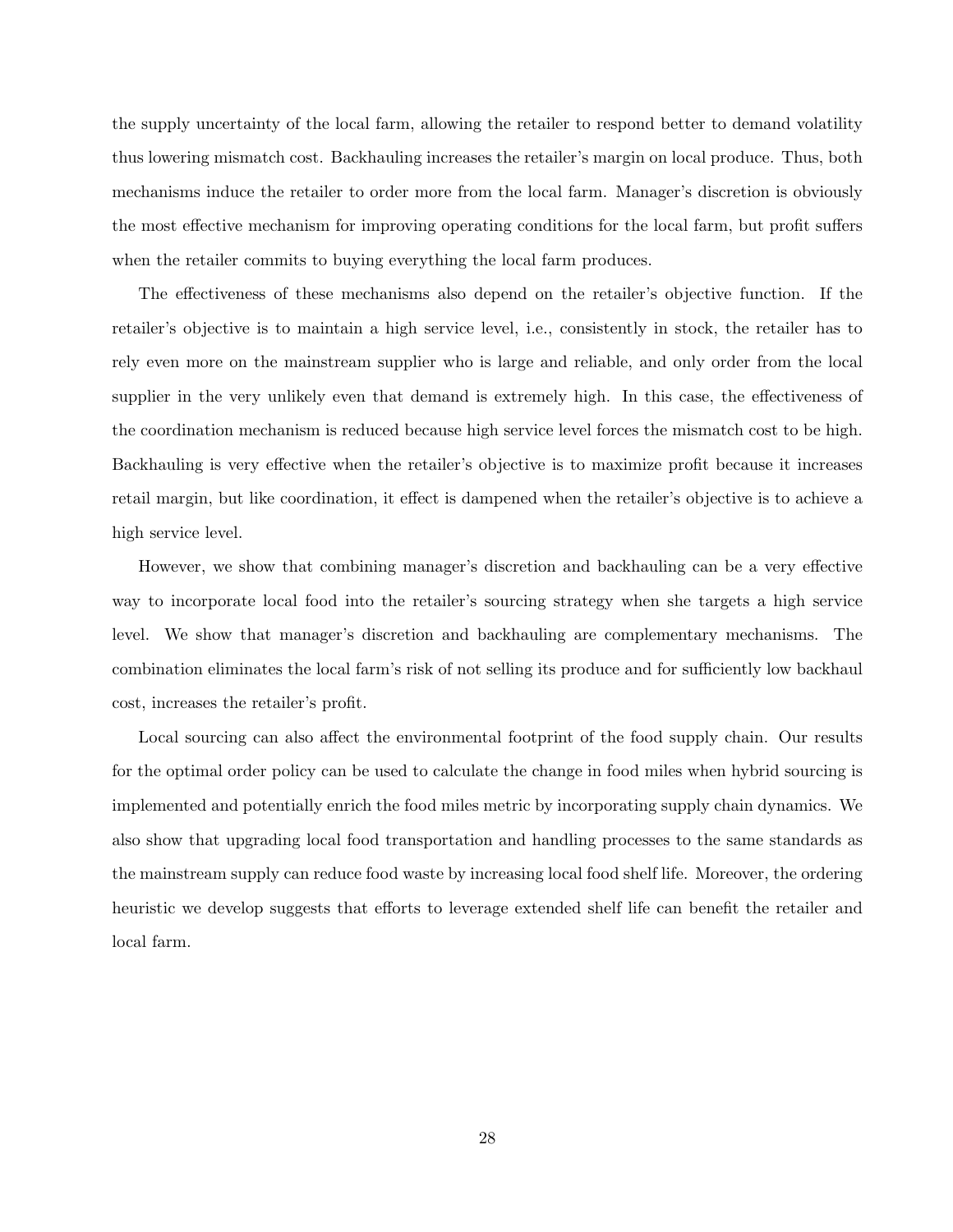the supply uncertainty of the local farm, allowing the retailer to respond better to demand volatility thus lowering mismatch cost. Backhauling increases the retailer's margin on local produce. Thus, both mechanisms induce the retailer to order more from the local farm. Manager's discretion is obviously the most effective mechanism for improving operating conditions for the local farm, but profit suffers when the retailer commits to buying everything the local farm produces.

The effectiveness of these mechanisms also depend on the retailer's objective function. If the retailer's objective is to maintain a high service level, i.e., consistently in stock, the retailer has to rely even more on the mainstream supplier who is large and reliable, and only order from the local supplier in the very unlikely even that demand is extremely high. In this case, the effectiveness of the coordination mechanism is reduced because high service level forces the mismatch cost to be high. Backhauling is very effective when the retailer's objective is to maximize profit because it increases retail margin, but like coordination, it effect is dampened when the retailer's objective is to achieve a high service level.

However, we show that combining manager's discretion and backhauling can be a very effective way to incorporate local food into the retailer's sourcing strategy when she targets a high service level. We show that manager's discretion and backhauling are complementary mechanisms. The combination eliminates the local farm's risk of not selling its produce and for sufficiently low backhaul cost, increases the retailer's profit.

Local sourcing can also affect the environmental footprint of the food supply chain. Our results for the optimal order policy can be used to calculate the change in food miles when hybrid sourcing is implemented and potentially enrich the food miles metric by incorporating supply chain dynamics. We also show that upgrading local food transportation and handling processes to the same standards as the mainstream supply can reduce food waste by increasing local food shelf life. Moreover, the ordering heuristic we develop suggests that efforts to leverage extended shelf life can benefit the retailer and local farm.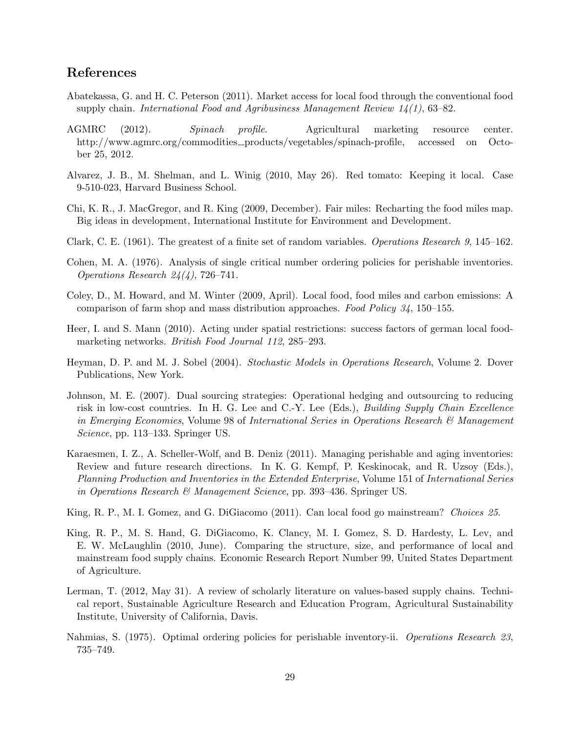## References

Abatekassa, G. and H. C. Peterson (2011). Market access for local food through the conventional food supply chain. *International Food and Agribusiness Management Review 14(1)*, 63–82.

AGMRC (2012). *Spinach profile*. Agricultural marketing resource center. http://www.agmrc.org/commodities__products/vegetables/spinach-profile, accessed on October 25, 2012.

Alvarez, J. B., M. Shelman, and L. Winig (2010, May 26). Red tomato: Keeping it local. Case 9-510-023, Harvard Business School.

Chi, K. R., J. MacGregor, and R. King (2009, December). Fair miles: Recharting the food miles map. Big ideas in development, International Institute for Environment and Development.

Clark, C. E. (1961). The greatest of a finite set of random variables. *Operations Research 9*, 145–162.

Cohen, M. A. (1976). Analysis of single critical number ordering policies for perishable inventories. *Operations Research 24(4)*, 726–741.

Coley, D., M. Howard, and M. Winter (2009, April). Local food, food miles and carbon emissions: A comparison of farm shop and mass distribution approaches. *Food Policy 34*, 150–155.

Heer, I. and S. Mann (2010). Acting under spatial restrictions: success factors of german local food-marketing networks. *British Food Journal 112*, 285–293.

Heyman, D. P. and M. J. Sobel (2004). *Stochastic Models in Operations Research*, Volume 2. Dover Publications, New York.

Johnson, M. E. (2007). Dual sourcing strategies: Operational hedging and outsourcing to reducing risk in low-cost countries. In H. G. Lee and C.-Y. Lee (Eds.), *Building Supply Chain Excellence in Emerging Economies*, Volume 98 of *International Series in Operations Research & Management Science*, pp. 113–133. Springer US.

Karaesmen, I. Z., A. Scheller-Wolf, and B. Deniz (2011). Managing perishable and aging inventories: Review and future research directions. In K. G. Kempf, P. Keskinocak, and R. Uzsoy (Eds.), *Planning Production and Inventories in the Extended Enterprise*, Volume 151 of *International Series in Operations Research & Management Science*, pp. 393–436. Springer US.

King, R. P., M. I. Gomez, and G. DiGiacomo (2011). Can local food go mainstream? *Choices 25*.

King, R. P., M. S. Hand, G. DiGiacomo, K. Clancy, M. I. Gomez, S. D. Hardesty, L. Lev, and E. W. McLaughlin (2010, June). Comparing the structure, size, and performance of local and mainstream food supply chains. Economic Research Report Number 99, United States Department of Agriculture.

Lerman, T. (2012, May 31). A review of scholarly literature on values-based supply chains. Technical report, Sustainable Agriculture Research and Education Program, Agricultural Sustainability Institute, University of California, Davis.

Nahmias, S. (1975). Optimal ordering policies for perishable inventory-ii. *Operations Research 23*, 735–749.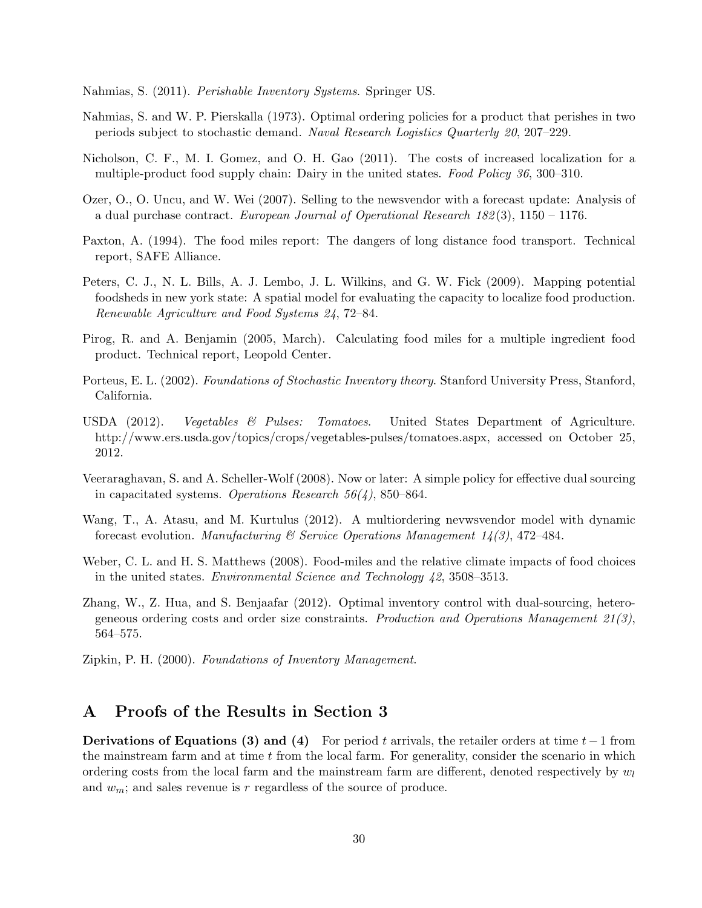Nahmias, S. (2011). *Perishable Inventory Systems*. Springer US.

Nahmias, S. and W. P. Pierskalla (1973). Optimal ordering policies for a product that perishes in two periods subject to stochastic demand. *Naval Research Logistics Quarterly 20*, 207–229.

Nicholson, C. F., M. I. Gomez, and O. H. Gao (2011). The costs of increased localization for a multiple-product food supply chain: Dairy in the united states. *Food Policy 36*, 300–310.

Ozer, O., O. Uncu, and W. Wei (2007). Selling to the newsvendor with a forecast update: Analysis of a dual purchase contract. *European Journal of Operational Research 182*(3), 1150 – 1176.

Paxton, A. (1994). The food miles report: The dangers of long distance food transport. Technical report, SAFE Alliance.

Peters, C. J., N. L. Bills, A. J. Lembo, J. L. Wilkins, and G. W. Fick (2009). Mapping potential foodsheds in new york state: A spatial model for evaluating the capacity to localize food production. *Renewable Agriculture and Food Systems 24*, 72–84.

Pirog, R. and A. Benjamin (2005, March). Calculating food miles for a multiple ingredient food product. Technical report, Leopold Center.

Porteus, E. L. (2002). *Foundations of Stochastic Inventory theory*. Stanford University Press, Stanford, California.

USDA (2012). *Vegetables & Pulses: Tomatoes*. United States Department of Agriculture. http://www.ers.usda.gov/topics/crops/vegetables-pulses/tomatoes.aspx, accessed on October 25, 2012.

Veeraraghavan, S. and A. Scheller-Wolf (2008). Now or later: A simple policy for effective dual sourcing in capacitated systems. *Operations Research 56(4)*, 850–864.

Wang, T., A. Atasu, and M. Kurtulus (2012). A multiordering nevwsvendor model with dynamic forecast evolution. *Manufacturing & Service Operations Management 14(3)*, 472–484.

Weber, C. L. and H. S. Matthews (2008). Food-miles and the relative climate impacts of food choices in the united states. *Environmental Science and Technology 42*, 3508–3513.

Zhang, W., Z. Hua, and S. Benjaafar (2012). Optimal inventory control with dual-sourcing, heterogeneous ordering costs and order size constraints. *Production and Operations Management 21(3)*, 564–575.

Zipkin, P. H. (2000). *Foundations of Inventory Management*.

# A Proofs of the Results in Section 3

**Derivations of Equations (3) and (4)** For period $t$ arrivals, the retailer orders at time $t-1$ from the mainstream farm and at time $t$ from the local farm. For generality, consider the scenario in which ordering costs from the local farm and the mainstream farm are different, denoted respectively by $w_l$ and $w_m$; and sales revenue is $r$ regardless of the source of produce.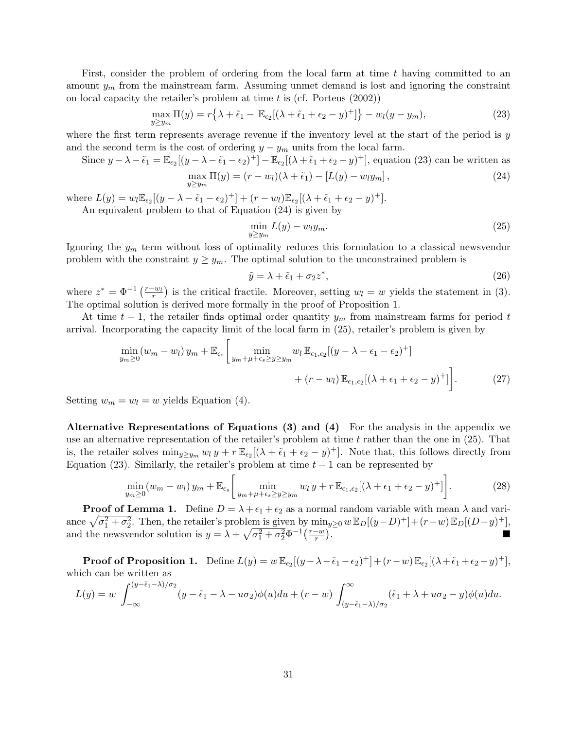First, consider the problem of ordering from the local farm at time $t$ having committed to an amount $y_m$ from the mainstream farm. Assuming unmet demand is lost and ignoring the constraint on local capacity the retailer's problem at time $t$ is (cf. Porteus (2002))

$$\max_{y \geq y_m} \Pi(y) = r\big\{\lambda + \tilde{\epsilon}_1 - \mathbb{E}_{\epsilon_2}[(\lambda + \tilde{\epsilon}_1 + \epsilon_2 - y)^+]\big\} - w_l(y - y_m), \tag{23}$$

where the first term represents average revenue if the inventory level at the start of the period is $y$ and the second term is the cost of ordering $y - y_m$ units from the local farm.

Since $y - \lambda - \tilde{\epsilon}_1 = \mathbb{E}_{\epsilon_2}[(y - \lambda - \tilde{\epsilon}_1 - \epsilon_2)^+] - \mathbb{E}_{\epsilon_2}[(\lambda + \tilde{\epsilon}_1 + \epsilon_2 - y)^+]$, equation (23) can be written as

$$\max_{y \geq y_m} \Pi(y) = (r - w_l)(\lambda + \tilde{\epsilon}_1) - [L(y) - w_l y_m], \tag{24}$$

where $L(y) = w_l \mathbb{E}_{\epsilon_2}[(y - \lambda - \tilde{\epsilon}_1 - \epsilon_2)^+] + (r - w_l)\mathbb{E}_{\epsilon_2}[(\lambda + \tilde{\epsilon}_1 + \epsilon_2 - y)^+]$.

An equivalent problem to that of Equation (24) is given by

$$\min_{y \geq y_m} L(y) - w_l y_m. \tag{25}$$

Ignoring the $y_m$ term without loss of optimality reduces this formulation to a classical newsvendor problem with the constraint $y \geq y_m$. The optimal solution to the unconstrained problem is

$$\tilde{y} = \lambda + \tilde{\epsilon}_1 + \sigma_2 z^*, \tag{26}$$

where $z^* = \Phi^{-1}\left(\frac{r - w_l}{r}\right)$ is the critical fractile. Moreover, setting $w_l = w$ yields the statement in (3). The optimal solution is derived more formally in the proof of Proposition 1.

At time $t - 1$, the retailer finds optimal order quantity $y_m$ from mainstream farms for period $t$ arrival. Incorporating the capacity limit of the local farm in (25), retailer's problem is given by

$$\min_{y_m \geq 0} (w_m - w_l)\, y_m + \mathbb{E}_{\epsilon_s}\Bigg[\min_{y_m + \mu + \epsilon_s \geq y \geq y_m} w_l\, \mathbb{E}_{\epsilon_1, \epsilon_2}[(y - \lambda - \epsilon_1 - \epsilon_2)^+] + (r - w_l)\, \mathbb{E}_{\epsilon_1, \epsilon_2}[(\lambda + \epsilon_1 + \epsilon_2 - y)^+]\Bigg]. \tag{27}$$

Setting $w_m = w_l = w$ yields Equation (4).

**Alternative Representations of Equations (3) and (4)** For the analysis in the appendix we use an alternative representation of the retailer's problem at time $t$ rather than the one in (25). That is, the retailer solves $\min_{y \geq y_m} w_l\, y + r\, \mathbb{E}_{\epsilon_2}[(\lambda + \tilde{\epsilon}_1 + \epsilon_2 - y)^+]$. Note that, this follows directly from Equation (23). Similarly, the retailer's problem at time $t - 1$ can be represented by

$$\min_{y_m \geq 0} (w_m - w_l)\, y_m + \mathbb{E}_{\epsilon_s}\Bigg[\min_{y_m + \mu + \epsilon_s \geq y \geq y_m} w_l\, y + r\, \mathbb{E}_{\epsilon_1, \epsilon_2}[(\lambda + \epsilon_1 + \epsilon_2 - y)^+]\Bigg]. \tag{28}$$

**Proof of Lemma 1.** Define $D = \lambda + \epsilon_1 + \epsilon_2$ as a normal random variable with mean $\lambda$ and variance $\sqrt{\sigma_1^2 + \sigma_2^2}$. Then, the retailer's problem is given by $\min_{y \geq 0} w\, \mathbb{E}_D[(y - D)^+] + (r - w)\, \mathbb{E}_D[(D - y)^+]$, and the newsvendor solution is $y = \lambda + \sqrt{\sigma_1^2 + \sigma_2^2}\,\Phi^{-1}\left(\frac{r - w}{r}\right)$. ■

**Proof of Proposition 1.** Define $L(y) = w\, \mathbb{E}_{\epsilon_2}[(y - \lambda - \tilde{\epsilon}_1 - \epsilon_2)^+] + (r - w)\, \mathbb{E}_{\epsilon_2}[(\lambda + \tilde{\epsilon}_1 + \epsilon_2 - y)^+]$, which can be written as

$$L(y) = w \int_{-\infty}^{(y - \tilde{\epsilon}_1 - \lambda)/\sigma_2} (y - \tilde{\epsilon}_1 - \lambda - u\sigma_2)\phi(u)du + (r - w) \int_{(y - \tilde{\epsilon}_1 - \lambda)/\sigma_2}^{\infty} (\tilde{\epsilon}_1 + \lambda + u\sigma_2 - y)\phi(u)du.$$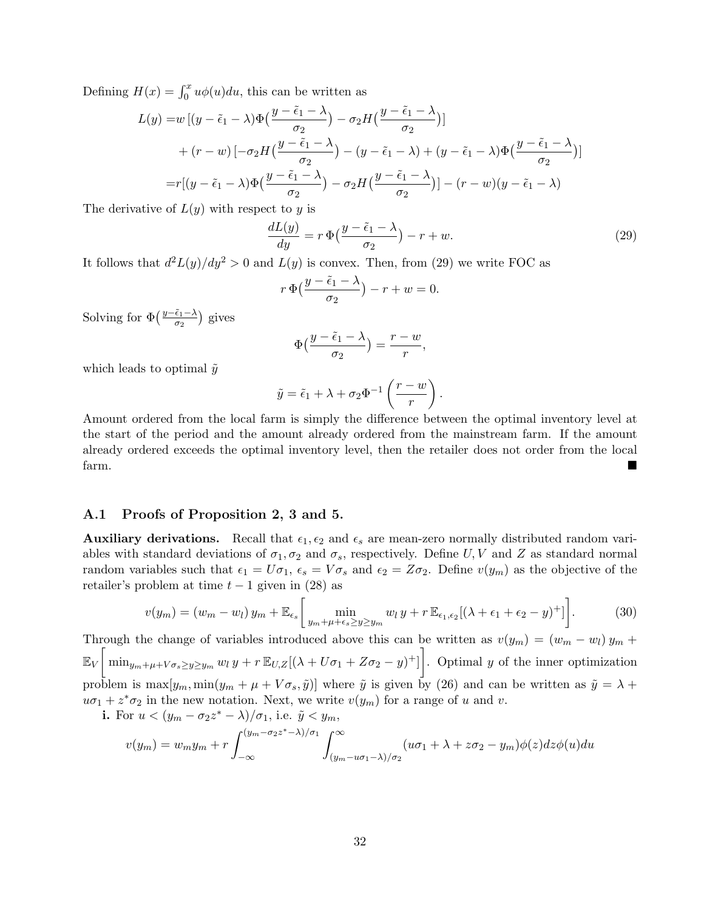Defining $H(x) = \int_0^x u\phi(u)du$, this can be written as

$$
\begin{aligned}
L(y) =& w\,[(y - \tilde{\epsilon}_1 - \lambda)\Phi\big(\frac{y - \tilde{\epsilon}_1 - \lambda}{\sigma_2}\big) - \sigma_2 H\big(\frac{y - \tilde{\epsilon}_1 - \lambda}{\sigma_2}\big)] \\
&+ (r - w)\,[-\sigma_2 H\big(\frac{y - \tilde{\epsilon}_1 - \lambda}{\sigma_2}\big) - (y - \tilde{\epsilon}_1 - \lambda) + (y - \tilde{\epsilon}_1 - \lambda)\Phi\big(\frac{y - \tilde{\epsilon}_1 - \lambda}{\sigma_2}\big)] \\
=& r[(y - \tilde{\epsilon}_1 - \lambda)\Phi\big(\frac{y - \tilde{\epsilon}_1 - \lambda}{\sigma_2}\big) - \sigma_2 H\big(\frac{y - \tilde{\epsilon}_1 - \lambda}{\sigma_2}\big)] - (r - w)(y - \tilde{\epsilon}_1 - \lambda)
\end{aligned}
$$

The derivative of $L(y)$ with respect to $y$ is

$$
\frac{dL(y)}{dy} = r\,\Phi\big(\frac{y - \tilde{\epsilon}_1 - \lambda}{\sigma_2}\big) - r + w. \tag{29}
$$

It follows that $d^2L(y)/dy^2 > 0$ and $L(y)$ is convex. Then, from (29) we write FOC as

$$
r\,\Phi\big(\frac{y - \tilde{\epsilon}_1 - \lambda}{\sigma_2}\big) - r + w = 0.
$$

Solving for $\Phi\big(\frac{y - \tilde{\epsilon}_1 - \lambda}{\sigma_2}\big)$ gives

$$
\Phi\big(\frac{y - \tilde{\epsilon}_1 - \lambda}{\sigma_2}\big) = \frac{r - w}{r},
$$

which leads to optimal $\tilde{y}$

$$
\tilde{y} = \tilde{\epsilon}_1 + \lambda + \sigma_2 \Phi^{-1}\left(\frac{r - w}{r}\right).
$$

Amount ordered from the local farm is simply the difference between the optimal inventory level at the start of the period and the amount already ordered from the mainstream farm. If the amount already ordered exceeds the optimal inventory level, then the retailer does not order from the local farm. ■

### A.1 Proofs of Proposition 2, 3 and 5.

**Auxiliary derivations.** Recall that $\epsilon_1, \epsilon_2$ and $\epsilon_s$ are mean-zero normally distributed random variables with standard deviations of $\sigma_1, \sigma_2$ and $\sigma_s$, respectively. Define $U, V$ and $Z$ as standard normal random variables such that $\epsilon_1 = U\sigma_1$, $\epsilon_s = V\sigma_s$ and $\epsilon_2 = Z\sigma_2$. Define $v(y_m)$ as the objective of the retailer's problem at time $t-1$ given in (28) as

$$
v(y_m) = (w_m - w_l)\,y_m + \mathbb{E}_{\epsilon_s}\left[\min_{y_m + \mu + \epsilon_s \geq y \geq y_m} w_l\,y + r\,\mathbb{E}_{\epsilon_1, \epsilon_2}[(\lambda + \epsilon_1 + \epsilon_2 - y)^+]\right]. \tag{30}
$$

Through the change of variables introduced above this can be written as $v(y_m) = (w_m - w_l)\,y_m + \mathbb{E}_V\left[\min_{y_m + \mu + V\sigma_s \geq y \geq y_m} w_l\,y + r\,\mathbb{E}_{U,Z}[(\lambda + U\sigma_1 + Z\sigma_2 - y)^+]\right]$. Optimal $y$ of the inner optimization problem is $\max[y_m, \min(y_m + \mu + V\sigma_s, \tilde{y})]$ where $\tilde{y}$ is given by (26) and can be written as $\tilde{y} = \lambda + u\sigma_1 + z^*\sigma_2$ in the new notation. Next, we write $v(y_m)$ for a range of $u$ and $v$.

**i.** For $u < (y_m - \sigma_2 z^* - \lambda)/\sigma_1$, i.e. $\tilde{y} < y_m$,

$$
v(y_m) = w_m y_m + r\int_{-\infty}^{(y_m - \sigma_2 z^* - \lambda)/\sigma_1} \int_{(y_m - u\sigma_1 - \lambda)/\sigma_2}^{\infty} (u\sigma_1 + \lambda + z\sigma_2 - y_m)\phi(z)dz\phi(u)du
$$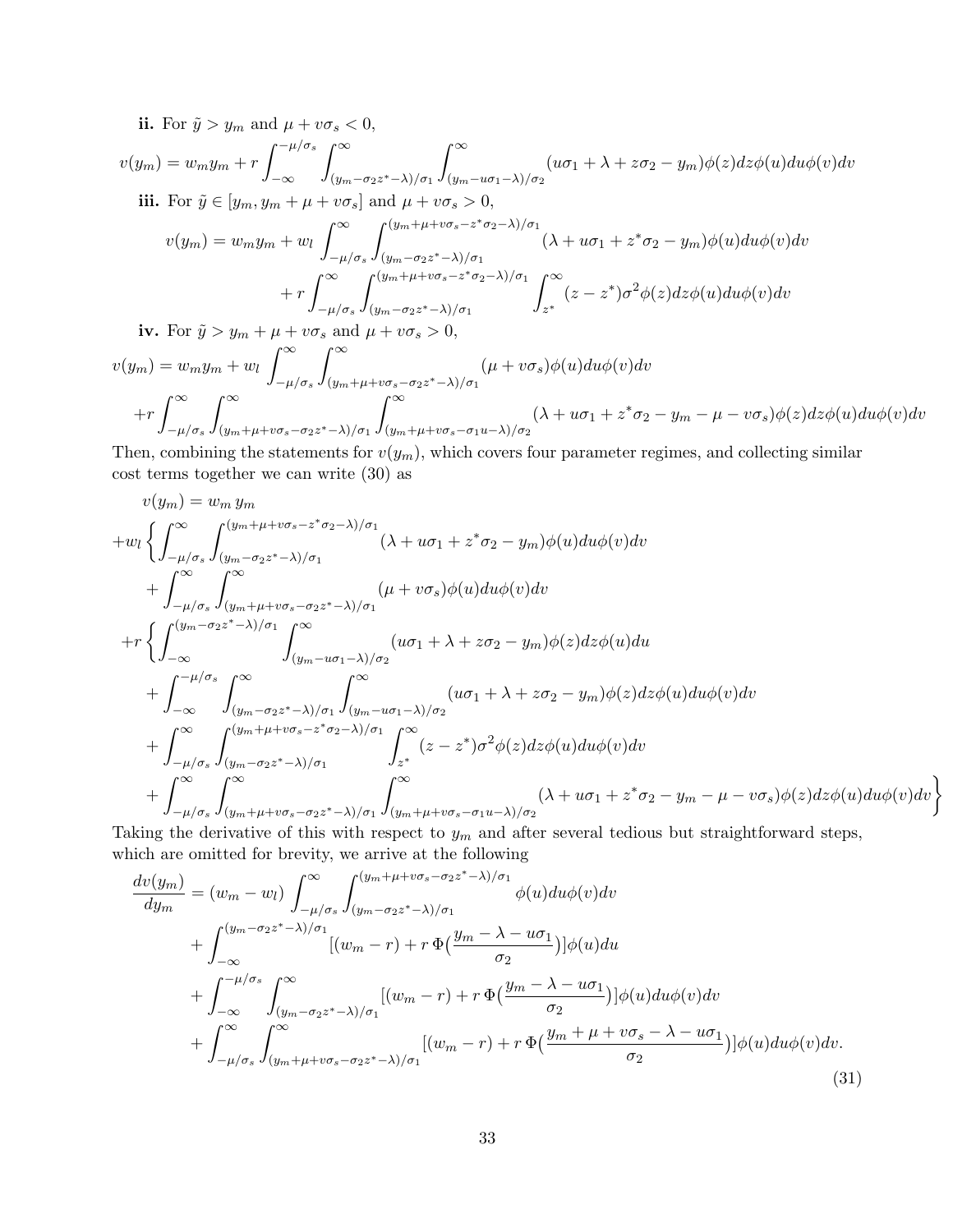**ii.** For $\tilde{y} > y_m$ and $\mu + v\sigma_s < 0$,

$$v(y_m) = w_m y_m + r \int_{-\infty}^{-\mu/\sigma_s} \int_{(y_m - \sigma_2 z^* - \lambda)/\sigma_1}^{\infty} \int_{(y_m - u\sigma_1 - \lambda)/\sigma_2}^{\infty} (u\sigma_1 + \lambda + z\sigma_2 - y_m)\phi(z)dz\phi(u)du\phi(v)dv$$

**iii.** For $\tilde{y} \in [y_m, y_m + \mu + v\sigma_s]$ and $\mu + v\sigma_s > 0$,

$$\begin{aligned} v(y_m) = w_m y_m &+ w_l \int_{-\mu/\sigma_s}^{\infty} \int_{(y_m - \sigma_2 z^* - \lambda)/\sigma_1}^{(y_m + \mu + v\sigma_s - z^*\sigma_2 - \lambda)/\sigma_1} (\lambda + u\sigma_1 + z^*\sigma_2 - y_m)\phi(u)du\phi(v)dv \\ &+ r \int_{-\mu/\sigma_s}^{\infty} \int_{(y_m - \sigma_2 z^* - \lambda)/\sigma_1}^{(y_m + \mu + v\sigma_s - z^*\sigma_2 - \lambda)/\sigma_1} \int_{z^*}^{\infty} (z - z^*)\sigma^2 \phi(z)dz\phi(u)du\phi(v)dv \end{aligned}$$

**iv.** For $\tilde{y} > y_m + \mu + v\sigma_s$ and $\mu + v\sigma_s > 0$,

$$\begin{aligned} v(y_m) = w_m y_m &+ w_l \int_{-\mu/\sigma_s}^{\infty} \int_{(y_m + \mu + v\sigma_s - \sigma_2 z^* - \lambda)/\sigma_1}^{\infty} (\mu + v\sigma_s)\phi(u)du\phi(v)dv \\ &+ r \int_{-\mu/\sigma_s}^{\infty} \int_{(y_m + \mu + v\sigma_s - \sigma_2 z^* - \lambda)/\sigma_1}^{\infty} \int_{(y_m + \mu + v\sigma_s - \sigma_1 u - \lambda)/\sigma_2}^{\infty} (\lambda + u\sigma_1 + z^*\sigma_2 - y_m - \mu - v\sigma_s)\phi(z)dz\phi(u)du\phi(v)dv \end{aligned}$$

Then, combining the statements for $v(y_m)$, which covers four parameter regimes, and collecting similar cost terms together we can write (30) as

$$\begin{aligned} v(y_m) &= w_m\, y_m \\ &+ w_l \Big\{ \int_{-\mu/\sigma_s}^{\infty} \int_{(y_m - \sigma_2 z^* - \lambda)/\sigma_1}^{(y_m + \mu + v\sigma_s - z^*\sigma_2 - \lambda)/\sigma_1} (\lambda + u\sigma_1 + z^*\sigma_2 - y_m)\phi(u)du\phi(v)dv \\ &\quad + \int_{-\mu/\sigma_s}^{\infty} \int_{(y_m + \mu + v\sigma_s - \sigma_2 z^* - \lambda)/\sigma_1}^{\infty} (\mu + v\sigma_s)\phi(u)du\phi(v)dv \\ &+ r \Big\{ \int_{-\infty}^{(y_m - \sigma_2 z^* - \lambda)/\sigma_1} \int_{(y_m - u\sigma_1 - \lambda)/\sigma_2}^{\infty} (u\sigma_1 + \lambda + z\sigma_2 - y_m)\phi(z)dz\phi(u)du \\ &\quad + \int_{-\infty}^{-\mu/\sigma_s} \int_{(y_m - \sigma_2 z^* - \lambda)/\sigma_1}^{\infty} \int_{(y_m - u\sigma_1 - \lambda)/\sigma_2}^{\infty} (u\sigma_1 + \lambda + z\sigma_2 - y_m)\phi(z)dz\phi(u)du\phi(v)dv \\ &\quad + \int_{-\mu/\sigma_s}^{\infty} \int_{(y_m - \sigma_2 z^* - \lambda)/\sigma_1}^{(y_m + \mu + v\sigma_s - z^*\sigma_2 - \lambda)/\sigma_1} \int_{z^*}^{\infty} (z - z^*)\sigma^2 \phi(z)dz\phi(u)du\phi(v)dv \\ &\quad + \int_{-\mu/\sigma_s}^{\infty} \int_{(y_m + \mu + v\sigma_s - \sigma_2 z^* - \lambda)/\sigma_1}^{\infty} \int_{(y_m + \mu + v\sigma_s - \sigma_1 u - \lambda)/\sigma_2}^{\infty} (\lambda + u\sigma_1 + z^*\sigma_2 - y_m - \mu - v\sigma_s)\phi(z)dz\phi(u)du\phi(v)dv \Big\} \end{aligned}$$

Taking the derivative of this with respect to $y_m$ and after several tedious but straightforward steps, which are omitted for brevity, we arrive at the following

$$\begin{aligned} \frac{dv(y_m)}{dy_m} &= (w_m - w_l) \int_{-\mu/\sigma_s}^{\infty} \int_{(y_m - \sigma_2 z^* - \lambda)/\sigma_1}^{(y_m + \mu + v\sigma_s - \sigma_2 z^* - \lambda)/\sigma_1} \phi(u)du\phi(v)dv \\ &+ \int_{-\infty}^{(y_m - \sigma_2 z^* - \lambda)/\sigma_1} [(w_m - r) + r\,\Phi\big(\frac{y_m - \lambda - u\sigma_1}{\sigma_2}\big)]\phi(u)du \\ &+ \int_{-\infty}^{-\mu/\sigma_s} \int_{(y_m - \sigma_2 z^* - \lambda)/\sigma_1}^{\infty} [(w_m - r) + r\,\Phi\big(\frac{y_m - \lambda - u\sigma_1}{\sigma_2}\big)]\phi(u)du\phi(v)dv \\ &+ \int_{-\mu/\sigma_s}^{\infty} \int_{(y_m + \mu + v\sigma_s - \sigma_2 z^* - \lambda)/\sigma_1}^{\infty} [(w_m - r) + r\,\Phi\big(\frac{y_m + \mu + v\sigma_s - \lambda - u\sigma_1}{\sigma_2}\big)]\phi(u)du\phi(v)dv. \end{aligned} \tag{31}$$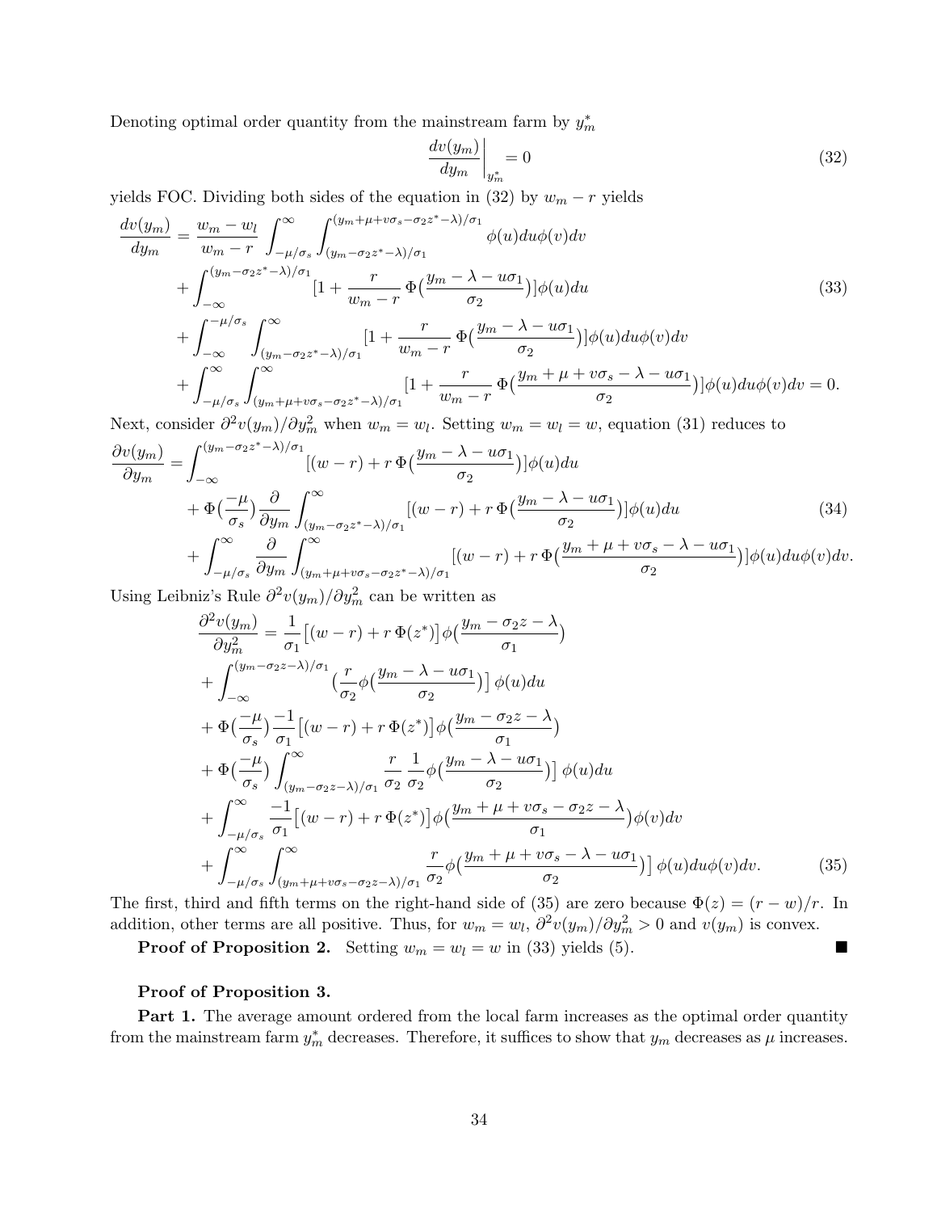Denoting optimal order quantity from the mainstream farm by $y_m^*$

$$\left.\frac{dv(y_m)}{dy_m}\right|_{y_m^*} = 0 \tag{32}$$

yields FOC. Dividing both sides of the equation in (32) by $w_m - r$ yields

$$\begin{aligned}
\frac{dv(y_m)}{dy_m} &= \frac{w_m - w_l}{w_m - r} \int_{-\mu/\sigma_s}^{\infty} \int_{(y_m - \sigma_2 z^* - \lambda)/\sigma_1}^{(y_m + \mu + v\sigma_s - \sigma_2 z^* - \lambda)/\sigma_1} \phi(u) du \phi(v) dv \\
&+ \int_{-\infty}^{(y_m - \sigma_2 z^* - \lambda)/\sigma_1} [1 + \frac{r}{w_m - r} \Phi\big(\frac{y_m - \lambda - u\sigma_1}{\sigma_2}\big)] \phi(u) du \\
&+ \int_{-\infty}^{-\mu/\sigma_s} \int_{(y_m - \sigma_2 z^* - \lambda)/\sigma_1}^{\infty} [1 + \frac{r}{w_m - r} \Phi\big(\frac{y_m - \lambda - u\sigma_1}{\sigma_2}\big)] \phi(u) du \phi(v) dv \\
&+ \int_{-\mu/\sigma_s}^{\infty} \int_{(y_m + \mu + v\sigma_s - \sigma_2 z^* - \lambda)/\sigma_1}^{\infty} [1 + \frac{r}{w_m - r} \Phi\big(\frac{y_m + \mu + v\sigma_s - \lambda - u\sigma_1}{\sigma_2}\big)] \phi(u) du \phi(v) dv = 0.
\end{aligned} \tag{33}$$

Next, consider $\partial^2 v(y_m)/\partial y_m^2$ when $w_m = w_l$. Setting $w_m = w_l = w$, equation (31) reduces to

$$\begin{aligned}
\frac{\partial v(y_m)}{\partial y_m} &= \int_{-\infty}^{(y_m - \sigma_2 z^* - \lambda)/\sigma_1} [(w - r) + r\,\Phi\big(\frac{y_m - \lambda - u\sigma_1}{\sigma_2}\big)] \phi(u) du \\
&+ \Phi\big(\frac{-\mu}{\sigma_s}\big) \frac{\partial}{\partial y_m} \int_{(y_m - \sigma_2 z^* - \lambda)/\sigma_1}^{\infty} [(w - r) + r\,\Phi\big(\frac{y_m - \lambda - u\sigma_1}{\sigma_2}\big)] \phi(u) du \\
&+ \int_{-\mu/\sigma_s}^{\infty} \frac{\partial}{\partial y_m} \int_{(y_m + \mu + v\sigma_s - \sigma_2 z^* - \lambda)/\sigma_1}^{\infty} [(w - r) + r\,\Phi\big(\frac{y_m + \mu + v\sigma_s - \lambda - u\sigma_1}{\sigma_2}\big)] \phi(u) du \phi(v) dv.
\end{aligned} \tag{34}$$

Using Leibniz's Rule $\partial^2 v(y_m)/\partial y_m^2$ can be written as

$$\begin{aligned}
\frac{\partial^2 v(y_m)}{\partial y_m^2} &= \frac{1}{\sigma_1} \big[(w - r) + r\,\Phi(z^*)\big] \phi\big(\frac{y_m - \sigma_2 z - \lambda}{\sigma_1}\big) \\
&+ \int_{-\infty}^{(y_m - \sigma_2 z - \lambda)/\sigma_1} \big(\frac{r}{\sigma_2} \phi\big(\frac{y_m - \lambda - u\sigma_1}{\sigma_2}\big)\big] \phi(u) du \\
&+ \Phi\big(\frac{-\mu}{\sigma_s}\big) \frac{-1}{\sigma_1} \big[(w - r) + r\,\Phi(z^*)\big] \phi\big(\frac{y_m - \sigma_2 z - \lambda}{\sigma_1}\big) \\
&+ \Phi\big(\frac{-\mu}{\sigma_s}\big) \int_{(y_m - \sigma_2 z - \lambda)/\sigma_1}^{\infty} \frac{r}{\sigma_2} \frac{1}{\sigma_2} \phi\big(\frac{y_m - \lambda - u\sigma_1}{\sigma_2}\big)\big] \phi(u) du \\
&+ \int_{-\mu/\sigma_s}^{\infty} \frac{-1}{\sigma_1} \big[(w - r) + r\,\Phi(z^*)\big] \phi\big(\frac{y_m + \mu + v\sigma_s - \sigma_2 z - \lambda}{\sigma_1}\big) \phi(v) dv \\
&+ \int_{-\mu/\sigma_s}^{\infty} \int_{(y_m + \mu + v\sigma_s - \sigma_2 z - \lambda)/\sigma_1}^{\infty} \frac{r}{\sigma_2} \phi\big(\frac{y_m + \mu + v\sigma_s - \lambda - u\sigma_1}{\sigma_2}\big)\big] \phi(u) du \phi(v) dv.
\end{aligned} \tag{35}$$

The first, third and fifth terms on the right-hand side of (35) are zero because $\Phi(z) = (r - w)/r$. In addition, other terms are all positive. Thus, for $w_m = w_l$, $\partial^2 v(y_m)/\partial y_m^2 > 0$ and $v(y_m)$ is convex.

**Proof of Proposition 2.** Setting $w_m = w_l = w$ in (33) yields (5). ■

**Proof of Proposition 3.**

**Part 1.** The average amount ordered from the local farm increases as the optimal order quantity from the mainstream farm $y_m^*$ decreases. Therefore, it suffices to show that $y_m$ decreases as $\mu$ increases.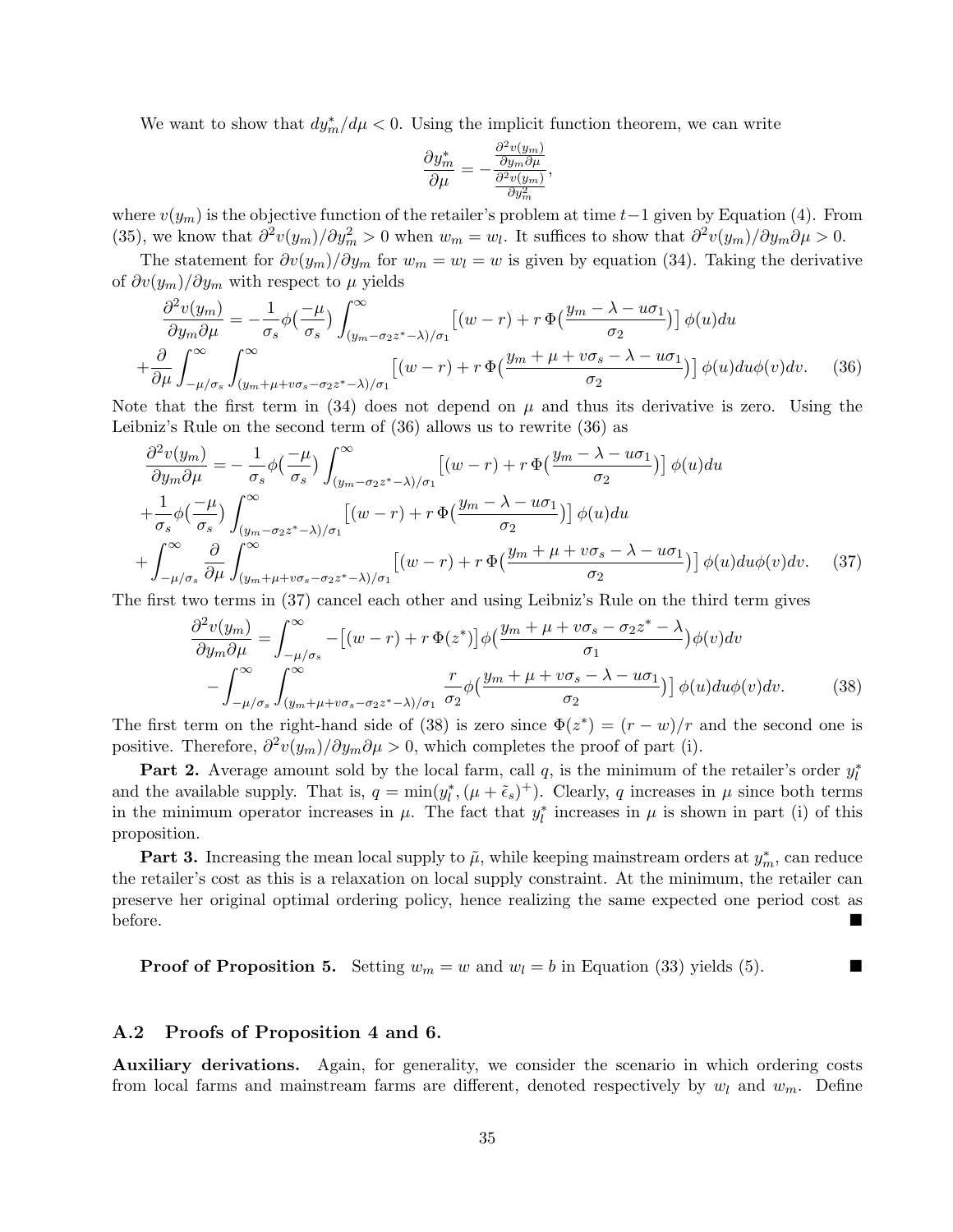We want to show that $dy_m^*/d\mu < 0$. Using the implicit function theorem, we can write

$$\frac{\partial y_m^*}{\partial \mu} = -\frac{\frac{\partial^2 v(y_m)}{\partial y_m \partial \mu}}{\frac{\partial^2 v(y_m)}{\partial y_m^2}},$$

where $v(y_m)$ is the objective function of the retailer's problem at time $t-1$ given by Equation (4). From (35), we know that $\partial^2 v(y_m)/\partial y_m^2 > 0$ when $w_m = w_l$. It suffices to show that $\partial^2 v(y_m)/\partial y_m \partial \mu > 0$.

The statement for $\partial v(y_m)/\partial y_m$ for $w_m = w_l = w$ is given by equation (34). Taking the derivative of $\partial v(y_m)/\partial y_m$ with respect to $\mu$ yields

$$\frac{\partial^2 v(y_m)}{\partial y_m \partial \mu} = -\frac{1}{\sigma_s}\phi\big(\frac{-\mu}{\sigma_s}\big)\int_{(y_m-\sigma_2 z^*-\lambda)/\sigma_1}^{\infty}\big[(w-r)+r\,\Phi\big(\frac{y_m-\lambda-u\sigma_1}{\sigma_2}\big)\big]\,\phi(u)du$$
$$+\frac{\partial}{\partial \mu}\int_{-\mu/\sigma_s}^{\infty}\int_{(y_m+\mu+v\sigma_s-\sigma_2 z^*-\lambda)/\sigma_1}^{\infty}\big[(w-r)+r\,\Phi\big(\frac{y_m+\mu+v\sigma_s-\lambda-u\sigma_1}{\sigma_2}\big)\big]\,\phi(u)du\phi(v)dv. \quad (36)$$

Note that the first term in (34) does not depend on $\mu$ and thus its derivative is zero. Using the Leibniz's Rule on the second term of (36) allows us to rewrite (36) as

$$\frac{\partial^2 v(y_m)}{\partial y_m \partial \mu} = -\frac{1}{\sigma_s}\phi\big(\frac{-\mu}{\sigma_s}\big)\int_{(y_m-\sigma_2 z^*-\lambda)/\sigma_1}^{\infty}\big[(w-r)+r\,\Phi\big(\frac{y_m-\lambda-u\sigma_1}{\sigma_2}\big)\big]\,\phi(u)du$$
$$+\frac{1}{\sigma_s}\phi\big(\frac{-\mu}{\sigma_s}\big)\int_{(y_m-\sigma_2 z^*-\lambda)/\sigma_1}^{\infty}\big[(w-r)+r\,\Phi\big(\frac{y_m-\lambda-u\sigma_1}{\sigma_2}\big)\big]\,\phi(u)du$$
$$+\int_{-\mu/\sigma_s}^{\infty}\frac{\partial}{\partial \mu}\int_{(y_m+\mu+v\sigma_s-\sigma_2 z^*-\lambda)/\sigma_1}^{\infty}\big[(w-r)+r\,\Phi\big(\frac{y_m+\mu+v\sigma_s-\lambda-u\sigma_1}{\sigma_2}\big)\big]\,\phi(u)du\phi(v)dv. \quad (37)$$

The first two terms in (37) cancel each other and using Leibniz's Rule on the third term gives

$$\frac{\partial^2 v(y_m)}{\partial y_m \partial \mu} = \int_{-\mu/\sigma_s}^{\infty} -\big[(w-r)+r\,\Phi(z^*)\big]\phi\big(\frac{y_m+\mu+v\sigma_s-\sigma_2 z^*-\lambda}{\sigma_1}\big)\phi(v)dv$$
$$-\int_{-\mu/\sigma_s}^{\infty}\int_{(y_m+\mu+v\sigma_s-\sigma_2 z^*-\lambda)/\sigma_1}^{\infty}\frac{r}{\sigma_2}\phi\big(\frac{y_m+\mu+v\sigma_s-\lambda-u\sigma_1}{\sigma_2}\big)\big]\,\phi(u)du\phi(v)dv. \quad (38)$$

The first term on the right-hand side of (38) is zero since $\Phi(z^*) = (r-w)/r$ and the second one is positive. Therefore, $\partial^2 v(y_m)/\partial y_m \partial \mu > 0$, which completes the proof of part (i).

**Part 2.** Average amount sold by the local farm, call $q$, is the minimum of the retailer's order $y_l^*$ and the available supply. That is, $q = \min(y_l^*, (\mu+\tilde{\epsilon}_s)^+)$. Clearly, $q$ increases in $\mu$ since both terms in the minimum operator increases in $\mu$. The fact that $y_l^*$ increases in $\mu$ is shown in part (i) of this proposition.

**Part 3.** Increasing the mean local supply to $\tilde{\mu}$, while keeping mainstream orders at $y_m^*$, can reduce the retailer's cost as this is a relaxation on local supply constraint. At the minimum, the retailer can preserve her original optimal ordering policy, hence realizing the same expected one period cost as before. ■

**Proof of Proposition 5.** Setting $w_m = w$ and $w_l = b$ in Equation (33) yields (5). ■

## A.2 Proofs of Proposition 4 and 6.

**Auxiliary derivations.** Again, for generality, we consider the scenario in which ordering costs from local farms and mainstream farms are different, denoted respectively by $w_l$ and $w_m$. Define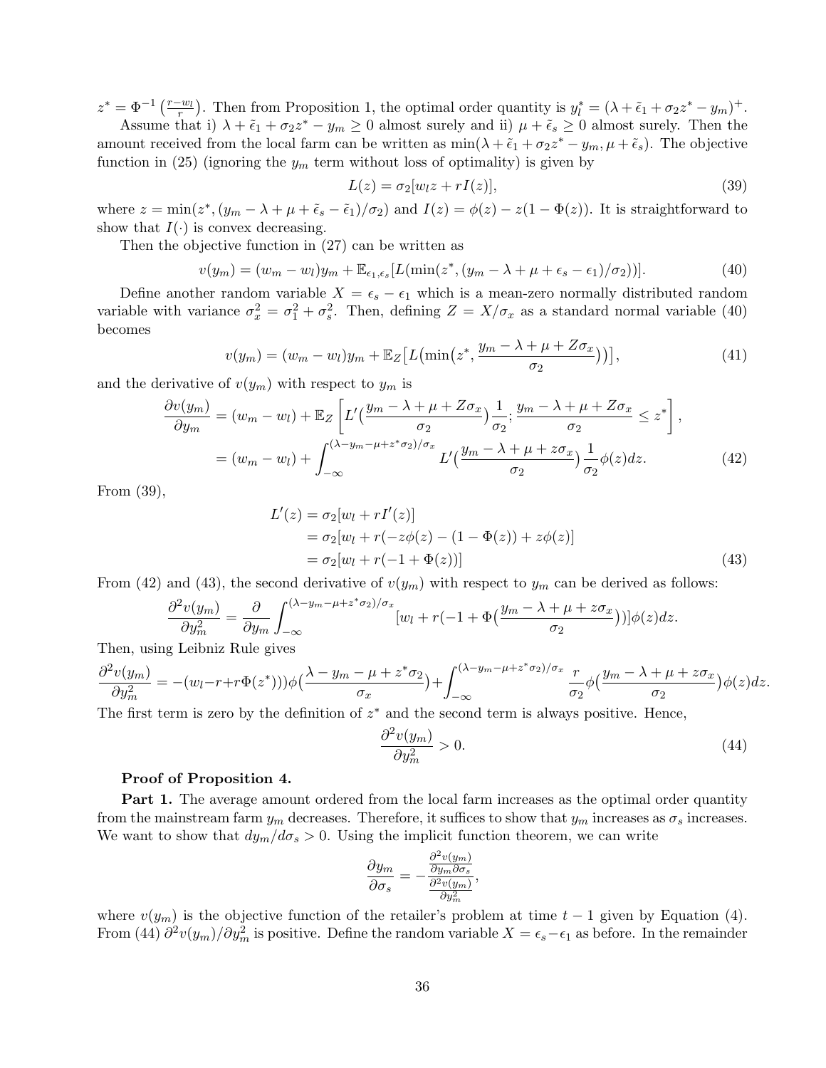$z^* = \Phi^{-1}\left(\frac{r-w_l}{r}\right)$. Then from Proposition 1, the optimal order quantity is $y_l^* = (\lambda + \tilde{\epsilon}_1 + \sigma_2 z^* - y_m)^+$.

Assume that i) $\lambda + \tilde{\epsilon}_1 + \sigma_2 z^* - y_m \geq 0$ almost surely and ii) $\mu + \tilde{\epsilon}_s \geq 0$ almost surely. Then the amount received from the local farm can be written as $\min(\lambda + \tilde{\epsilon}_1 + \sigma_2 z^* - y_m, \mu + \tilde{\epsilon}_s)$. The objective function in (25) (ignoring the $y_m$ term without loss of optimality) is given by

$$L(z) = \sigma_2[w_l z + rI(z)], \tag{39}$$

where $z = \min(z^*, (y_m - \lambda + \mu + \tilde{\epsilon}_s - \tilde{\epsilon}_1)/\sigma_2)$ and $I(z) = \phi(z) - z(1 - \Phi(z))$. It is straightforward to show that $I(\cdot)$ is convex decreasing.

Then the objective function in (27) can be written as

$$v(y_m) = (w_m - w_l)y_m + \mathbb{E}_{\epsilon_1,\epsilon_s}[L(\min(z^*, (y_m - \lambda + \mu + \epsilon_s - \epsilon_1)/\sigma_2))]. \tag{40}$$

Define another random variable $X = \epsilon_s - \epsilon_1$ which is a mean-zero normally distributed random variable with variance $\sigma_x^2 = \sigma_1^2 + \sigma_s^2$. Then, defining $Z = X/\sigma_x$ as a standard normal variable (40) becomes

$$v(y_m) = (w_m - w_l)y_m + \mathbb{E}_Z\big[L\big(\min\big(z^*, \frac{y_m - \lambda + \mu + Z\sigma_x}{\sigma_2}\big)\big)\big], \tag{41}$$

and the derivative of $v(y_m)$ with respect to $y_m$ is

$$\begin{aligned}
\frac{\partial v(y_m)}{\partial y_m} &= (w_m - w_l) + \mathbb{E}_Z\left[L'\big(\frac{y_m - \lambda + \mu + Z\sigma_x}{\sigma_2}\big)\frac{1}{\sigma_2}; \frac{y_m - \lambda + \mu + Z\sigma_x}{\sigma_2} \leq z^*\right], \\
&= (w_m - w_l) + \int_{-\infty}^{(\lambda - y_m - \mu + z^*\sigma_2)/\sigma_x} L'\big(\frac{y_m - \lambda + \mu + z\sigma_x}{\sigma_2}\big)\frac{1}{\sigma_2}\phi(z)dz.
\end{aligned} \tag{42}$$

From (39),

$$\begin{aligned}
L'(z) &= \sigma_2[w_l + rI'(z)] \\
&= \sigma_2[w_l + r(-z\phi(z) - (1 - \Phi(z)) + z\phi(z)] \\
&= \sigma_2[w_l + r(-1 + \Phi(z))]
\end{aligned} \tag{43}$$

From (42) and (43), the second derivative of $v(y_m)$ with respect to $y_m$ can be derived as follows:

$$\frac{\partial^2 v(y_m)}{\partial y_m^2} = \frac{\partial}{\partial y_m}\int_{-\infty}^{(\lambda - y_m - \mu + z^*\sigma_2)/\sigma_x} [w_l + r(-1 + \Phi\big(\frac{y_m - \lambda + \mu + z\sigma_x}{\sigma_2}\big))]\phi(z)dz.$$

Then, using Leibniz Rule gives

$$\frac{\partial^2 v(y_m)}{\partial y_m^2} = -(w_l - r + r\Phi(z^*)))\phi\big(\frac{\lambda - y_m - \mu + z^*\sigma_2}{\sigma_x}\big) + \int_{-\infty}^{(\lambda - y_m - \mu + z^*\sigma_2)/\sigma_x} \frac{r}{\sigma_2}\phi\big(\frac{y_m - \lambda + \mu + z\sigma_x}{\sigma_2}\big)\phi(z)dz.$$

The first term is zero by the definition of $z^*$ and the second term is always positive. Hence,

$$\frac{\partial^2 v(y_m)}{\partial y_m^2} > 0. \tag{44}$$

**Proof of Proposition 4.**

**Part 1.** The average amount ordered from the local farm increases as the optimal order quantity from the mainstream farm $y_m$ decreases. Therefore, it suffices to show that $y_m$ increases as $\sigma_s$ increases. We want to show that $dy_m/d\sigma_s > 0$. Using the implicit function theorem, we can write

$$\frac{\partial y_m}{\partial \sigma_s} = -\frac{\frac{\partial^2 v(y_m)}{\partial y_m \partial \sigma_s}}{\frac{\partial^2 v(y_m)}{\partial y_m^2}},$$

where $v(y_m)$ is the objective function of the retailer's problem at time $t-1$ given by Equation (4). From (44) $\partial^2 v(y_m)/\partial y_m^2$ is positive. Define the random variable $X = \epsilon_s - \epsilon_1$ as before. In the remainder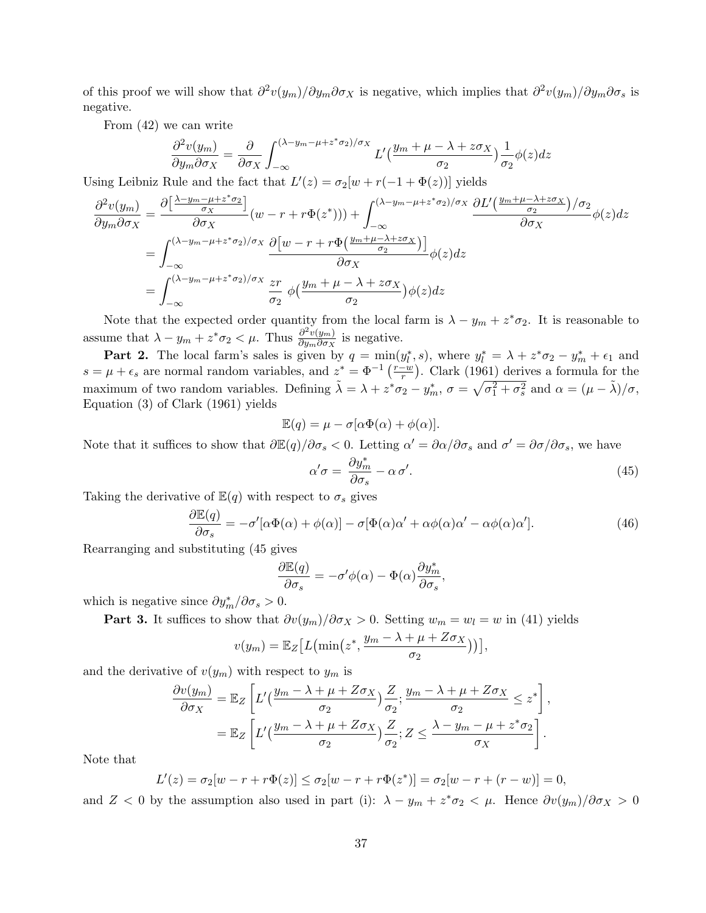of this proof we will show that $\partial^2 v(y_m)/\partial y_m \partial \sigma_X$ is negative, which implies that $\partial^2 v(y_m)/\partial y_m \partial \sigma_s$ is negative.

From (42) we can write

$$\frac{\partial^2 v(y_m)}{\partial y_m \partial \sigma_X} = \frac{\partial}{\partial \sigma_X} \int_{-\infty}^{(\lambda - y_m - \mu + z^* \sigma_2)/\sigma_X} L'\big(\frac{y_m + \mu - \lambda + z\sigma_X}{\sigma_2}\big) \frac{1}{\sigma_2} \phi(z) dz$$

Using Leibniz Rule and the fact that $L'(z) = \sigma_2[w + r(-1 + \Phi(z))]$ yields

$$\begin{aligned}
\frac{\partial^2 v(y_m)}{\partial y_m \partial \sigma_X} &= \frac{\partial \big[\frac{\lambda - y_m - \mu + z^* \sigma_2}{\sigma_X}\big]}{\partial \sigma_X} (w - r + r\Phi(z^*))) + \int_{-\infty}^{(\lambda - y_m - \mu + z^* \sigma_2)/\sigma_X} \frac{\partial L'\big(\frac{y_m + \mu - \lambda + z\sigma_X}{\sigma_2}\big)/\sigma_2}{\partial \sigma_X} \phi(z) dz \\
&= \int_{-\infty}^{(\lambda - y_m - \mu + z^* \sigma_2)/\sigma_X} \frac{\partial \big[w - r + r\Phi\big(\frac{y_m + \mu - \lambda + z\sigma_X}{\sigma_2}\big)\big]}{\partial \sigma_X} \phi(z) dz \\
&= \int_{-\infty}^{(\lambda - y_m - \mu + z^* \sigma_2)/\sigma_X} \frac{zr}{\sigma_2} \; \phi\big(\frac{y_m + \mu - \lambda + z\sigma_X}{\sigma_2}\big) \phi(z) dz
\end{aligned}$$

Note that the expected order quantity from the local farm is $\lambda - y_m + z^* \sigma_2$. It is reasonable to assume that $\lambda - y_m + z^* \sigma_2 < \mu$. Thus $\frac{\partial^2 v(y_m)}{\partial y_m \partial \sigma_X}$ is negative.

**Part 2.** The local farm's sales is given by $q = \min(y_l^*, s)$, where $y_l^* = \lambda + z^* \sigma_2 - y_m^* + \epsilon_1$ and $s = \mu + \epsilon_s$ are normal random variables, and $z^* = \Phi^{-1}\left(\frac{r-w}{r}\right)$. Clark (1961) derives a formula for the maximum of two random variables. Defining $\tilde{\lambda} = \lambda + z^* \sigma_2 - y_m^*$, $\sigma = \sqrt{\sigma_1^2 + \sigma_s^2}$ and $\alpha = (\mu - \tilde{\lambda})/\sigma$, Equation (3) of Clark (1961) yields

$$\mathbb{E}(q) = \mu - \sigma[\alpha \Phi(\alpha) + \phi(\alpha)].$$

Note that it suffices to show that $\partial \mathbb{E}(q)/\partial \sigma_s < 0$. Letting $\alpha' = \partial \alpha / \partial \sigma_s$ and $\sigma' = \partial \sigma / \partial \sigma_s$, we have

$$\alpha' \sigma = \frac{\partial y_m^*}{\partial \sigma_s} - \alpha \, \sigma'. \tag{45}$$

Taking the derivative of $\mathbb{E}(q)$ with respect to $\sigma_s$ gives

$$\frac{\partial \mathbb{E}(q)}{\partial \sigma_s} = -\sigma'[\alpha \Phi(\alpha) + \phi(\alpha)] - \sigma[\Phi(\alpha)\alpha' + \alpha\phi(\alpha)\alpha' - \alpha\phi(\alpha)\alpha']. \tag{46}$$

Rearranging and substituting (45 gives

$$\frac{\partial \mathbb{E}(q)}{\partial \sigma_s} = -\sigma' \phi(\alpha) - \Phi(\alpha) \frac{\partial y_m^*}{\partial \sigma_s},$$

which is negative since $\partial y_m^* / \partial \sigma_s > 0$.

**Part 3.** It suffices to show that $\partial v(y_m)/\partial \sigma_X > 0$. Setting $w_m = w_l = w$ in (41) yields

$$v(y_m) = \mathbb{E}_Z\big[L\big(\min\big(z^*, \frac{y_m - \lambda + \mu + Z\sigma_X}{\sigma_2}\big)\big)\big],$$

and the derivative of $v(y_m)$ with respect to $y_m$ is

$$\begin{aligned}
\frac{\partial v(y_m)}{\partial \sigma_X} &= \mathbb{E}_Z\left[L'\big(\frac{y_m - \lambda + \mu + Z\sigma_X}{\sigma_2}\big)\frac{Z}{\sigma_2}; \frac{y_m - \lambda + \mu + Z\sigma_X}{\sigma_2} \le z^*\right], \\
&= \mathbb{E}_Z\left[L'\big(\frac{y_m - \lambda + \mu + Z\sigma_X}{\sigma_2}\big)\frac{Z}{\sigma_2}; Z \le \frac{\lambda - y_m - \mu + z^* \sigma_2}{\sigma_X}\right].
\end{aligned}$$

Note that

$$L'(z) = \sigma_2[w - r + r\Phi(z)] \le \sigma_2[w - r + r\Phi(z^*)] = \sigma_2[w - r + (r - w)] = 0,$$

and $Z < 0$ by the assumption also used in part (i): $\lambda - y_m + z^* \sigma_2 < \mu$. Hence $\partial v(y_m)/\partial \sigma_X > 0$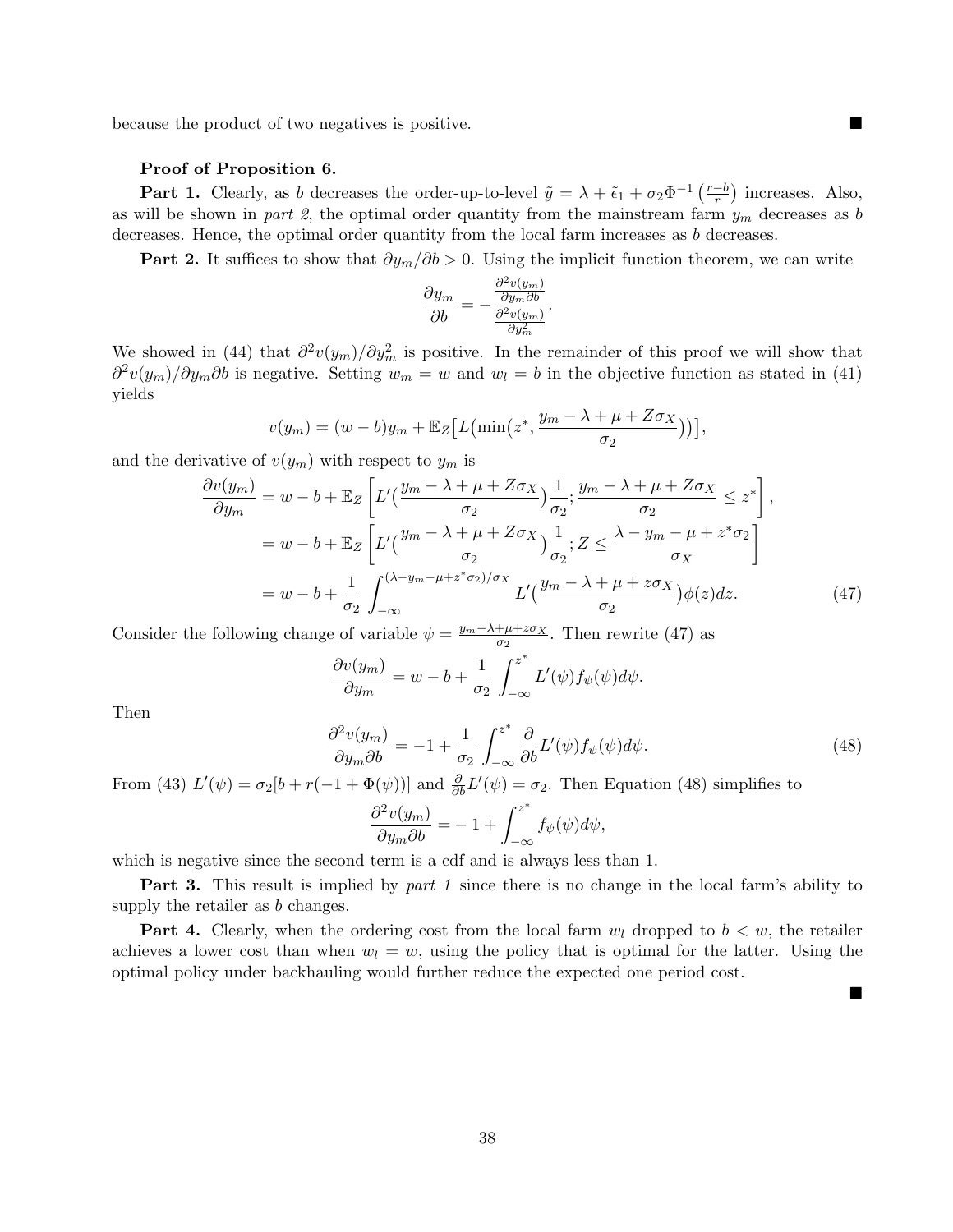because the product of two negatives is positive. ■

**Proof of Proposition 6.**

**Part 1.** Clearly, as $b$ decreases the order-up-to-level $\tilde{y} = \lambda + \tilde{\epsilon}_1 + \sigma_2 \Phi^{-1}\left(\frac{r-b}{r}\right)$ increases. Also, as will be shown in *part 2*, the optimal order quantity from the mainstream farm $y_m$ decreases as $b$ decreases. Hence, the optimal order quantity from the local farm increases as $b$ decreases.

**Part 2.** It suffices to show that $\partial y_m / \partial b > 0$. Using the implicit function theorem, we can write

$$\frac{\partial y_m}{\partial b} = -\frac{\frac{\partial^2 v(y_m)}{\partial y_m \partial b}}{\frac{\partial^2 v(y_m)}{\partial y_m^2}}.$$

We showed in (44) that $\partial^2 v(y_m)/\partial y_m^2$ is positive. In the remainder of this proof we will show that $\partial^2 v(y_m)/\partial y_m \partial b$ is negative. Setting $w_m = w$ and $w_l = b$ in the objective function as stated in (41) yields

$$v(y_m) = (w-b)y_m + \mathbb{E}_Z\big[L\big(\min\big(z^*, \frac{y_m - \lambda + \mu + Z\sigma_X}{\sigma_2}\big)\big)\big],$$

and the derivative of $v(y_m)$ with respect to $y_m$ is

$$\begin{aligned}
\frac{\partial v(y_m)}{\partial y_m} &= w - b + \mathbb{E}_Z\left[L'\big(\frac{y_m - \lambda + \mu + Z\sigma_X}{\sigma_2}\big)\frac{1}{\sigma_2}; \frac{y_m - \lambda + \mu + Z\sigma_X}{\sigma_2} \le z^*\right], \\
&= w - b + \mathbb{E}_Z\left[L'\big(\frac{y_m - \lambda + \mu + Z\sigma_X}{\sigma_2}\big)\frac{1}{\sigma_2}; Z \le \frac{\lambda - y_m - \mu + z^*\sigma_2}{\sigma_X}\right] \\
&= w - b + \frac{1}{\sigma_2}\int_{-\infty}^{(\lambda - y_m - \mu + z^*\sigma_2)/\sigma_X} L'\big(\frac{y_m - \lambda + \mu + z\sigma_X}{\sigma_2}\big)\phi(z)dz. \qquad (47)
\end{aligned}$$

Consider the following change of variable $\psi = \frac{y_m - \lambda + \mu + z\sigma_X}{\sigma_2}$. Then rewrite (47) as

$$\frac{\partial v(y_m)}{\partial y_m} = w - b + \frac{1}{\sigma_2}\int_{-\infty}^{z^*} L'(\psi) f_\psi(\psi) d\psi.$$

Then

$$\frac{\partial^2 v(y_m)}{\partial y_m \partial b} = -1 + \frac{1}{\sigma_2}\int_{-\infty}^{z^*} \frac{\partial}{\partial b} L'(\psi) f_\psi(\psi) d\psi. \qquad (48)$$

From (43) $L'(\psi) = \sigma_2[b + r(-1 + \Phi(\psi))]$ and $\frac{\partial}{\partial b}L'(\psi) = \sigma_2$. Then Equation (48) simplifies to

$$\frac{\partial^2 v(y_m)}{\partial y_m \partial b} = -1 + \int_{-\infty}^{z^*} f_\psi(\psi) d\psi,$$

which is negative since the second term is a cdf and is always less than 1.

**Part 3.** This result is implied by *part 1* since there is no change in the local farm's ability to supply the retailer as $b$ changes.

**Part 4.** Clearly, when the ordering cost from the local farm $w_l$ dropped to $b < w$, the retailer achieves a lower cost than when $w_l = w$, using the policy that is optimal for the latter. Using the optimal policy under backhauling would further reduce the expected one period cost.

■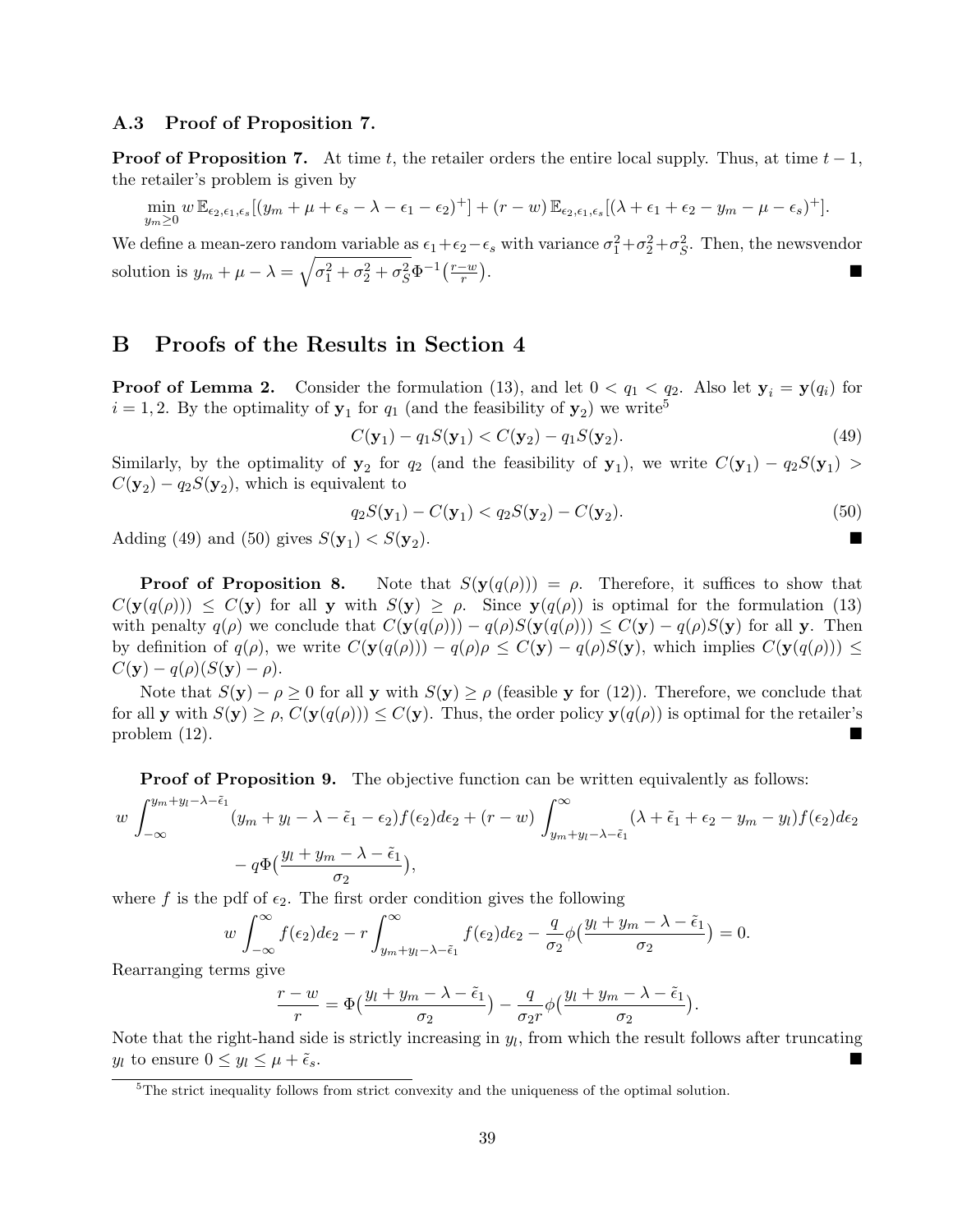### A.3 Proof of Proposition 7.

**Proof of Proposition 7.** At time $t$, the retailer orders the entire local supply. Thus, at time $t-1$, the retailer's problem is given by

$$\min_{y_m \geq 0} w\, \mathbb{E}_{\epsilon_2,\epsilon_1,\epsilon_s}[(y_m + \mu + \epsilon_s - \lambda - \epsilon_1 - \epsilon_2)^+] + (r-w)\, \mathbb{E}_{\epsilon_2,\epsilon_1,\epsilon_s}[(\lambda + \epsilon_1 + \epsilon_2 - y_m - \mu - \epsilon_s)^+].$$

We define a mean-zero random variable as $\epsilon_1 + \epsilon_2 - \epsilon_s$ with variance $\sigma_1^2 + \sigma_2^2 + \sigma_S^2$. Then, the newsvendor solution is $y_m + \mu - \lambda = \sqrt{\sigma_1^2 + \sigma_2^2 + \sigma_S^2}\,\Phi^{-1}\big(\frac{r-w}{r}\big)$. ■

# B Proofs of the Results in Section 4

**Proof of Lemma 2.** Consider the formulation (13), and let $0 < q_1 < q_2$. Also let $\mathbf{y}_i = \mathbf{y}(q_i)$ for $i = 1, 2$. By the optimality of $\mathbf{y}_1$ for $q_1$ (and the feasibility of $\mathbf{y}_2$) we write[5]

$$C(\mathbf{y}_1) - q_1 S(\mathbf{y}_1) < C(\mathbf{y}_2) - q_1 S(\mathbf{y}_2). \tag{49}$$

Similarly, by the optimality of $\mathbf{y}_2$ for $q_2$ (and the feasibility of $\mathbf{y}_1$), we write $C(\mathbf{y}_1) - q_2 S(\mathbf{y}_1) > C(\mathbf{y}_2) - q_2 S(\mathbf{y}_2)$, which is equivalent to

$$q_2 S(\mathbf{y}_1) - C(\mathbf{y}_1) < q_2 S(\mathbf{y}_2) - C(\mathbf{y}_2). \tag{50}$$

Adding (49) and (50) gives $S(\mathbf{y}_1) < S(\mathbf{y}_2)$. ■

**Proof of Proposition 8.** Note that $S(\mathbf{y}(q(\rho))) = \rho$. Therefore, it suffices to show that $C(\mathbf{y}(q(\rho))) \leq C(\mathbf{y})$ for all $\mathbf{y}$ with $S(\mathbf{y}) \geq \rho$. Since $\mathbf{y}(q(\rho))$ is optimal for the formulation (13) with penalty $q(\rho)$ we conclude that $C(\mathbf{y}(q(\rho))) - q(\rho)S(\mathbf{y}(q(\rho))) \leq C(\mathbf{y}) - q(\rho)S(\mathbf{y})$ for all $\mathbf{y}$. Then by definition of $q(\rho)$, we write $C(\mathbf{y}(q(\rho))) - q(\rho)\rho \leq C(\mathbf{y}) - q(\rho)S(\mathbf{y})$, which implies $C(\mathbf{y}(q(\rho))) \leq C(\mathbf{y}) - q(\rho)(S(\mathbf{y}) - \rho)$.

Note that $S(\mathbf{y}) - \rho \geq 0$ for all $\mathbf{y}$ with $S(\mathbf{y}) \geq \rho$ (feasible $\mathbf{y}$ for (12)). Therefore, we conclude that for all $\mathbf{y}$ with $S(\mathbf{y}) \geq \rho$, $C(\mathbf{y}(q(\rho))) \leq C(\mathbf{y})$. Thus, the order policy $\mathbf{y}(q(\rho))$ is optimal for the retailer's problem (12). ■

**Proof of Proposition 9.** The objective function can be written equivalently as follows:

$$w \int_{-\infty}^{y_m + y_l - \lambda - \tilde{\epsilon}_1} (y_m + y_l - \lambda - \tilde{\epsilon}_1 - \epsilon_2) f(\epsilon_2) d\epsilon_2 + (r-w) \int_{y_m + y_l - \lambda - \tilde{\epsilon}_1}^{\infty} (\lambda + \tilde{\epsilon}_1 + \epsilon_2 - y_m - y_l) f(\epsilon_2) d\epsilon_2$$
$$- q\Phi\big(\frac{y_l + y_m - \lambda - \tilde{\epsilon}_1}{\sigma_2}\big),$$

where $f$ is the pdf of $\epsilon_2$. The first order condition gives the following

$$w \int_{-\infty}^{\infty} f(\epsilon_2) d\epsilon_2 - r \int_{y_m + y_l - \lambda - \tilde{\epsilon}_1}^{\infty} f(\epsilon_2) d\epsilon_2 - \frac{q}{\sigma_2}\phi\big(\frac{y_l + y_m - \lambda - \tilde{\epsilon}_1}{\sigma_2}\big) = 0.$$

Rearranging terms give

$$\frac{r-w}{r} = \Phi\big(\frac{y_l + y_m - \lambda - \tilde{\epsilon}_1}{\sigma_2}\big) - \frac{q}{\sigma_2 r}\phi\big(\frac{y_l + y_m - \lambda - \tilde{\epsilon}_1}{\sigma_2}\big).$$

Note that the right-hand side is strictly increasing in $y_l$, from which the result follows after truncating $y_l$ to ensure $0 \leq y_l \leq \mu + \tilde{\epsilon}_s$. ■

---

[5] The strict inequality follows from strict convexity and the uniqueness of the optimal solution.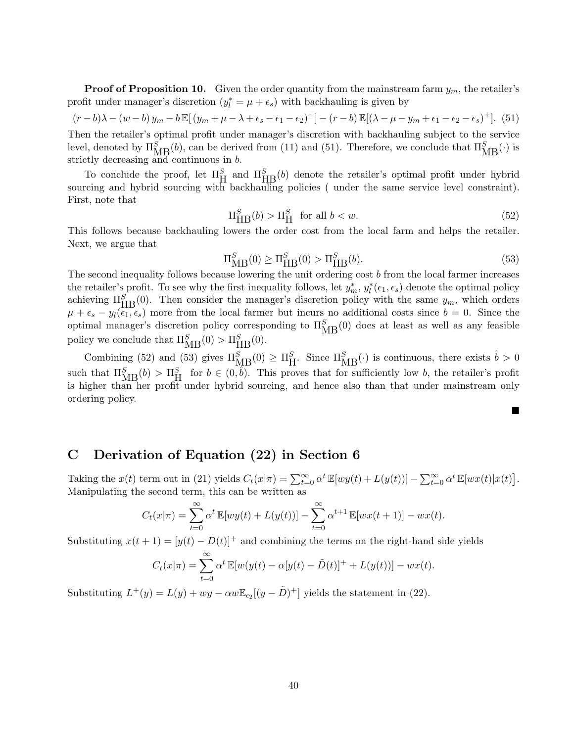**Proof of Proposition 10.** Given the order quantity from the mainstream farm $y_m$, the retailer's profit under manager's discretion ($y_l^* = \mu + \epsilon_s$) with backhauling is given by

$$(r-b)\lambda - (w-b)\,y_m - b\,\mathbb{E}[\,(y_m + \mu - \lambda + \epsilon_s - \epsilon_1 - \epsilon_2)^+] - (r-b)\,\mathbb{E}[(\lambda - \mu - y_m + \epsilon_1 - \epsilon_2 - \epsilon_s)^+]. \tag{51}$$

Then the retailer's optimal profit under manager's discretion with backhauling subject to the service level, denoted by $\Pi^S_{\text{MB}}(b)$, can be derived from (11) and (51). Therefore, we conclude that $\Pi^S_{\text{MB}}(\cdot)$ is strictly decreasing and continuous in $b$.

To conclude the proof, let $\Pi^S_{\text{H}}$ and $\Pi^S_{\text{HB}}(b)$ denote the retailer's optimal profit under hybrid sourcing and hybrid sourcing with backhauling policies ( under the same service level constraint). First, note that

$$\Pi^S_{\text{HB}}(b) > \Pi^S_{\text{H}} \quad \text{for all } b < w. \tag{52}$$

This follows because backhauling lowers the order cost from the local farm and helps the retailer. Next, we argue that

$$\Pi^S_{\text{MB}}(0) \geq \Pi^S_{\text{HB}}(0) > \Pi^S_{\text{HB}}(b). \tag{53}$$

The second inequality follows because lowering the unit ordering cost $b$ from the local farmer increases the retailer's profit. To see why the first inequality follows, let $y_m^*$, $y_l^*(\epsilon_1, \epsilon_s)$ denote the optimal policy achieving $\Pi^S_{\text{HB}}(0)$. Then consider the manager's discretion policy with the same $y_m$, which orders $\mu + \epsilon_s - y_l(\epsilon_1, \epsilon_s)$ more from the local farmer but incurs no additional costs since $b = 0$. Since the optimal manager's discretion policy corresponding to $\Pi^S_{\text{MB}}(0)$ does at least as well as any feasible policy we conclude that $\Pi^S_{\text{MB}}(0) > \Pi^S_{\text{HB}}(0)$.

Combining (52) and (53) gives $\Pi^S_{\text{MB}}(0) \geq \Pi^S_{\text{H}}$. Since $\Pi^S_{\text{MB}}(\cdot)$ is continuous, there exists $\hat{b} > 0$ such that $\Pi^S_{\text{MB}}(b) > \Pi^S_{\text{H}}$ for $b \in (0, \hat{b})$. This proves that for sufficiently low $b$, the retailer's profit is higher than her profit under hybrid sourcing, and hence also than that under mainstream only ordering policy.

■

# C Derivation of Equation (22) in Section 6

Taking the $x(t)$ term out in (21) yields $C_t(x|\pi) = \sum_{t=0}^{\infty} \alpha^t\,\mathbb{E}[wy(t) + L(y(t))] - \sum_{t=0}^{\infty} \alpha^t\,\mathbb{E}[wx(t)|x(t)]$. Manipulating the second term, this can be written as

$$C_t(x|\pi) = \sum_{t=0}^{\infty} \alpha^t\,\mathbb{E}[wy(t) + L(y(t))] - \sum_{t=0}^{\infty} \alpha^{t+1}\,\mathbb{E}[wx(t+1)] - wx(t).$$

Substituting $x(t+1) = [y(t) - D(t)]^+$ and combining the terms on the right-hand side yields

$$C_t(x|\pi) = \sum_{t=0}^{\infty} \alpha^t\,\mathbb{E}[w(y(t) - \alpha[y(t) - \tilde{D}(t)]^+ + L(y(t))] - wx(t).$$

Substituting $L^+(y) = L(y) + wy - \alpha w \mathbb{E}_{\epsilon_2}[(y - \tilde{D})^+]$ yields the statement in (22).